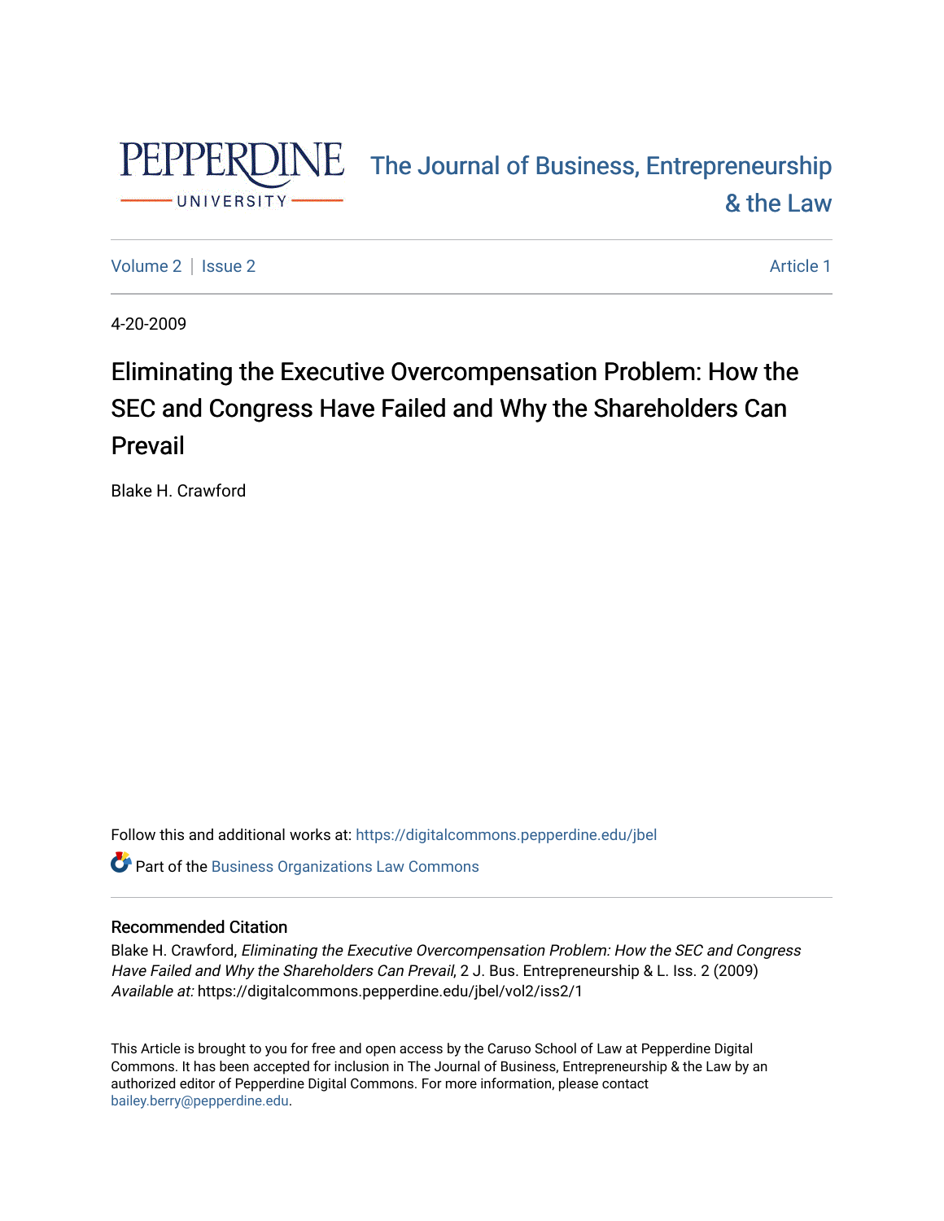# The Journal of Business, Entrepreneurship & the Law

Volume 2 | Issue 2 Article 1

4-20-2009

# Eliminating the Executive Overcompensation Problem: How the SEC and Congress Have Failed and Why the Shareholders Can Prevail

Blake H. Crawford

Follow this and additional works at: https://digitalcommons.pepperdine.edu/jbel

Part of the Business Organizations Law Commons

### Recommended Citation

Blake H. Crawford, *Eliminating the Executive Overcompensation Problem: How the SEC and Congress Have Failed and Why the Shareholders Can Prevail*, 2 J. Bus. Entrepreneurship & L. Iss. 2 (2009)
*Available at:* https://digitalcommons.pepperdine.edu/jbel/vol2/iss2/1

This Article is brought to you for free and open access by the Caruso School of Law at Pepperdine Digital Commons. It has been accepted for inclusion in The Journal of Business, Entrepreneurship & the Law by an authorized editor of Pepperdine Digital Commons. For more information, please contact bailey.berry@pepperdine.edu.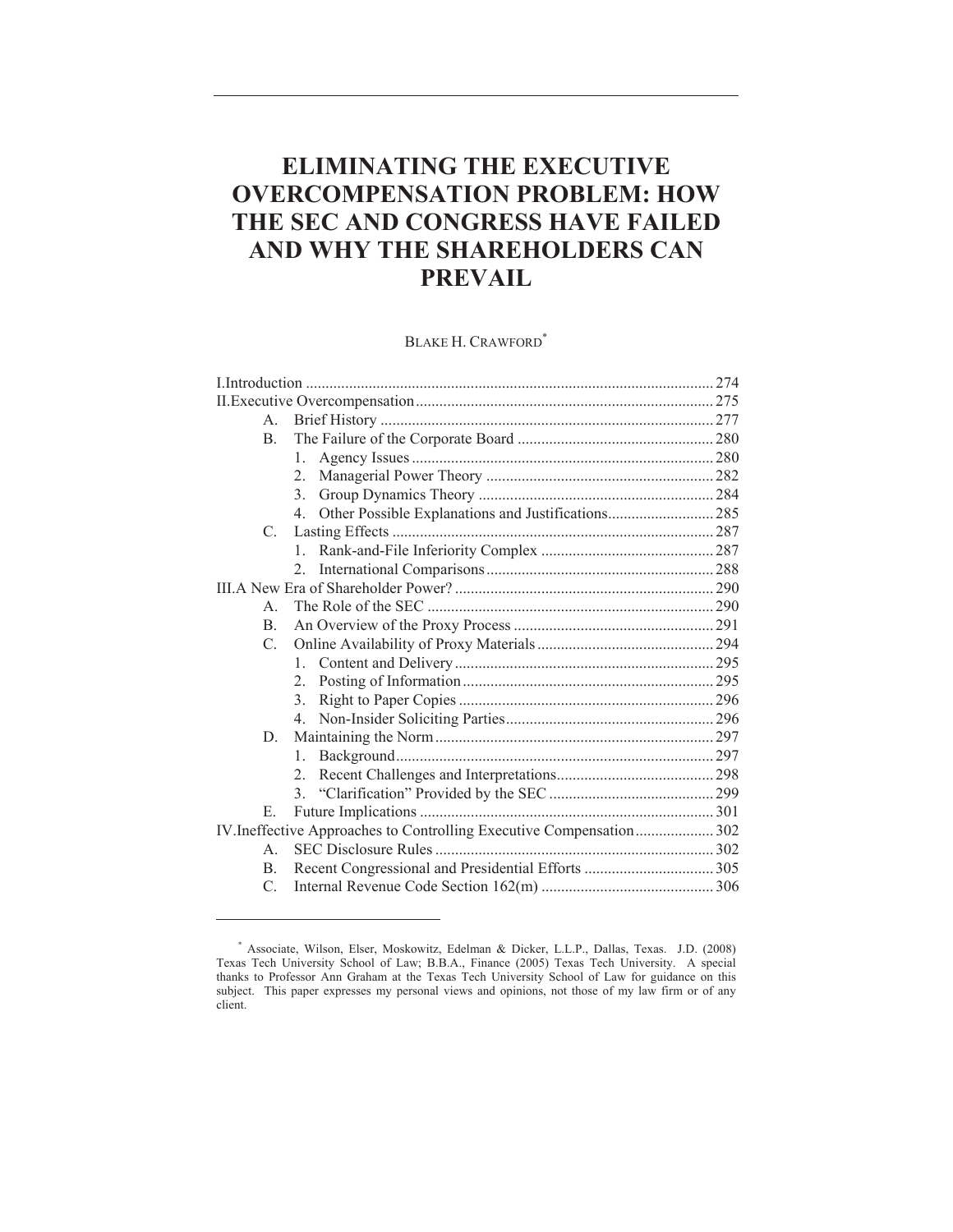# ELIMINATING THE EXECUTIVE OVERCOMPENSATION PROBLEM: HOW THE SEC AND CONGRESS HAVE FAILED AND WHY THE SHAREHOLDERS CAN PREVAIL

BLAKE H. CRAWFORD[*]

I. Introduction ........ 274
II. Executive Overcompensation ........ 275
- A. Brief History ........ 277
- B. The Failure of the Corporate Board ........ 280
  1. Agency Issues ........ 280
  2. Managerial Power Theory ........ 282
  3. Group Dynamics Theory ........ 284
  4. Other Possible Explanations and Justifications ........ 285
- C. Lasting Effects ........ 287
  1. Rank-and-File Inferiority Complex ........ 287
  2. International Comparisons ........ 288

III. A New Era of Shareholder Power? ........ 290
- A. The Role of the SEC ........ 290
- B. An Overview of the Proxy Process ........ 291
- C. Online Availability of Proxy Materials ........ 294
  1. Content and Delivery ........ 295
  2. Posting of Information ........ 295
  3. Right to Paper Copies ........ 296
  4. Non-Insider Soliciting Parties ........ 296
- D. Maintaining the Norm ........ 297
  1. Background ........ 297
  2. Recent Challenges and Interpretations ........ 298
  3. "Clarification" Provided by the SEC ........ 299
- E. Future Implications ........ 301

IV. Ineffective Approaches to Controlling Executive Compensation ........ 302
- A. SEC Disclosure Rules ........ 302
- B. Recent Congressional and Presidential Efforts ........ 305
- C. Internal Revenue Code Section 162(m) ........ 306

---

[*] Associate, Wilson, Elser, Moskowitz, Edelman & Dicker, L.L.P., Dallas, Texas. J.D. (2008) Texas Tech University School of Law; B.B.A., Finance (2005) Texas Tech University. A special thanks to Professor Ann Graham at the Texas Tech University School of Law for guidance on this subject. This paper expresses my personal views and opinions, not those of my law firm or of any client.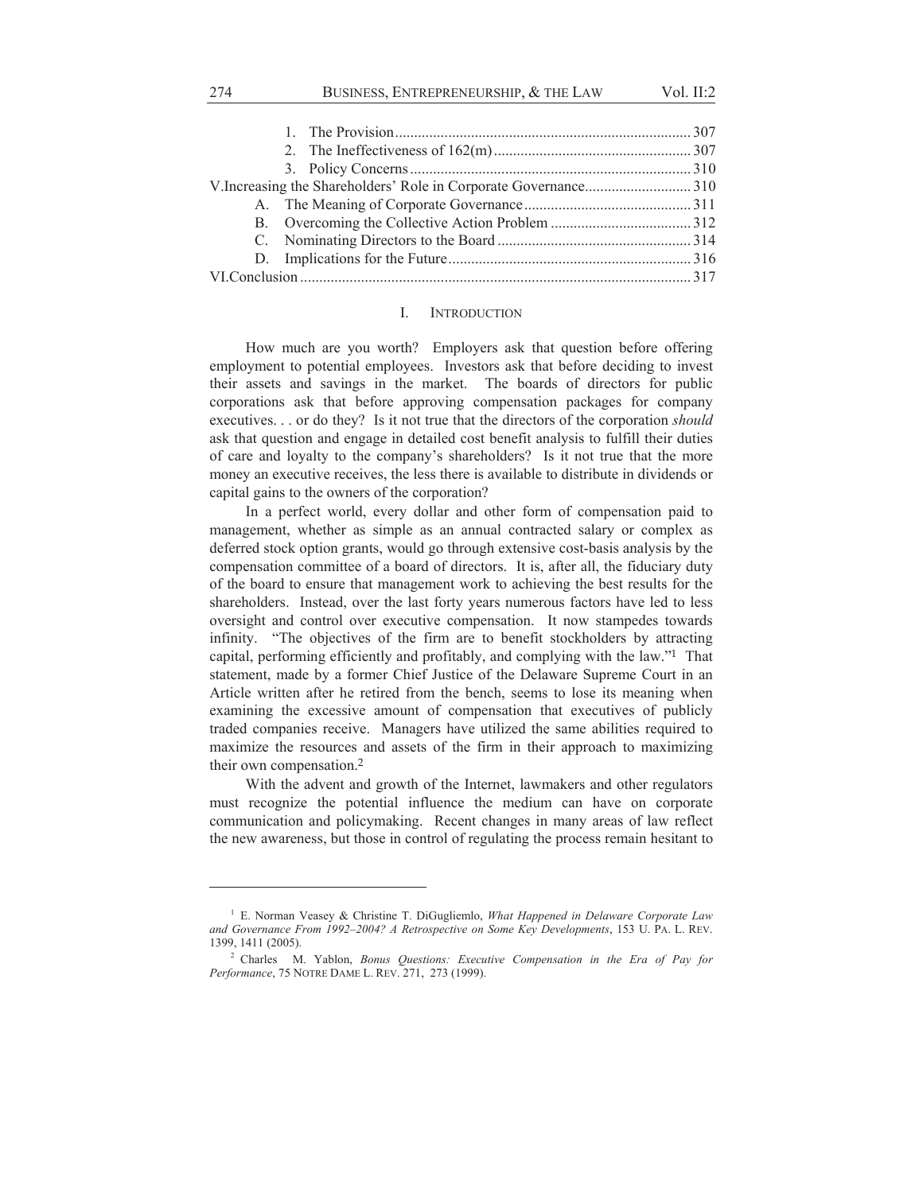1. The Provision .......... 307
2. The Ineffectiveness of 162(m) .......... 307
3. Policy Concerns .......... 310

V. Increasing the Shareholders' Role in Corporate Governance .......... 310

A. The Meaning of Corporate Governance .......... 311
B. Overcoming the Collective Action Problem .......... 312
C. Nominating Directors to the Board .......... 314
D. Implications for the Future .......... 316

VI. Conclusion .......... 317

## I. Introduction

How much are you worth? Employers ask that question before offering employment to potential employees. Investors ask that before deciding to invest their assets and savings in the market. The boards of directors for public corporations ask that before approving compensation packages for company executives. . . or do they? Is it not true that the directors of the corporation *should* ask that question and engage in detailed cost benefit analysis to fulfill their duties of care and loyalty to the company's shareholders? Is it not true that the more money an executive receives, the less there is available to distribute in dividends or capital gains to the owners of the corporation?

In a perfect world, every dollar and other form of compensation paid to management, whether as simple as an annual contracted salary or complex as deferred stock option grants, would go through extensive cost-basis analysis by the compensation committee of a board of directors. It is, after all, the fiduciary duty of the board to ensure that management work to achieving the best results for the shareholders. Instead, over the last forty years numerous factors have led to less oversight and control over executive compensation. It now stampedes towards infinity. "The objectives of the firm are to benefit stockholders by attracting capital, performing efficiently and profitably, and complying with the law."[1] That statement, made by a former Chief Justice of the Delaware Supreme Court in an Article written after he retired from the bench, seems to lose its meaning when examining the excessive amount of compensation that executives of publicly traded companies receive. Managers have utilized the same abilities required to maximize the resources and assets of the firm in their approach to maximizing their own compensation.[2]

With the advent and growth of the Internet, lawmakers and other regulators must recognize the potential influence the medium can have on corporate communication and policymaking. Recent changes in many areas of law reflect the new awareness, but those in control of regulating the process remain hesitant to

---

[1] E. Norman Veasey & Christine T. DiGugliemlo, *What Happened in Delaware Corporate Law and Governance From 1992–2004? A Retrospective on Some Key Developments*, 153 U. PA. L. REV. 1399, 1411 (2005).

[2] Charles M. Yablon, *Bonus Questions: Executive Compensation in the Era of Pay for Performance*, 75 NOTRE DAME L. REV. 271, 273 (1999).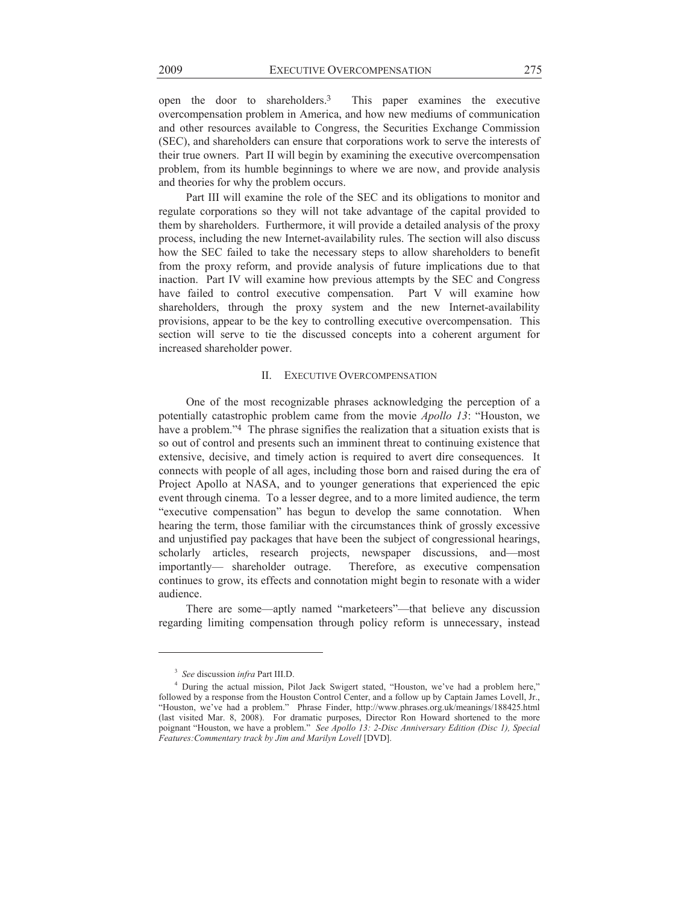open the door to shareholders.[3] This paper examines the executive overcompensation problem in America, and how new mediums of communication and other resources available to Congress, the Securities Exchange Commission (SEC), and shareholders can ensure that corporations work to serve the interests of their true owners. Part II will begin by examining the executive overcompensation problem, from its humble beginnings to where we are now, and provide analysis and theories for why the problem occurs.

Part III will examine the role of the SEC and its obligations to monitor and regulate corporations so they will not take advantage of the capital provided to them by shareholders. Furthermore, it will provide a detailed analysis of the proxy process, including the new Internet-availability rules. The section will also discuss how the SEC failed to take the necessary steps to allow shareholders to benefit from the proxy reform, and provide analysis of future implications due to that inaction. Part IV will examine how previous attempts by the SEC and Congress have failed to control executive compensation. Part V will examine how shareholders, through the proxy system and the new Internet-availability provisions, appear to be the key to controlling executive overcompensation. This section will serve to tie the discussed concepts into a coherent argument for increased shareholder power.

## II. EXECUTIVE OVERCOMPENSATION

One of the most recognizable phrases acknowledging the perception of a potentially catastrophic problem came from the movie *Apollo 13*: "Houston, we have a problem."[4] The phrase signifies the realization that a situation exists that is so out of control and presents such an imminent threat to continuing existence that extensive, decisive, and timely action is required to avert dire consequences. It connects with people of all ages, including those born and raised during the era of Project Apollo at NASA, and to younger generations that experienced the epic event through cinema. To a lesser degree, and to a more limited audience, the term "executive compensation" has begun to develop the same connotation. When hearing the term, those familiar with the circumstances think of grossly excessive and unjustified pay packages that have been the subject of congressional hearings, scholarly articles, research projects, newspaper discussions, and—most importantly— shareholder outrage. Therefore, as executive compensation continues to grow, its effects and connotation might begin to resonate with a wider audience.

There are some—aptly named "marketeers"—that believe any discussion regarding limiting compensation through policy reform is unnecessary, instead

---

[3] *See* discussion *infra* Part III.D.

[4] During the actual mission, Pilot Jack Swigert stated, "Houston, we've had a problem here," followed by a response from the Houston Control Center, and a follow up by Captain James Lovell, Jr., "Houston, we've had a problem." Phrase Finder, http://www.phrases.org.uk/meanings/188425.html (last visited Mar. 8, 2008). For dramatic purposes, Director Ron Howard shortened to the more poignant "Houston, we have a problem." *See Apollo 13: 2-Disc Anniversary Edition (Disc 1), Special Features:Commentary track by Jim and Marilyn Lovell* [DVD].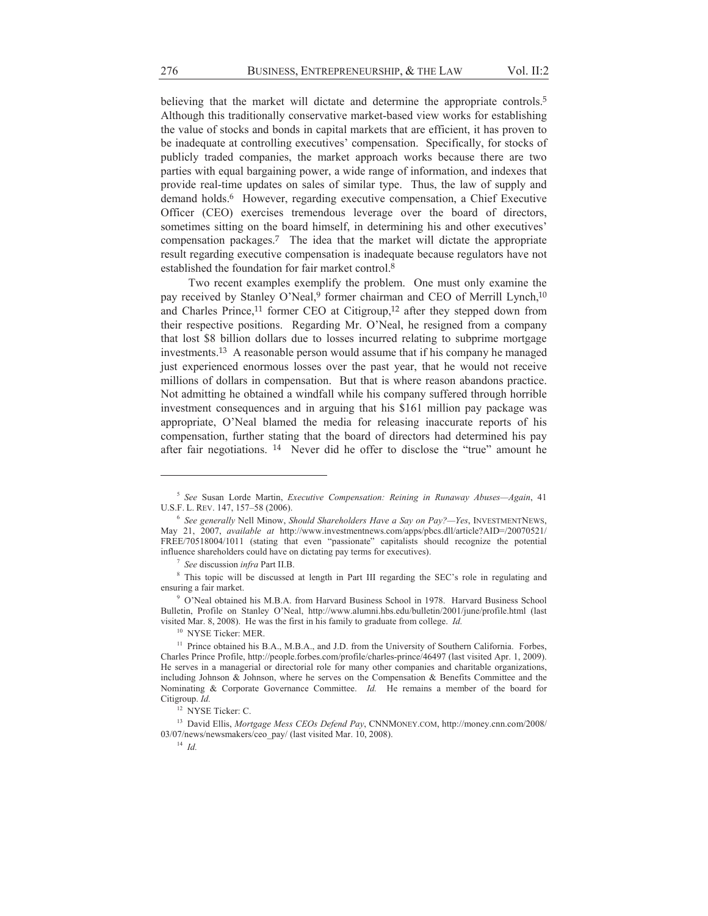believing that the market will dictate and determine the appropriate controls.[5] Although this traditionally conservative market-based view works for establishing the value of stocks and bonds in capital markets that are efficient, it has proven to be inadequate at controlling executives' compensation. Specifically, for stocks of publicly traded companies, the market approach works because there are two parties with equal bargaining power, a wide range of information, and indexes that provide real-time updates on sales of similar type. Thus, the law of supply and demand holds.[6] However, regarding executive compensation, a Chief Executive Officer (CEO) exercises tremendous leverage over the board of directors, sometimes sitting on the board himself, in determining his and other executives' compensation packages.[7] The idea that the market will dictate the appropriate result regarding executive compensation is inadequate because regulators have not established the foundation for fair market control.[8]

Two recent examples exemplify the problem. One must only examine the pay received by Stanley O'Neal,[9] former chairman and CEO of Merrill Lynch,[10] and Charles Prince,[11] former CEO at Citigroup,[12] after they stepped down from their respective positions. Regarding Mr. O'Neal, he resigned from a company that lost $8 billion dollars due to losses incurred relating to subprime mortgage investments.[13] A reasonable person would assume that if his company he managed just experienced enormous losses over the past year, that he would not receive millions of dollars in compensation. But that is where reason abandons practice. Not admitting he obtained a windfall while his company suffered through horrible investment consequences and in arguing that his $161 million pay package was appropriate, O'Neal blamed the media for releasing inaccurate reports of his compensation, further stating that the board of directors had determined his pay after fair negotiations.[14] Never did he offer to disclose the "true" amount he

---

[5] *See* Susan Lorde Martin, *Executive Compensation: Reining in Runaway Abuses—Again*, 41 U.S.F. L. REV. 147, 157–58 (2006).

[6] *See generally* Nell Minow, *Should Shareholders Have a Say on Pay?—Yes*, INVESTMENTNEWS, May 21, 2007, *available at* http://www.investmentnews.com/apps/pbcs.dll/article?AID=/20070521/FREE/70518004/1011 (stating that even "passionate" capitalists should recognize the potential influence shareholders could have on dictating pay terms for executives).

[7] *See* discussion *infra* Part II.B.

[8] This topic will be discussed at length in Part III regarding the SEC's role in regulating and ensuring a fair market.

[9] O'Neal obtained his M.B.A. from Harvard Business School in 1978. Harvard Business School Bulletin, Profile on Stanley O'Neal, http://www.alumni.hbs.edu/bulletin/2001/june/profile.html (last visited Mar. 8, 2008). He was the first in his family to graduate from college. *Id.*

[10] NYSE Ticker: MER.

[11] Prince obtained his B.A., M.B.A., and J.D. from the University of Southern California. Forbes, Charles Prince Profile, http://people.forbes.com/profile/charles-prince/46497 (last visited Apr. 1, 2009). He serves in a managerial or directorial role for many other companies and charitable organizations, including Johnson & Johnson, where he serves on the Compensation & Benefits Committee and the Nominating & Corporate Governance Committee. *Id.* He remains a member of the board for Citigroup. *Id.*

[12] NYSE Ticker: C.

[13] David Ellis, *Mortgage Mess CEOs Defend Pay*, CNNMONEY.COM, http://money.cnn.com/2008/03/07/news/newsmakers/ceo_pay/ (last visited Mar. 10, 2008).

[14] *Id.*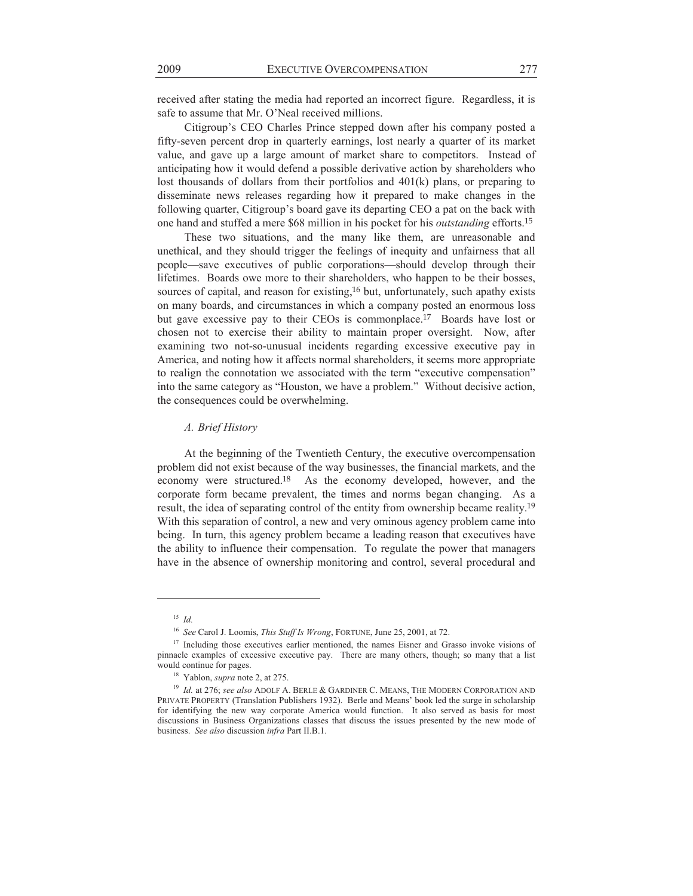received after stating the media had reported an incorrect figure. Regardless, it is safe to assume that Mr. O'Neal received millions.

Citigroup's CEO Charles Prince stepped down after his company posted a fifty-seven percent drop in quarterly earnings, lost nearly a quarter of its market value, and gave up a large amount of market share to competitors. Instead of anticipating how it would defend a possible derivative action by shareholders who lost thousands of dollars from their portfolios and 401(k) plans, or preparing to disseminate news releases regarding how it prepared to make changes in the following quarter, Citigroup's board gave its departing CEO a pat on the back with one hand and stuffed a mere $68 million in his pocket for his *outstanding* efforts.[15]

These two situations, and the many like them, are unreasonable and unethical, and they should trigger the feelings of inequity and unfairness that all people—save executives of public corporations—should develop through their lifetimes. Boards owe more to their shareholders, who happen to be their bosses, sources of capital, and reason for existing,[16] but, unfortunately, such apathy exists on many boards, and circumstances in which a company posted an enormous loss but gave excessive pay to their CEOs is commonplace.[17] Boards have lost or chosen not to exercise their ability to maintain proper oversight. Now, after examining two not-so-unusual incidents regarding excessive executive pay in America, and noting how it affects normal shareholders, it seems more appropriate to realign the connotation we associated with the term "executive compensation" into the same category as "Houston, we have a problem." Without decisive action, the consequences could be overwhelming.

### *A. Brief History*

At the beginning of the Twentieth Century, the executive overcompensation problem did not exist because of the way businesses, the financial markets, and the economy were structured.[18] As the economy developed, however, and the corporate form became prevalent, the times and norms began changing. As a result, the idea of separating control of the entity from ownership became reality.[19] With this separation of control, a new and very ominous agency problem came into being. In turn, this agency problem became a leading reason that executives have the ability to influence their compensation. To regulate the power that managers have in the absence of ownership monitoring and control, several procedural and

---

[15] *Id.*

[16] *See* Carol J. Loomis, *This Stuff Is Wrong*, FORTUNE, June 25, 2001, at 72.

[17] Including those executives earlier mentioned, the names Eisner and Grasso invoke visions of pinnacle examples of excessive executive pay. There are many others, though; so many that a list would continue for pages.

[18] Yablon, *supra* note 2, at 275.

[19] *Id.* at 276; *see also* ADOLF A. BERLE & GARDINER C. MEANS, THE MODERN CORPORATION AND PRIVATE PROPERTY (Translation Publishers 1932). Berle and Means' book led the surge in scholarship for identifying the new way corporate America would function. It also served as basis for most discussions in Business Organizations classes that discuss the issues presented by the new mode of business. *See also* discussion *infra* Part II.B.1.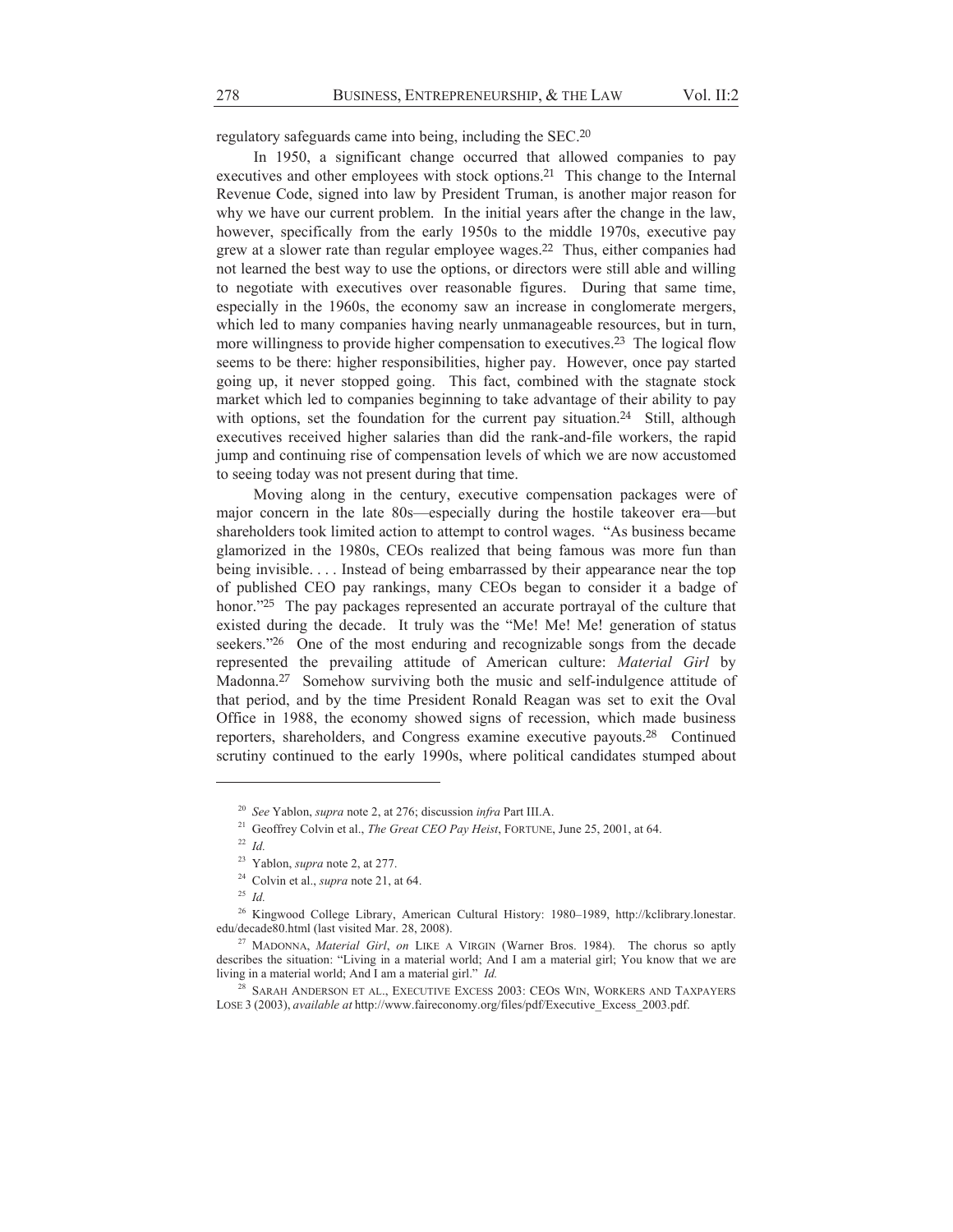regulatory safeguards came into being, including the SEC.[20]

In 1950, a significant change occurred that allowed companies to pay executives and other employees with stock options.[21] This change to the Internal Revenue Code, signed into law by President Truman, is another major reason for why we have our current problem. In the initial years after the change in the law, however, specifically from the early 1950s to the middle 1970s, executive pay grew at a slower rate than regular employee wages.[22] Thus, either companies had not learned the best way to use the options, or directors were still able and willing to negotiate with executives over reasonable figures. During that same time, especially in the 1960s, the economy saw an increase in conglomerate mergers, which led to many companies having nearly unmanageable resources, but in turn, more willingness to provide higher compensation to executives.[23] The logical flow seems to be there: higher responsibilities, higher pay. However, once pay started going up, it never stopped going. This fact, combined with the stagnate stock market which led to companies beginning to take advantage of their ability to pay with options, set the foundation for the current pay situation.[24] Still, although executives received higher salaries than did the rank-and-file workers, the rapid jump and continuing rise of compensation levels of which we are now accustomed to seeing today was not present during that time.

Moving along in the century, executive compensation packages were of major concern in the late 80s—especially during the hostile takeover era—but shareholders took limited action to attempt to control wages. "As business became glamorized in the 1980s, CEOs realized that being famous was more fun than being invisible. . . . Instead of being embarrassed by their appearance near the top of published CEO pay rankings, many CEOs began to consider it a badge of honor."[25] The pay packages represented an accurate portrayal of the culture that existed during the decade. It truly was the "Me! Me! Me! generation of status seekers."[26] One of the most enduring and recognizable songs from the decade represented the prevailing attitude of American culture: *Material Girl* by Madonna.[27] Somehow surviving both the music and self-indulgence attitude of that period, and by the time President Ronald Reagan was set to exit the Oval Office in 1988, the economy showed signs of recession, which made business reporters, shareholders, and Congress examine executive payouts.[28] Continued scrutiny continued to the early 1990s, where political candidates stumped about

---

[20] *See* Yablon, *supra* note 2, at 276; discussion *infra* Part III.A.

[21] Geoffrey Colvin et al., *The Great CEO Pay Heist*, FORTUNE, June 25, 2001, at 64.

[22] *Id.*

[23] Yablon, *supra* note 2, at 277.

[24] Colvin et al., *supra* note 21, at 64.

[25] *Id.*

[26] Kingwood College Library, American Cultural History: 1980–1989, http://kclibrary.lonestar.edu/decade80.html (last visited Mar. 28, 2008).

[27] MADONNA, *Material Girl*, *on* LIKE A VIRGIN (Warner Bros. 1984). The chorus so aptly describes the situation: "Living in a material world; And I am a material girl; You know that we are living in a material world; And I am a material girl." *Id.*

[28] SARAH ANDERSON ET AL., EXECUTIVE EXCESS 2003: CEOS WIN, WORKERS AND TAXPAYERS LOSE 3 (2003), *available at* http://www.faireconomy.org/files/pdf/Executive_Excess_2003.pdf.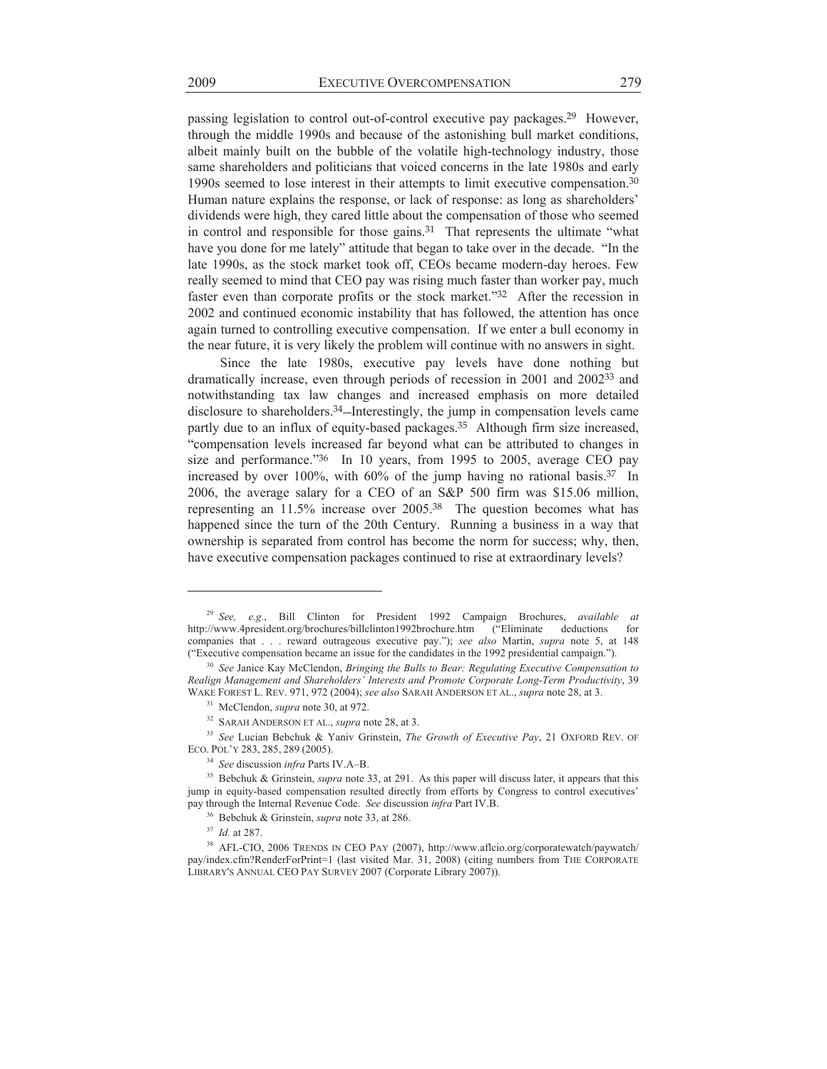passing legislation to control out-of-control executive pay packages.[29] However, through the middle 1990s and because of the astonishing bull market conditions, albeit mainly built on the bubble of the volatile high-technology industry, those same shareholders and politicians that voiced concerns in the late 1980s and early 1990s seemed to lose interest in their attempts to limit executive compensation.[30] Human nature explains the response, or lack of response: as long as shareholders' dividends were high, they cared little about the compensation of those who seemed in control and responsible for those gains.[31] That represents the ultimate "what have you done for me lately" attitude that began to take over in the decade. "In the late 1990s, as the stock market took off, CEOs became modern-day heroes. Few really seemed to mind that CEO pay was rising much faster than worker pay, much faster even than corporate profits or the stock market."[32] After the recession in 2002 and continued economic instability that has followed, the attention has once again turned to controlling executive compensation. If we enter a bull economy in the near future, it is very likely the problem will continue with no answers in sight.

Since the late 1980s, executive pay levels have done nothing but dramatically increase, even through periods of recession in 2001 and 2002[33] and notwithstanding tax law changes and increased emphasis on more detailed disclosure to shareholders.[34] Interestingly, the jump in compensation levels came partly due to an influx of equity-based packages.[35] Although firm size increased, "compensation levels increased far beyond what can be attributed to changes in size and performance."[36] In 10 years, from 1995 to 2005, average CEO pay increased by over 100%, with 60% of the jump having no rational basis.[37] In 2006, the average salary for a CEO of an S&P 500 firm was $15.06 million, representing an 11.5% increase over 2005.[38] The question becomes what has happened since the turn of the 20th Century. Running a business in a way that ownership is separated from control has become the norm for success; why, then, have executive compensation packages continued to rise at extraordinary levels?

---

[29] *See, e.g.*, Bill Clinton for President 1992 Campaign Brochures, *available at* http://www.4president.org/brochures/billclinton1992brochure.htm ("Eliminate deductions for companies that . . . reward outrageous executive pay."); *see also* Martin, *supra* note 5, at 148 ("Executive compensation became an issue for the candidates in the 1992 presidential campaign.").

[30] *See* Janice Kay McClendon, *Bringing the Bulls to Bear: Regulating Executive Compensation to Realign Management and Shareholders' Interests and Promote Corporate Long-Term Productivity*, 39 WAKE FOREST L. REV. 971, 972 (2004); *see also* SARAH ANDERSON ET AL., *supra* note 28, at 3.

[31] McClendon, *supra* note 30, at 972.

[32] SARAH ANDERSON ET AL., *supra* note 28, at 3.

[33] *See* Lucian Bebchuk & Yaniv Grinstein, *The Growth of Executive Pay*, 21 OXFORD REV. OF ECO. POL'Y 283, 285, 289 (2005).

[34] *See* discussion *infra* Parts IV.A–B.

[35] Bebchuk & Grinstein, *supra* note 33, at 291. As this paper will discuss later, it appears that this jump in equity-based compensation resulted directly from efforts by Congress to control executives' pay through the Internal Revenue Code. *See* discussion *infra* Part IV.B.

[36] Bebchuk & Grinstein, *supra* note 33, at 286.

[37] *Id.* at 287.

[38] AFL-CIO, 2006 TRENDS IN CEO PAY (2007), http://www.aflcio.org/corporatewatch/paywatch/pay/index.cfm?RenderForPrint=1 (last visited Mar. 31, 2008) (citing numbers from THE CORPORATE LIBRARY'S ANNUAL CEO PAY SURVEY 2007 (Corporate Library 2007)).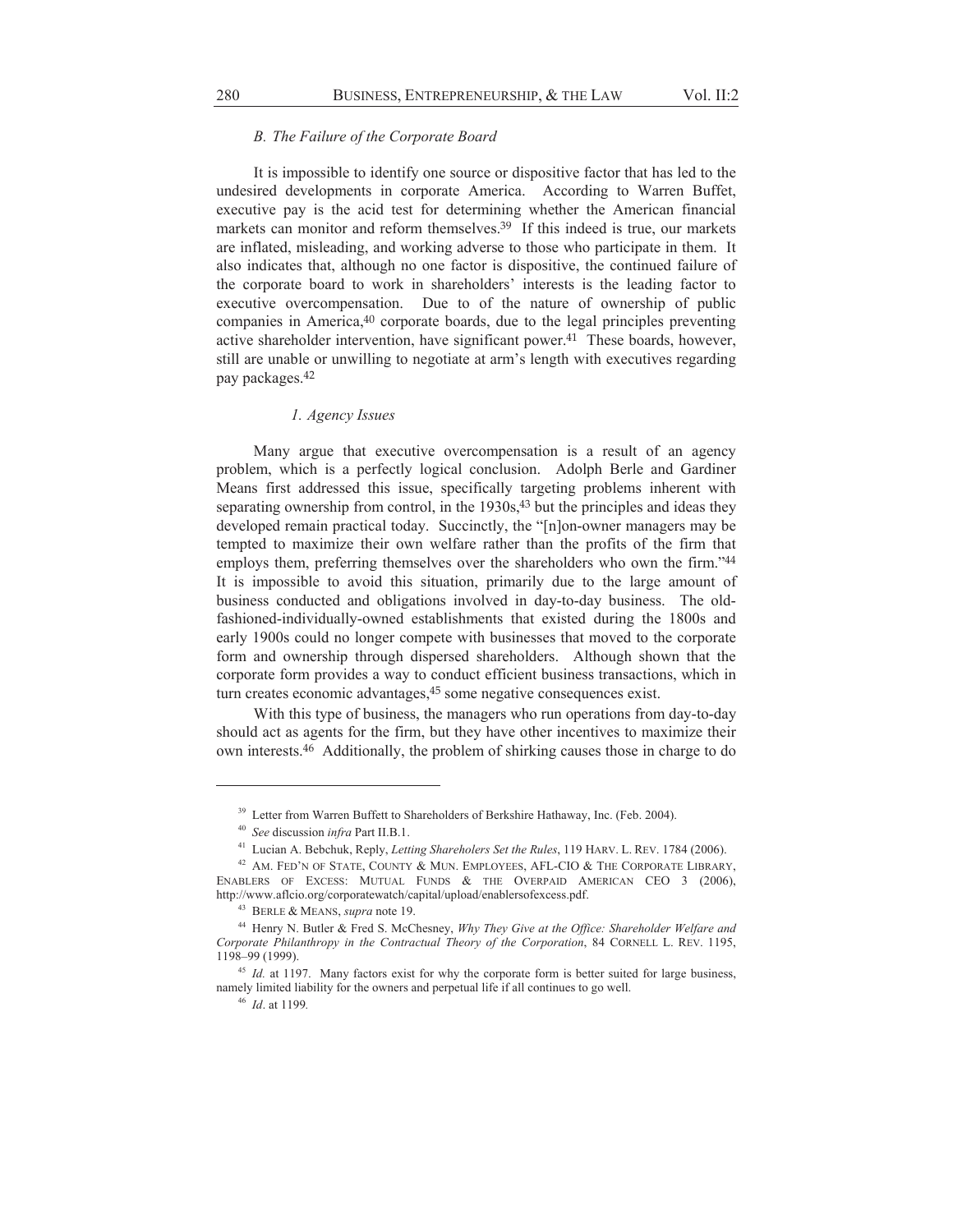### *B. The Failure of the Corporate Board*

It is impossible to identify one source or dispositive factor that has led to the undesired developments in corporate America. According to Warren Buffet, executive pay is the acid test for determining whether the American financial markets can monitor and reform themselves.[39] If this indeed is true, our markets are inflated, misleading, and working adverse to those who participate in them. It also indicates that, although no one factor is dispositive, the continued failure of the corporate board to work in shareholders' interests is the leading factor to executive overcompensation. Due to of the nature of ownership of public companies in America,[40] corporate boards, due to the legal principles preventing active shareholder intervention, have significant power.[41] These boards, however, still are unable or unwilling to negotiate at arm's length with executives regarding pay packages.[42]

#### *1. Agency Issues*

Many argue that executive overcompensation is a result of an agency problem, which is a perfectly logical conclusion. Adolph Berle and Gardiner Means first addressed this issue, specifically targeting problems inherent with separating ownership from control, in the 1930s,[43] but the principles and ideas they developed remain practical today. Succinctly, the "[n]on-owner managers may be tempted to maximize their own welfare rather than the profits of the firm that employs them, preferring themselves over the shareholders who own the firm."[44] It is impossible to avoid this situation, primarily due to the large amount of business conducted and obligations involved in day-to-day business. The old-fashioned-individually-owned establishments that existed during the 1800s and early 1900s could no longer compete with businesses that moved to the corporate form and ownership through dispersed shareholders. Although shown that the corporate form provides a way to conduct efficient business transactions, which in turn creates economic advantages,[45] some negative consequences exist.

With this type of business, the managers who run operations from day-to-day should act as agents for the firm, but they have other incentives to maximize their own interests.[46] Additionally, the problem of shirking causes those in charge to do

---

[39] Letter from Warren Buffett to Shareholders of Berkshire Hathaway, Inc. (Feb. 2004).

[40] *See* discussion *infra* Part II.B.1.

[41] Lucian A. Bebchuk, Reply, *Letting Shareholers Set the Rules*, 119 HARV. L. REV. 1784 (2006).

[42] AM. FED'N OF STATE, COUNTY & MUN. EMPLOYEES, AFL-CIO & THE CORPORATE LIBRARY, ENABLERS OF EXCESS: MUTUAL FUNDS & THE OVERPAID AMERICAN CEO 3 (2006), http://www.aflcio.org/corporatewatch/capital/upload/enablersofexcess.pdf.

[43] BERLE & MEANS, *supra* note 19.

[44] Henry N. Butler & Fred S. McChesney, *Why They Give at the Office: Shareholder Welfare and Corporate Philanthropy in the Contractual Theory of the Corporation*, 84 CORNELL L. REV. 1195, 1198–99 (1999).

[45] *Id.* at 1197. Many factors exist for why the corporate form is better suited for large business, namely limited liability for the owners and perpetual life if all continues to go well.

[46] *Id*. at 1199.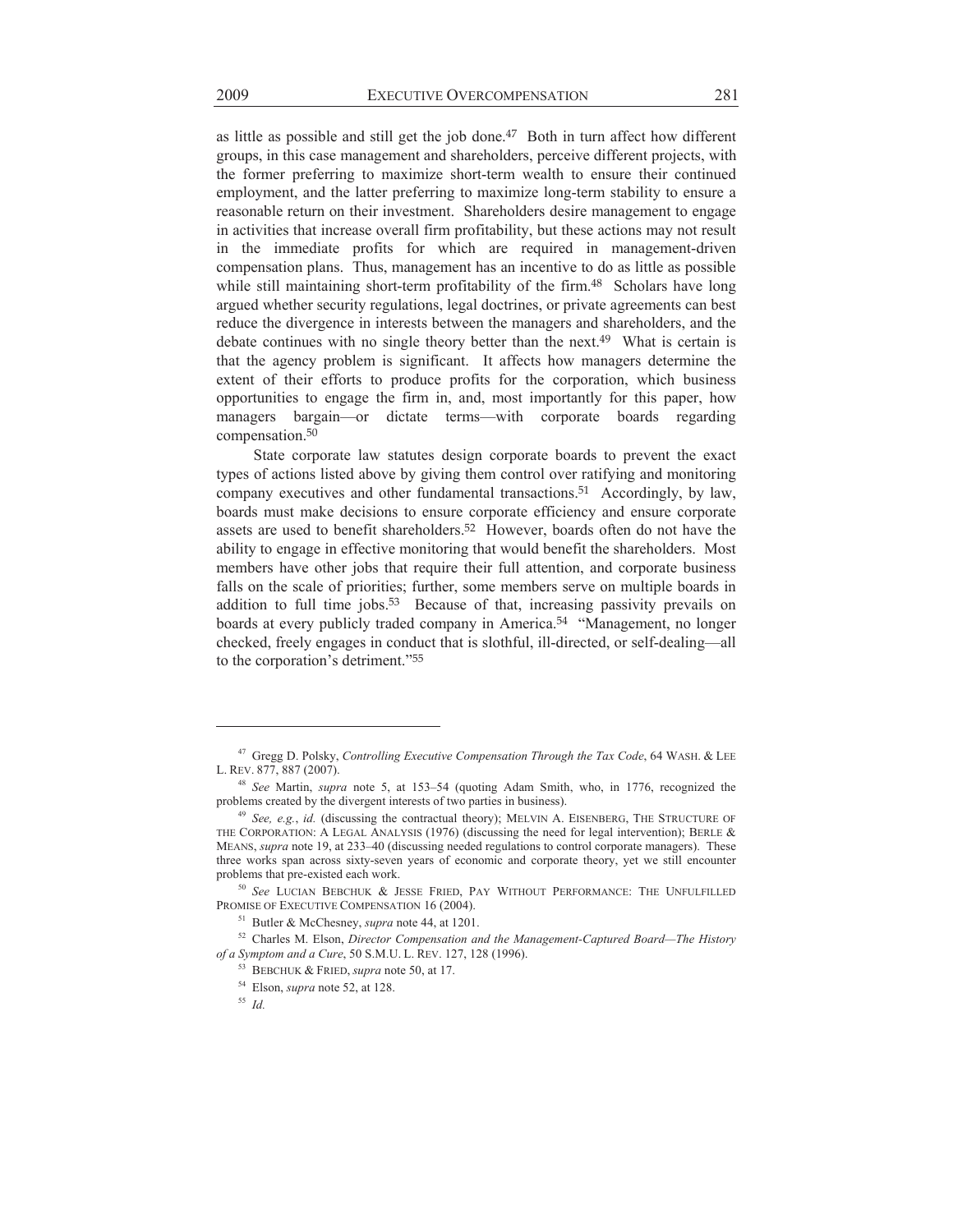as little as possible and still get the job done.[47] Both in turn affect how different groups, in this case management and shareholders, perceive different projects, with the former preferring to maximize short-term wealth to ensure their continued employment, and the latter preferring to maximize long-term stability to ensure a reasonable return on their investment. Shareholders desire management to engage in activities that increase overall firm profitability, but these actions may not result in the immediate profits for which are required in management-driven compensation plans. Thus, management has an incentive to do as little as possible while still maintaining short-term profitability of the firm.[48] Scholars have long argued whether security regulations, legal doctrines, or private agreements can best reduce the divergence in interests between the managers and shareholders, and the debate continues with no single theory better than the next.[49] What is certain is that the agency problem is significant. It affects how managers determine the extent of their efforts to produce profits for the corporation, which business opportunities to engage the firm in, and, most importantly for this paper, how managers bargain—or dictate terms—with corporate boards regarding compensation.[50]

State corporate law statutes design corporate boards to prevent the exact types of actions listed above by giving them control over ratifying and monitoring company executives and other fundamental transactions.[51] Accordingly, by law, boards must make decisions to ensure corporate efficiency and ensure corporate assets are used to benefit shareholders.[52] However, boards often do not have the ability to engage in effective monitoring that would benefit the shareholders. Most members have other jobs that require their full attention, and corporate business falls on the scale of priorities; further, some members serve on multiple boards in addition to full time jobs.[53] Because of that, increasing passivity prevails on boards at every publicly traded company in America.[54] "Management, no longer checked, freely engages in conduct that is slothful, ill-directed, or self-dealing—all to the corporation's detriment."[55]

---

[47] Gregg D. Polsky, *Controlling Executive Compensation Through the Tax Code*, 64 WASH. & LEE L. REV. 877, 887 (2007).

[48] *See* Martin, *supra* note 5, at 153–54 (quoting Adam Smith, who, in 1776, recognized the problems created by the divergent interests of two parties in business).

[49] *See, e.g.*, *id.* (discussing the contractual theory); MELVIN A. EISENBERG, THE STRUCTURE OF THE CORPORATION: A LEGAL ANALYSIS (1976) (discussing the need for legal intervention); BERLE & MEANS, *supra* note 19, at 233–40 (discussing needed regulations to control corporate managers). These three works span across sixty-seven years of economic and corporate theory, yet we still encounter problems that pre-existed each work.

[50] *See* LUCIAN BEBCHUK & JESSE FRIED, PAY WITHOUT PERFORMANCE: THE UNFULFILLED PROMISE OF EXECUTIVE COMPENSATION 16 (2004).

[51] Butler & McChesney, *supra* note 44, at 1201.

[52] Charles M. Elson, *Director Compensation and the Management-Captured Board—The History of a Symptom and a Cure*, 50 S.M.U. L. REV. 127, 128 (1996).

[53] BEBCHUK & FRIED, *supra* note 50, at 17.

[54] Elson, *supra* note 52, at 128.

[55] *Id.*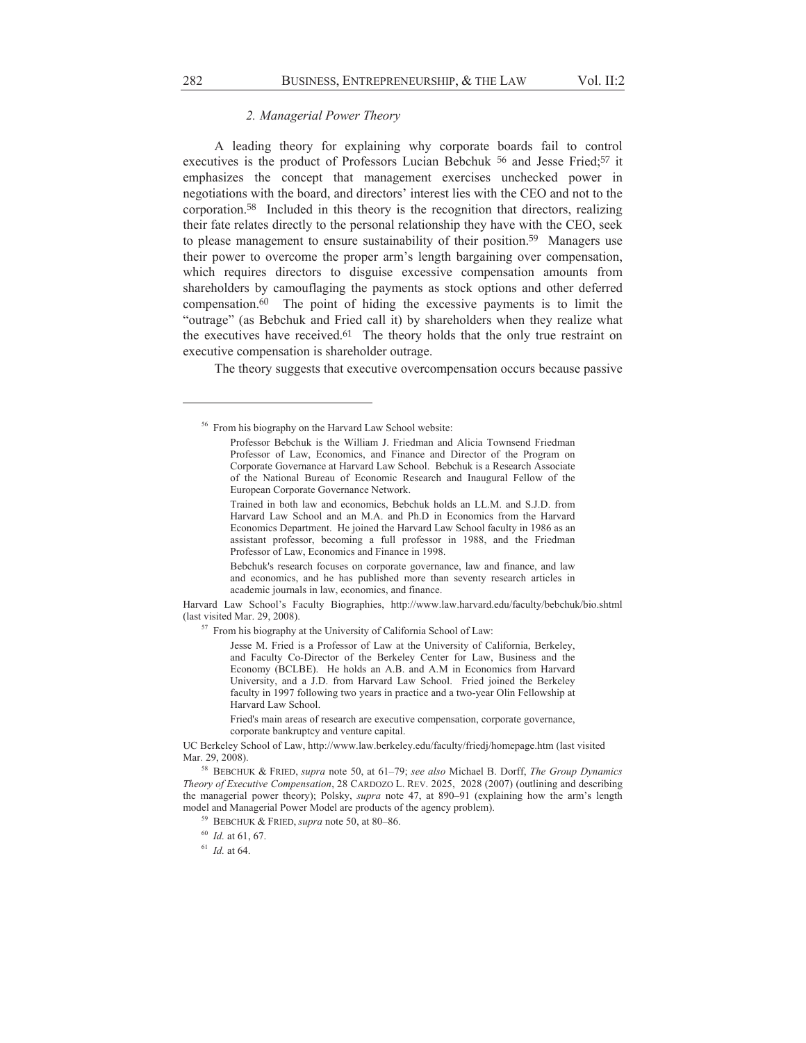### *2. Managerial Power Theory*

A leading theory for explaining why corporate boards fail to control executives is the product of Professors Lucian Bebchuk [56] and Jesse Fried;[57] it emphasizes the concept that management exercises unchecked power in negotiations with the board, and directors' interest lies with the CEO and not to the corporation.[58] Included in this theory is the recognition that directors, realizing their fate relates directly to the personal relationship they have with the CEO, seek to please management to ensure sustainability of their position.[59] Managers use their power to overcome the proper arm's length bargaining over compensation, which requires directors to disguise excessive compensation amounts from shareholders by camouflaging the payments as stock options and other deferred compensation.[60] The point of hiding the excessive payments is to limit the "outrage" (as Bebchuk and Fried call it) by shareholders when they realize what the executives have received.[61] The theory holds that the only true restraint on executive compensation is shareholder outrage.

The theory suggests that executive overcompensation occurs because passive

---

[56] From his biography on the Harvard Law School website:

> Professor Bebchuk is the William J. Friedman and Alicia Townsend Friedman Professor of Law, Economics, and Finance and Director of the Program on Corporate Governance at Harvard Law School. Bebchuk is a Research Associate of the National Bureau of Economic Research and Inaugural Fellow of the European Corporate Governance Network.
>
> Trained in both law and economics, Bebchuk holds an LL.M. and S.J.D. from Harvard Law School and an M.A. and Ph.D in Economics from the Harvard Economics Department. He joined the Harvard Law School faculty in 1986 as an assistant professor, becoming a full professor in 1988, and the Friedman Professor of Law, Economics and Finance in 1998.
>
> Bebchuk's research focuses on corporate governance, law and finance, and law and economics, and he has published more than seventy research articles in academic journals in law, economics, and finance.

Harvard Law School's Faculty Biographies, http://www.law.harvard.edu/faculty/bebchuk/bio.shtml (last visited Mar. 29, 2008).

[57] From his biography at the University of California School of Law:

> Jesse M. Fried is a Professor of Law at the University of California, Berkeley, and Faculty Co-Director of the Berkeley Center for Law, Business and the Economy (BCLBE). He holds an A.B. and A.M in Economics from Harvard University, and a J.D. from Harvard Law School. Fried joined the Berkeley faculty in 1997 following two years in practice and a two-year Olin Fellowship at Harvard Law School.
>
> Fried's main areas of research are executive compensation, corporate governance, corporate bankruptcy and venture capital.

UC Berkeley School of Law, http://www.law.berkeley.edu/faculty/friedj/homepage.htm (last visited Mar. 29, 2008).

[58] BEBCHUK & FRIED, *supra* note 50, at 61–79; *see also* Michael B. Dorff, *The Group Dynamics Theory of Executive Compensation*, 28 CARDOZO L. REV. 2025, 2028 (2007) (outlining and describing the managerial power theory); Polsky, *supra* note 47, at 890–91 (explaining how the arm's length model and Managerial Power Model are products of the agency problem).

[59] BEBCHUK & FRIED, *supra* note 50, at 80–86.

[60] *Id.* at 61, 67.

[61] *Id.* at 64.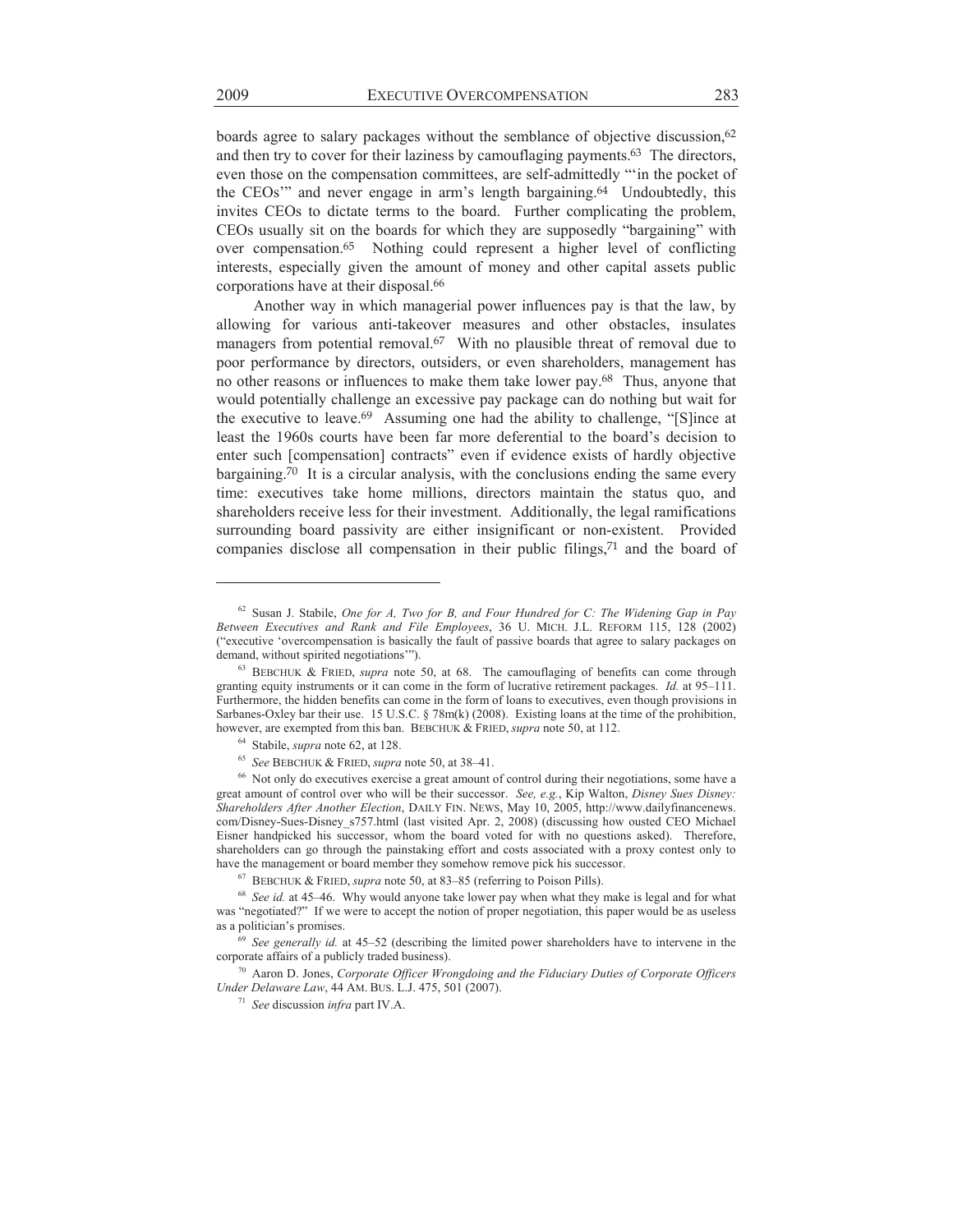boards agree to salary packages without the semblance of objective discussion,[62] and then try to cover for their laziness by camouflaging payments.[63] The directors, even those on the compensation committees, are self-admittedly "'in the pocket of the CEOs'" and never engage in arm's length bargaining.[64] Undoubtedly, this invites CEOs to dictate terms to the board. Further complicating the problem, CEOs usually sit on the boards for which they are supposedly "bargaining" with over compensation.[65] Nothing could represent a higher level of conflicting interests, especially given the amount of money and other capital assets public corporations have at their disposal.[66]

Another way in which managerial power influences pay is that the law, by allowing for various anti-takeover measures and other obstacles, insulates managers from potential removal.[67] With no plausible threat of removal due to poor performance by directors, outsiders, or even shareholders, management has no other reasons or influences to make them take lower pay.[68] Thus, anyone that would potentially challenge an excessive pay package can do nothing but wait for the executive to leave.[69] Assuming one had the ability to challenge, "[S]ince at least the 1960s courts have been far more deferential to the board's decision to enter such [compensation] contracts" even if evidence exists of hardly objective bargaining.[70] It is a circular analysis, with the conclusions ending the same every time: executives take home millions, directors maintain the status quo, and shareholders receive less for their investment. Additionally, the legal ramifications surrounding board passivity are either insignificant or non-existent. Provided companies disclose all compensation in their public filings,[71] and the board of

---

[62] Susan J. Stabile, *One for A, Two for B, and Four Hundred for C: The Widening Gap in Pay Between Executives and Rank and File Employees*, 36 U. MICH. J.L. REFORM 115, 128 (2002) ("executive 'overcompensation is basically the fault of passive boards that agree to salary packages on demand, without spirited negotiations'").

[63] BEBCHUK & FRIED, *supra* note 50, at 68. The camouflaging of benefits can come through granting equity instruments or it can come in the form of lucrative retirement packages. *Id.* at 95–111. Furthermore, the hidden benefits can come in the form of loans to executives, even though provisions in Sarbanes-Oxley bar their use. 15 U.S.C. § 78m(k) (2008). Existing loans at the time of the prohibition, however, are exempted from this ban. BEBCHUK & FRIED, *supra* note 50, at 112.

[64] Stabile, *supra* note 62, at 128.

[65] *See* BEBCHUK & FRIED, *supra* note 50, at 38–41.

[66] Not only do executives exercise a great amount of control during their negotiations, some have a great amount of control over who will be their successor. *See, e.g.*, Kip Walton, *Disney Sues Disney: Shareholders After Another Election*, DAILY FIN. NEWS, May 10, 2005, http://www.dailyfinancenews.com/Disney-Sues-Disney_s757.html (last visited Apr. 2, 2008) (discussing how ousted CEO Michael Eisner handpicked his successor, whom the board voted for with no questions asked). Therefore, shareholders can go through the painstaking effort and costs associated with a proxy contest only to have the management or board member they somehow remove pick his successor.

[67] BEBCHUK & FRIED, *supra* note 50, at 83–85 (referring to Poison Pills).

[68] *See id.* at 45–46. Why would anyone take lower pay when what they make is legal and for what was "negotiated?" If we were to accept the notion of proper negotiation, this paper would be as useless as a politician's promises.

[69] *See generally id.* at 45–52 (describing the limited power shareholders have to intervene in the corporate affairs of a publicly traded business).

[70] Aaron D. Jones, *Corporate Officer Wrongdoing and the Fiduciary Duties of Corporate Officers Under Delaware Law*, 44 AM. BUS. L.J. 475, 501 (2007).

[71] *See* discussion *infra* part IV.A.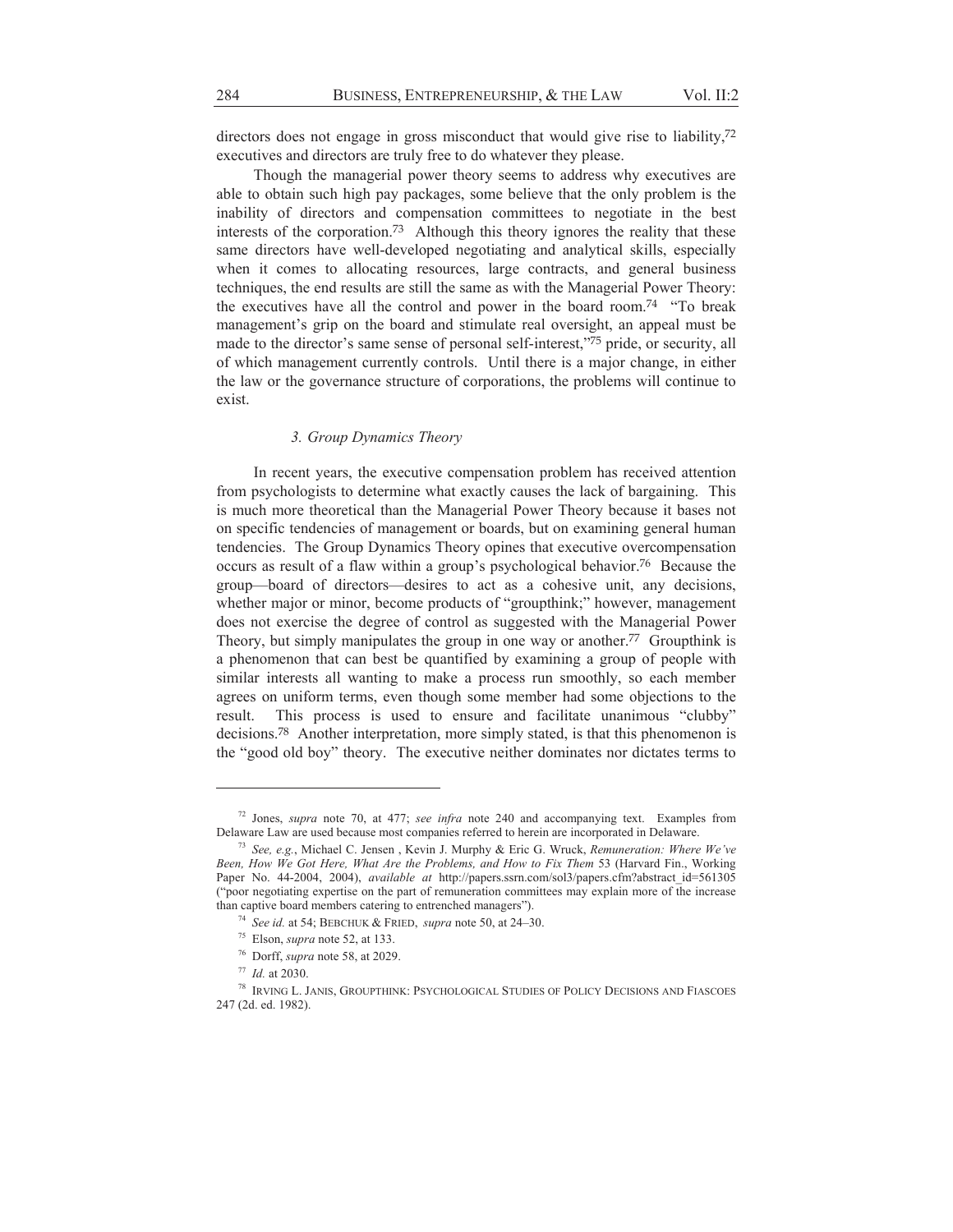directors does not engage in gross misconduct that would give rise to liability,[72] executives and directors are truly free to do whatever they please.

Though the managerial power theory seems to address why executives are able to obtain such high pay packages, some believe that the only problem is the inability of directors and compensation committees to negotiate in the best interests of the corporation.[73] Although this theory ignores the reality that these same directors have well-developed negotiating and analytical skills, especially when it comes to allocating resources, large contracts, and general business techniques, the end results are still the same as with the Managerial Power Theory: the executives have all the control and power in the board room.[74] "To break management's grip on the board and stimulate real oversight, an appeal must be made to the director's same sense of personal self-interest,"[75] pride, or security, all of which management currently controls. Until there is a major change, in either the law or the governance structure of corporations, the problems will continue to exist.

### *3. Group Dynamics Theory*

In recent years, the executive compensation problem has received attention from psychologists to determine what exactly causes the lack of bargaining. This is much more theoretical than the Managerial Power Theory because it bases not on specific tendencies of management or boards, but on examining general human tendencies. The Group Dynamics Theory opines that executive overcompensation occurs as result of a flaw within a group's psychological behavior.[76] Because the group—board of directors—desires to act as a cohesive unit, any decisions, whether major or minor, become products of "groupthink;" however, management does not exercise the degree of control as suggested with the Managerial Power Theory, but simply manipulates the group in one way or another.[77] Groupthink is a phenomenon that can best be quantified by examining a group of people with similar interests all wanting to make a process run smoothly, so each member agrees on uniform terms, even though some member had some objections to the result. This process is used to ensure and facilitate unanimous "clubby" decisions.[78] Another interpretation, more simply stated, is that this phenomenon is the "good old boy" theory. The executive neither dominates nor dictates terms to

---

[72] Jones, *supra* note 70, at 477; *see infra* note 240 and accompanying text. Examples from Delaware Law are used because most companies referred to herein are incorporated in Delaware.

[73] *See, e.g.*, Michael C. Jensen , Kevin J. Murphy & Eric G. Wruck, *Remuneration: Where We've Been, How We Got Here, What Are the Problems, and How to Fix Them* 53 (Harvard Fin., Working Paper No. 44-2004, 2004), *available at* http://papers.ssrn.com/sol3/papers.cfm?abstract_id=561305 ("poor negotiating expertise on the part of remuneration committees may explain more of the increase than captive board members catering to entrenched managers").

[74] *See id.* at 54; BEBCHUK & FRIED, *supra* note 50, at 24–30.

[75] Elson, *supra* note 52, at 133.

[76] Dorff, *supra* note 58, at 2029.

[77] *Id.* at 2030.

[78] IRVING L. JANIS, GROUPTHINK: PSYCHOLOGICAL STUDIES OF POLICY DECISIONS AND FIASCOES 247 (2d. ed. 1982).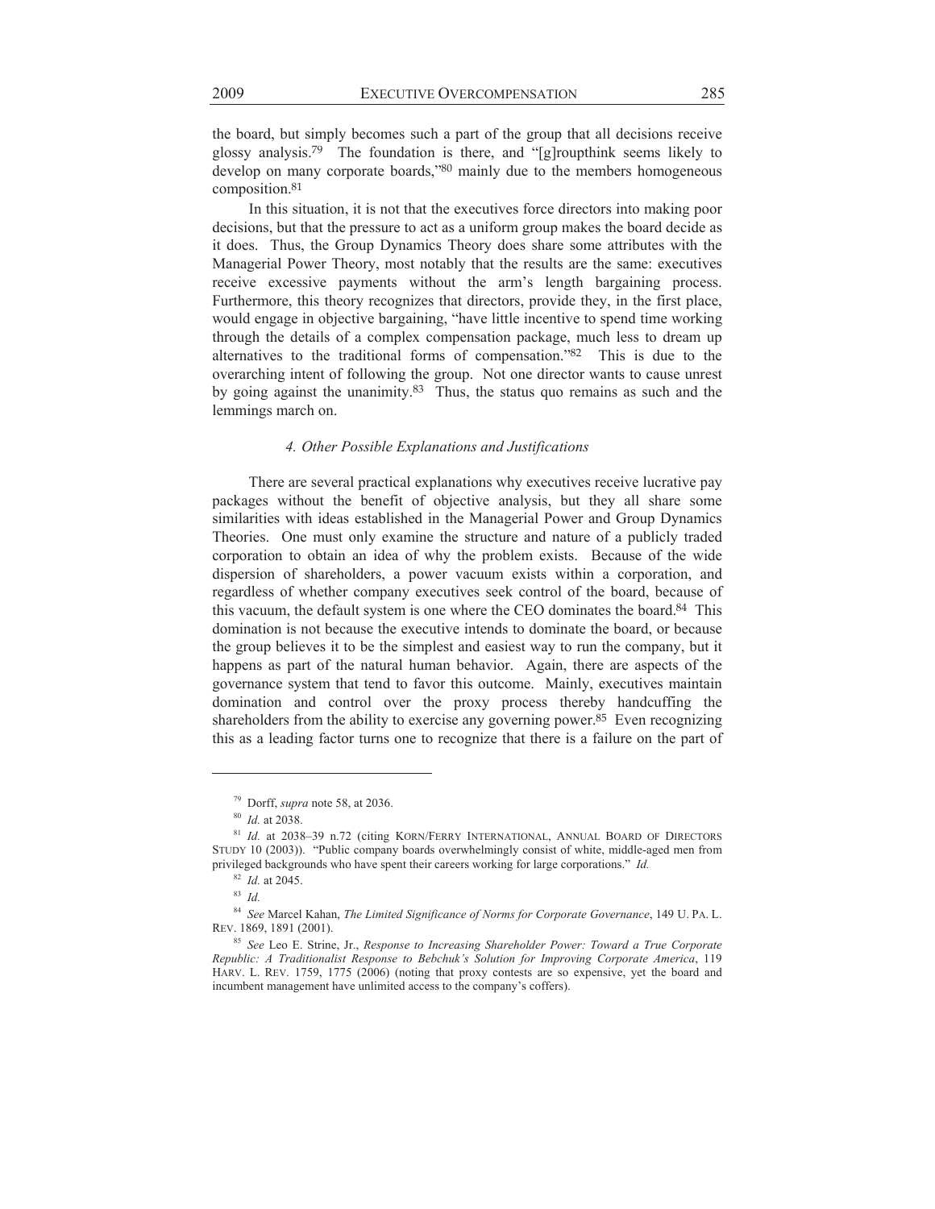the board, but simply becomes such a part of the group that all decisions receive glossy analysis.[79] The foundation is there, and "[g]roupthink seems likely to develop on many corporate boards,"[80] mainly due to the members homogeneous composition.[81]

In this situation, it is not that the executives force directors into making poor decisions, but that the pressure to act as a uniform group makes the board decide as it does. Thus, the Group Dynamics Theory does share some attributes with the Managerial Power Theory, most notably that the results are the same: executives receive excessive payments without the arm's length bargaining process. Furthermore, this theory recognizes that directors, provide they, in the first place, would engage in objective bargaining, "have little incentive to spend time working through the details of a complex compensation package, much less to dream up alternatives to the traditional forms of compensation."[82] This is due to the overarching intent of following the group. Not one director wants to cause unrest by going against the unanimity.[83] Thus, the status quo remains as such and the lemmings march on.

#### *4. Other Possible Explanations and Justifications*

There are several practical explanations why executives receive lucrative pay packages without the benefit of objective analysis, but they all share some similarities with ideas established in the Managerial Power and Group Dynamics Theories. One must only examine the structure and nature of a publicly traded corporation to obtain an idea of why the problem exists. Because of the wide dispersion of shareholders, a power vacuum exists within a corporation, and regardless of whether company executives seek control of the board, because of this vacuum, the default system is one where the CEO dominates the board.[84] This domination is not because the executive intends to dominate the board, or because the group believes it to be the simplest and easiest way to run the company, but it happens as part of the natural human behavior. Again, there are aspects of the governance system that tend to favor this outcome. Mainly, executives maintain domination and control over the proxy process thereby handcuffing the shareholders from the ability to exercise any governing power.[85] Even recognizing this as a leading factor turns one to recognize that there is a failure on the part of

---

[79] Dorff, *supra* note 58, at 2036.

[80] *Id.* at 2038.

[81] *Id.* at 2038–39 n.72 (citing KORN/FERRY INTERNATIONAL, ANNUAL BOARD OF DIRECTORS STUDY 10 (2003)). "Public company boards overwhelmingly consist of white, middle-aged men from privileged backgrounds who have spent their careers working for large corporations." *Id.*

[82] *Id.* at 2045.

[83] *Id.*

[84] *See* Marcel Kahan, *The Limited Significance of Norms for Corporate Governance*, 149 U. PA. L. REV. 1869, 1891 (2001).

[85] *See* Leo E. Strine, Jr., *Response to Increasing Shareholder Power: Toward a True Corporate Republic: A Traditionalist Response to Bebchuk's Solution for Improving Corporate America*, 119 HARV. L. REV. 1759, 1775 (2006) (noting that proxy contests are so expensive, yet the board and incumbent management have unlimited access to the company's coffers).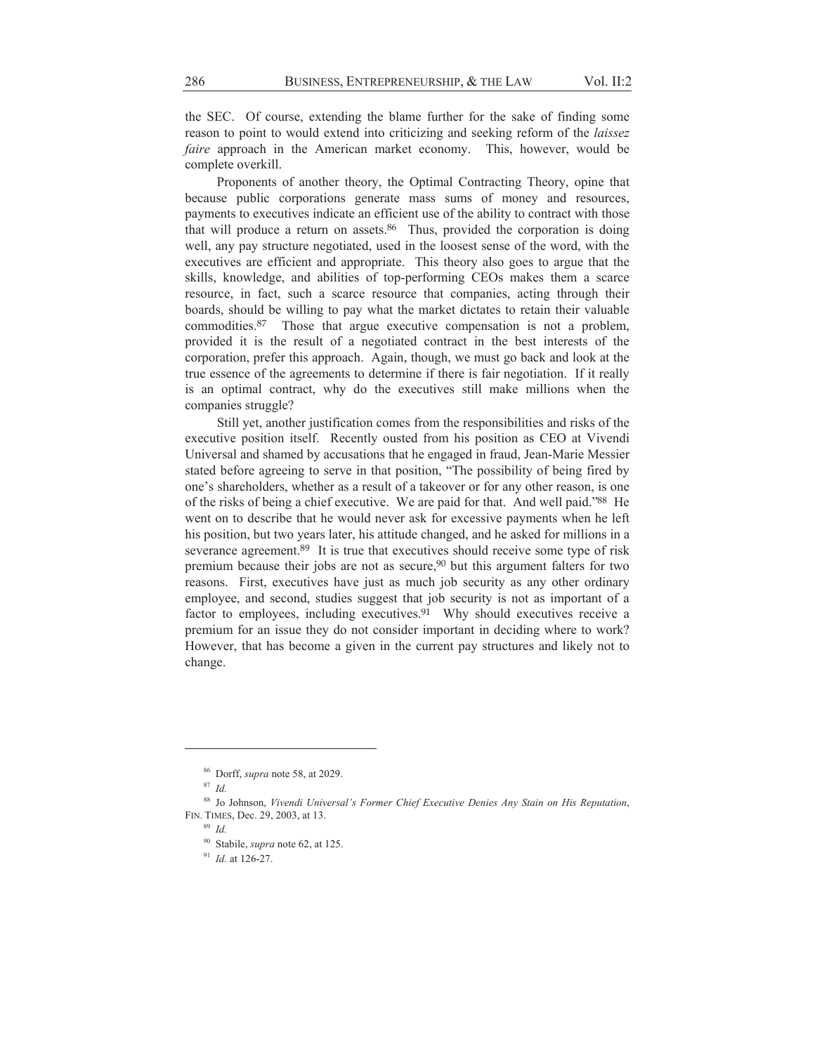the SEC. Of course, extending the blame further for the sake of finding some reason to point to would extend into criticizing and seeking reform of the *laissez faire* approach in the American market economy. This, however, would be complete overkill.

Proponents of another theory, the Optimal Contracting Theory, opine that because public corporations generate mass sums of money and resources, payments to executives indicate an efficient use of the ability to contract with those that will produce a return on assets.[86] Thus, provided the corporation is doing well, any pay structure negotiated, used in the loosest sense of the word, with the executives are efficient and appropriate. This theory also goes to argue that the skills, knowledge, and abilities of top-performing CEOs makes them a scarce resource, in fact, such a scarce resource that companies, acting through their boards, should be willing to pay what the market dictates to retain their valuable commodities.[87] Those that argue executive compensation is not a problem, provided it is the result of a negotiated contract in the best interests of the corporation, prefer this approach. Again, though, we must go back and look at the true essence of the agreements to determine if there is fair negotiation. If it really is an optimal contract, why do the executives still make millions when the companies struggle?

Still yet, another justification comes from the responsibilities and risks of the executive position itself. Recently ousted from his position as CEO at Vivendi Universal and shamed by accusations that he engaged in fraud, Jean-Marie Messier stated before agreeing to serve in that position, "The possibility of being fired by one's shareholders, whether as a result of a takeover or for any other reason, is one of the risks of being a chief executive. We are paid for that. And well paid."[88] He went on to describe that he would never ask for excessive payments when he left his position, but two years later, his attitude changed, and he asked for millions in a severance agreement.[89] It is true that executives should receive some type of risk premium because their jobs are not as secure,[90] but this argument falters for two reasons. First, executives have just as much job security as any other ordinary employee, and second, studies suggest that job security is not as important of a factor to employees, including executives.[91] Why should executives receive a premium for an issue they do not consider important in deciding where to work? However, that has become a given in the current pay structures and likely not to change.

---

[86] Dorff, *supra* note 58, at 2029.

[87] *Id.*

[88] Jo Johnson, *Vivendi Universal's Former Chief Executive Denies Any Stain on His Reputation*, FIN. TIMES, Dec. 29, 2003, at 13.

[89] *Id.*

[90] Stabile, *supra* note 62, at 125.

[91] *Id.* at 126-27.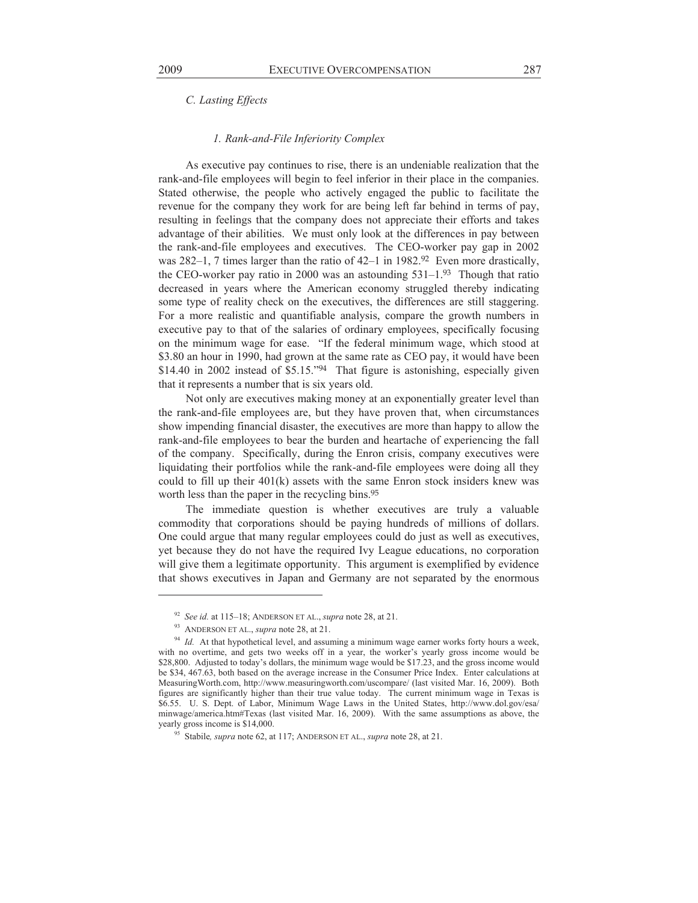### C. Lasting Effects

#### 1. Rank-and-File Inferiority Complex

As executive pay continues to rise, there is an undeniable realization that the rank-and-file employees will begin to feel inferior in their place in the companies. Stated otherwise, the people who actively engaged the public to facilitate the revenue for the company they work for are being left far behind in terms of pay, resulting in feelings that the company does not appreciate their efforts and takes advantage of their abilities. We must only look at the differences in pay between the rank-and-file employees and executives. The CEO-worker pay gap in 2002 was 282–1, 7 times larger than the ratio of 42–1 in 1982.[92] Even more drastically, the CEO-worker pay ratio in 2000 was an astounding 531–1.[93] Though that ratio decreased in years where the American economy struggled thereby indicating some type of reality check on the executives, the differences are still staggering. For a more realistic and quantifiable analysis, compare the growth numbers in executive pay to that of the salaries of ordinary employees, specifically focusing on the minimum wage for ease. "If the federal minimum wage, which stood at \$3.80 an hour in 1990, had grown at the same rate as CEO pay, it would have been \$14.40 in 2002 instead of \$5.15."[94] That figure is astonishing, especially given that it represents a number that is six years old.

Not only are executives making money at an exponentially greater level than the rank-and-file employees are, but they have proven that, when circumstances show impending financial disaster, the executives are more than happy to allow the rank-and-file employees to bear the burden and heartache of experiencing the fall of the company. Specifically, during the Enron crisis, company executives were liquidating their portfolios while the rank-and-file employees were doing all they could to fill up their 401(k) assets with the same Enron stock insiders knew was worth less than the paper in the recycling bins.[95]

The immediate question is whether executives are truly a valuable commodity that corporations should be paying hundreds of millions of dollars. One could argue that many regular employees could do just as well as executives, yet because they do not have the required Ivy League educations, no corporation will give them a legitimate opportunity. This argument is exemplified by evidence that shows executives in Japan and Germany are not separated by the enormous

---

[92] *See id.* at 115–18; ANDERSON ET AL., *supra* note 28, at 21.

[93] ANDERSON ET AL., *supra* note 28, at 21.

[94] *Id.* At that hypothetical level, and assuming a minimum wage earner works forty hours a week, with no overtime, and gets two weeks off in a year, the worker's yearly gross income would be \$28,800. Adjusted to today's dollars, the minimum wage would be \$17.23, and the gross income would be \$34, 467.63, both based on the average increase in the Consumer Price Index. Enter calculations at MeasuringWorth.com, http://www.measuringworth.com/uscompare/ (last visited Mar. 16, 2009). Both figures are significantly higher than their true value today. The current minimum wage in Texas is \$6.55. U. S. Dept. of Labor, Minimum Wage Laws in the United States, http://www.dol.gov/esa/minwage/america.htm#Texas (last visited Mar. 16, 2009). With the same assumptions as above, the yearly gross income is \$14,000.

[95] Stabile*, supra* note 62, at 117; ANDERSON ET AL., *supra* note 28, at 21.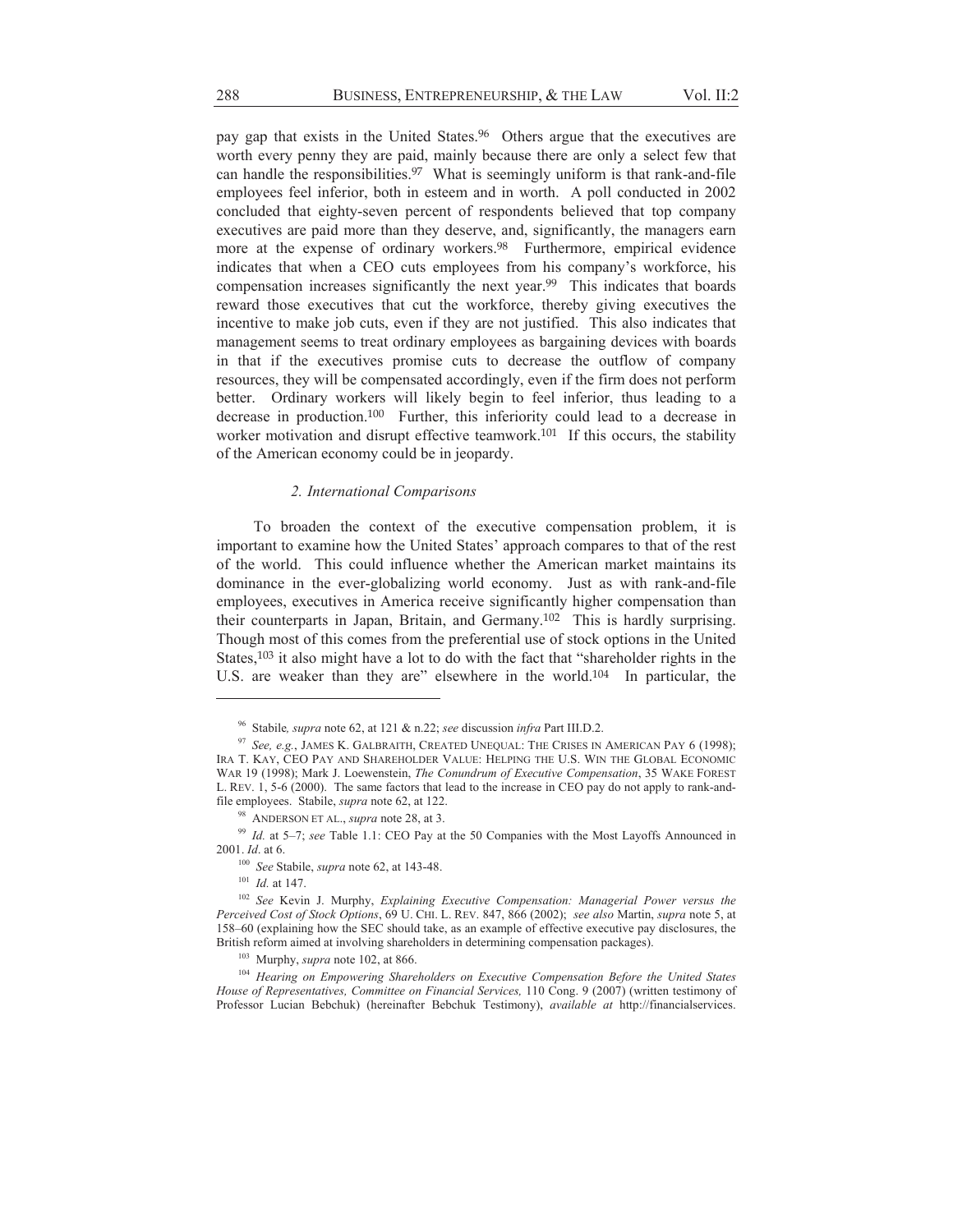pay gap that exists in the United States.[96] Others argue that the executives are worth every penny they are paid, mainly because there are only a select few that can handle the responsibilities.[97] What is seemingly uniform is that rank-and-file employees feel inferior, both in esteem and in worth. A poll conducted in 2002 concluded that eighty-seven percent of respondents believed that top company executives are paid more than they deserve, and, significantly, the managers earn more at the expense of ordinary workers.[98] Furthermore, empirical evidence indicates that when a CEO cuts employees from his company's workforce, his compensation increases significantly the next year.[99] This indicates that boards reward those executives that cut the workforce, thereby giving executives the incentive to make job cuts, even if they are not justified. This also indicates that management seems to treat ordinary employees as bargaining devices with boards in that if the executives promise cuts to decrease the outflow of company resources, they will be compensated accordingly, even if the firm does not perform better. Ordinary workers will likely begin to feel inferior, thus leading to a decrease in production.[100] Further, this inferiority could lead to a decrease in worker motivation and disrupt effective teamwork.[101] If this occurs, the stability of the American economy could be in jeopardy.

### *2. International Comparisons*

To broaden the context of the executive compensation problem, it is important to examine how the United States' approach compares to that of the rest of the world. This could influence whether the American market maintains its dominance in the ever-globalizing world economy. Just as with rank-and-file employees, executives in America receive significantly higher compensation than their counterparts in Japan, Britain, and Germany.[102] This is hardly surprising. Though most of this comes from the preferential use of stock options in the United States,[103] it also might have a lot to do with the fact that "shareholder rights in the U.S. are weaker than they are" elsewhere in the world.[104] In particular, the

---

[96] Stabile*, supra* note 62, at 121 & n.22; *see* discussion *infra* Part III.D.2.

[97] *See, e.g.*, JAMES K. GALBRAITH, CREATED UNEQUAL: THE CRISES IN AMERICAN PAY 6 (1998); IRA T. KAY, CEO PAY AND SHAREHOLDER VALUE: HELPING THE U.S. WIN THE GLOBAL ECONOMIC WAR 19 (1998); Mark J. Loewenstein, *The Conundrum of Executive Compensation*, 35 WAKE FOREST L. REV. 1, 5-6 (2000). The same factors that lead to the increase in CEO pay do not apply to rank-and-file employees. Stabile, *supra* note 62, at 122.

[98] ANDERSON ET AL., *supra* note 28, at 3.

[99] *Id.* at 5–7; *see* Table 1.1: CEO Pay at the 50 Companies with the Most Layoffs Announced in 2001. *Id*. at 6.

[100] *See* Stabile, *supra* note 62, at 143-48.

[101] *Id.* at 147.

[102] *See* Kevin J. Murphy, *Explaining Executive Compensation: Managerial Power versus the Perceived Cost of Stock Options*, 69 U. CHI. L. REV. 847, 866 (2002); *see also* Martin, *supra* note 5, at 158–60 (explaining how the SEC should take, as an example of effective executive pay disclosures, the British reform aimed at involving shareholders in determining compensation packages).

[103] Murphy, *supra* note 102, at 866.

[104] *Hearing on Empowering Shareholders on Executive Compensation Before the United States House of Representatives, Committee on Financial Services,* 110 Cong. 9 (2007) (written testimony of Professor Lucian Bebchuk) (hereinafter Bebchuk Testimony), *available at* http://financialservices.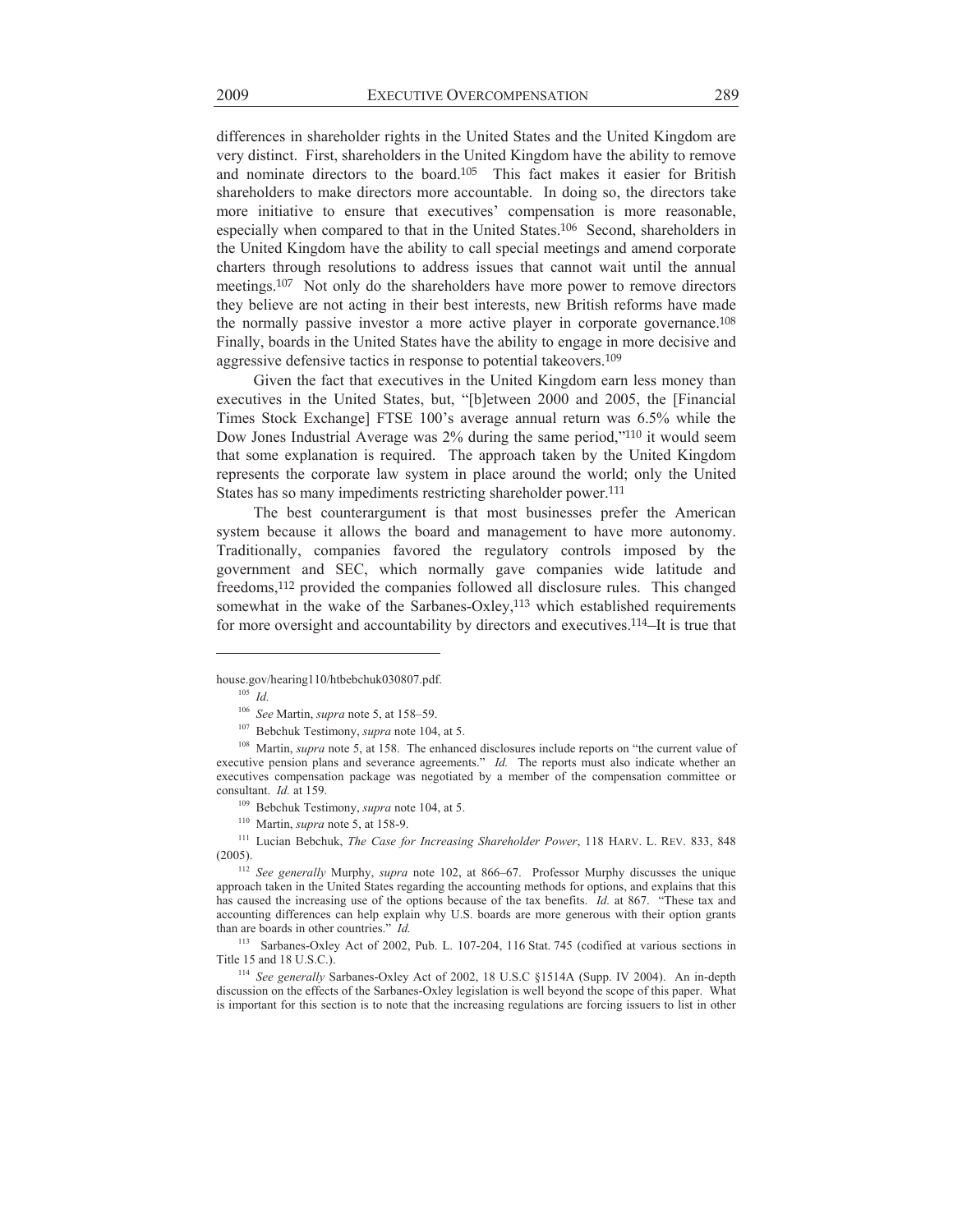differences in shareholder rights in the United States and the United Kingdom are very distinct. First, shareholders in the United Kingdom have the ability to remove and nominate directors to the board.[105] This fact makes it easier for British shareholders to make directors more accountable. In doing so, the directors take more initiative to ensure that executives' compensation is more reasonable, especially when compared to that in the United States.[106] Second, shareholders in the United Kingdom have the ability to call special meetings and amend corporate charters through resolutions to address issues that cannot wait until the annual meetings.[107] Not only do the shareholders have more power to remove directors they believe are not acting in their best interests, new British reforms have made the normally passive investor a more active player in corporate governance.[108] Finally, boards in the United States have the ability to engage in more decisive and aggressive defensive tactics in response to potential takeovers.[109]

Given the fact that executives in the United Kingdom earn less money than executives in the United States, but, "[b]etween 2000 and 2005, the [Financial Times Stock Exchange] FTSE 100's average annual return was 6.5% while the Dow Jones Industrial Average was 2% during the same period,"[110] it would seem that some explanation is required. The approach taken by the United Kingdom represents the corporate law system in place around the world; only the United States has so many impediments restricting shareholder power.[111]

The best counterargument is that most businesses prefer the American system because it allows the board and management to have more autonomy. Traditionally, companies favored the regulatory controls imposed by the government and SEC, which normally gave companies wide latitude and freedoms,[112] provided the companies followed all disclosure rules. This changed somewhat in the wake of the Sarbanes-Oxley,[113] which established requirements for more oversight and accountability by directors and executives.[114] It is true that

---

house.gov/hearing110/htbebchuk030807.pdf.

[105] *Id.*

[106] *See* Martin, *supra* note 5, at 158–59.

[107] Bebchuk Testimony, *supra* note 104, at 5.

[108] Martin, *supra* note 5, at 158. The enhanced disclosures include reports on "the current value of executive pension plans and severance agreements." *Id.* The reports must also indicate whether an executives compensation package was negotiated by a member of the compensation committee or consultant. *Id.* at 159.

[109] Bebchuk Testimony, *supra* note 104, at 5.

[110] Martin, *supra* note 5, at 158-9.

[111] Lucian Bebchuk, *The Case for Increasing Shareholder Power*, 118 HARV. L. REV. 833, 848 (2005).

[112] *See generally* Murphy, *supra* note 102, at 866–67. Professor Murphy discusses the unique approach taken in the United States regarding the accounting methods for options, and explains that this has caused the increasing use of the options because of the tax benefits. *Id.* at 867. "These tax and accounting differences can help explain why U.S. boards are more generous with their option grants than are boards in other countries." *Id.*

[113] Sarbanes-Oxley Act of 2002, Pub. L. 107-204, 116 Stat. 745 (codified at various sections in Title 15 and 18 U.S.C.).

[114] *See generally* Sarbanes-Oxley Act of 2002, 18 U.S.C §1514A (Supp. IV 2004). An in-depth discussion on the effects of the Sarbanes-Oxley legislation is well beyond the scope of this paper. What is important for this section is to note that the increasing regulations are forcing issuers to list in other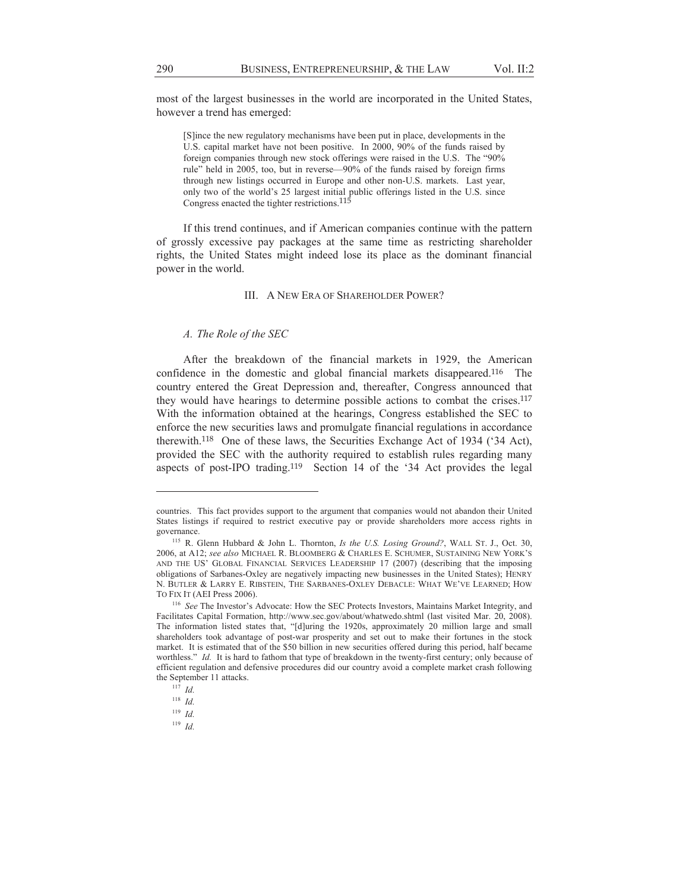most of the largest businesses in the world are incorporated in the United States, however a trend has emerged:

> [S]ince the new regulatory mechanisms have been put in place, developments in the U.S. capital market have not been positive. In 2000, 90% of the funds raised by foreign companies through new stock offerings were raised in the U.S. The "90% rule" held in 2005, too, but in reverse—90% of the funds raised by foreign firms through new listings occurred in Europe and other non-U.S. markets. Last year, only two of the world's 25 largest initial public offerings listed in the U.S. since Congress enacted the tighter restrictions.[115]

If this trend continues, and if American companies continue with the pattern of grossly excessive pay packages at the same time as restricting shareholder rights, the United States might indeed lose its place as the dominant financial power in the world.

## III. A New Era of Shareholder Power?

### *A. The Role of the SEC*

After the breakdown of the financial markets in 1929, the American confidence in the domestic and global financial markets disappeared.[116] The country entered the Great Depression and, thereafter, Congress announced that they would have hearings to determine possible actions to combat the crises.[117] With the information obtained at the hearings, Congress established the SEC to enforce the new securities laws and promulgate financial regulations in accordance therewith.[118] One of these laws, the Securities Exchange Act of 1934 ('34 Act), provided the SEC with the authority required to establish rules regarding many aspects of post-IPO trading.[119] Section 14 of the '34 Act provides the legal

---

countries. This fact provides support to the argument that companies would not abandon their United States listings if required to restrict executive pay or provide shareholders more access rights in governance.

[115] R. Glenn Hubbard & John L. Thornton, *Is the U.S. Losing Ground?*, WALL ST. J., Oct. 30, 2006, at A12; *see also* MICHAEL R. BLOOMBERG & CHARLES E. SCHUMER, SUSTAINING NEW YORK'S AND THE US' GLOBAL FINANCIAL SERVICES LEADERSHIP 17 (2007) (describing that the imposing obligations of Sarbanes-Oxley are negatively impacting new businesses in the United States); HENRY N. BUTLER & LARRY E. RIBSTEIN, THE SARBANES-OXLEY DEBACLE: WHAT WE'VE LEARNED; HOW TO FIX IT (AEI Press 2006).

[116] *See* The Investor's Advocate: How the SEC Protects Investors, Maintains Market Integrity, and Facilitates Capital Formation, http://www.sec.gov/about/whatwedo.shtml (last visited Mar. 20, 2008). The information listed states that, "[d]uring the 1920s, approximately 20 million large and small shareholders took advantage of post-war prosperity and set out to make their fortunes in the stock market. It is estimated that of the $50 billion in new securities offered during this period, half became worthless." *Id.* It is hard to fathom that type of breakdown in the twenty-first century; only because of efficient regulation and defensive procedures did our country avoid a complete market crash following the September 11 attacks.

[117] *Id.*

[118] *Id.*

[119] *Id.*

[119] *Id.*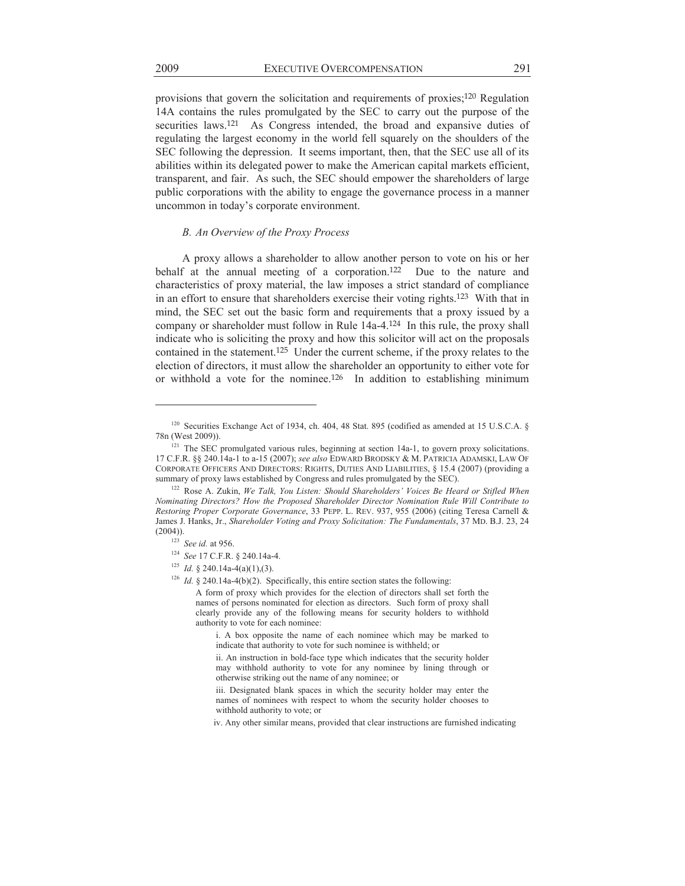provisions that govern the solicitation and requirements of proxies;[120] Regulation 14A contains the rules promulgated by the SEC to carry out the purpose of the securities laws.[121] As Congress intended, the broad and expansive duties of regulating the largest economy in the world fell squarely on the shoulders of the SEC following the depression. It seems important, then, that the SEC use all of its abilities within its delegated power to make the American capital markets efficient, transparent, and fair. As such, the SEC should empower the shareholders of large public corporations with the ability to engage the governance process in a manner uncommon in today's corporate environment.

### *B. An Overview of the Proxy Process*

A proxy allows a shareholder to allow another person to vote on his or her behalf at the annual meeting of a corporation.[122] Due to the nature and characteristics of proxy material, the law imposes a strict standard of compliance in an effort to ensure that shareholders exercise their voting rights.[123] With that in mind, the SEC set out the basic form and requirements that a proxy issued by a company or shareholder must follow in Rule 14a-4.[124] In this rule, the proxy shall indicate who is soliciting the proxy and how this solicitor will act on the proposals contained in the statement.[125] Under the current scheme, if the proxy relates to the election of directors, it must allow the shareholder an opportunity to either vote for or withhold a vote for the nominee.[126] In addition to establishing minimum

---

[120] Securities Exchange Act of 1934, ch. 404, 48 Stat. 895 (codified as amended at 15 U.S.C.A. § 78n (West 2009)).

[121] The SEC promulgated various rules, beginning at section 14a-1, to govern proxy solicitations. 17 C.F.R. §§ 240.14a-1 to a-15 (2007); *see also* EDWARD BRODSKY & M. PATRICIA ADAMSKI, LAW OF CORPORATE OFFICERS AND DIRECTORS: RIGHTS, DUTIES AND LIABILITIES, § 15.4 (2007) (providing a summary of proxy laws established by Congress and rules promulgated by the SEC).

[122] Rose A. Zukin, *We Talk, You Listen: Should Shareholders' Voices Be Heard or Stifled When Nominating Directors? How the Proposed Shareholder Director Nomination Rule Will Contribute to Restoring Proper Corporate Governance*, 33 PEPP. L. REV. 937, 955 (2006) (citing Teresa Carnell & James J. Hanks, Jr., *Shareholder Voting and Proxy Solicitation: The Fundamentals*, 37 MD. B.J. 23, 24 (2004)).

[123] *See id.* at 956.

[124] *See* 17 C.F.R. § 240.14a-4.

[125] *Id.* § 240.14a-4(a)(1),(3).

[126] *Id.* § 240.14a-4(b)(2). Specifically, this entire section states the following:

> A form of proxy which provides for the election of directors shall set forth the names of persons nominated for election as directors. Such form of proxy shall clearly provide any of the following means for security holders to withhold authority to vote for each nominee:
>
> > i. A box opposite the name of each nominee which may be marked to indicate that authority to vote for such nominee is withheld; or
> >
> > ii. An instruction in bold-face type which indicates that the security holder may withhold authority to vote for any nominee by lining through or otherwise striking out the name of any nominee; or
> >
> > iii. Designated blank spaces in which the security holder may enter the names of nominees with respect to whom the security holder chooses to withhold authority to vote; or
> >
> > iv. Any other similar means, provided that clear instructions are furnished indicating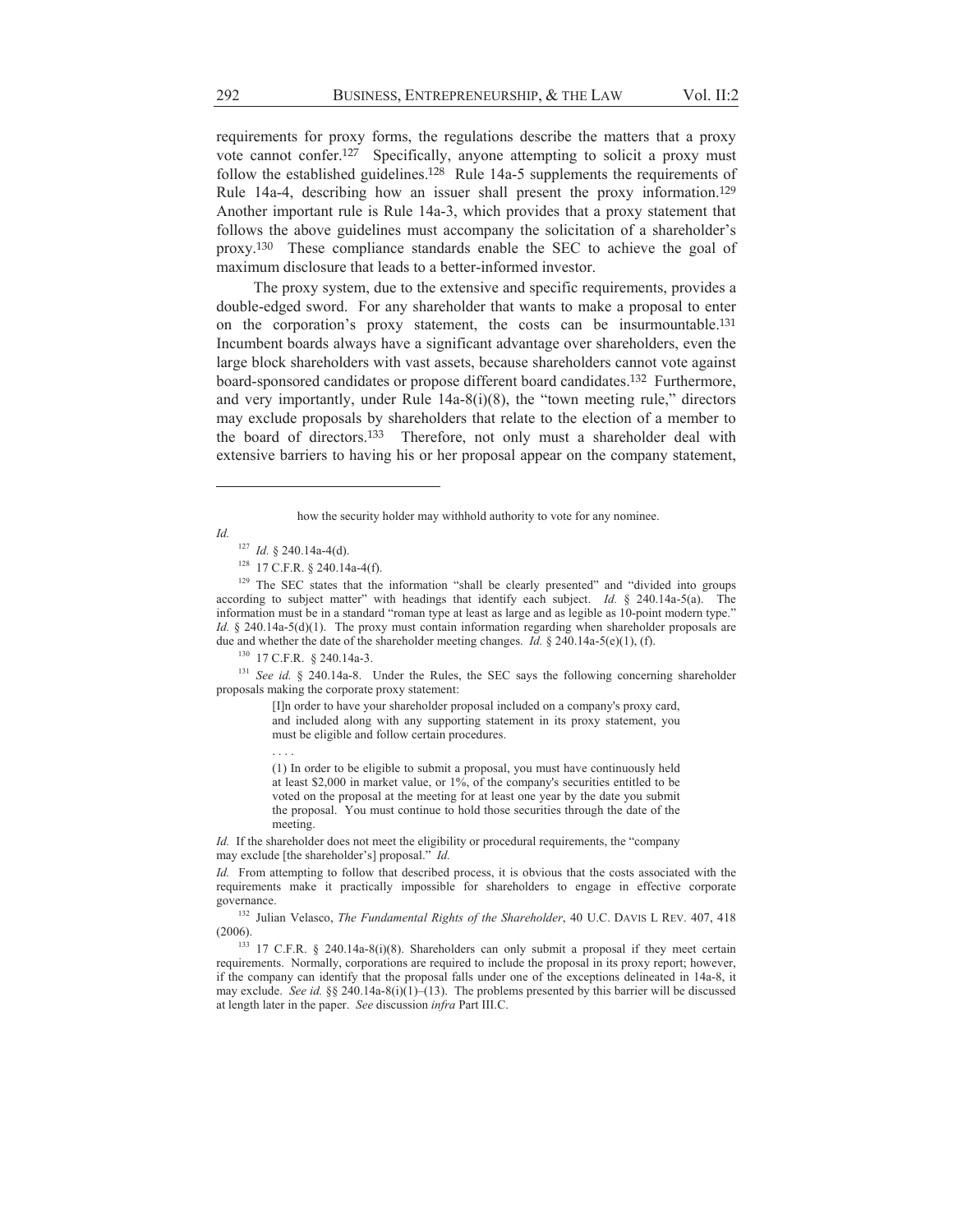requirements for proxy forms, the regulations describe the matters that a proxy vote cannot confer.[127] Specifically, anyone attempting to solicit a proxy must follow the established guidelines.[128] Rule 14a-5 supplements the requirements of Rule 14a-4, describing how an issuer shall present the proxy information.[129] Another important rule is Rule 14a-3, which provides that a proxy statement that follows the above guidelines must accompany the solicitation of a shareholder's proxy.[130] These compliance standards enable the SEC to achieve the goal of maximum disclosure that leads to a better-informed investor.

The proxy system, due to the extensive and specific requirements, provides a double-edged sword. For any shareholder that wants to make a proposal to enter on the corporation's proxy statement, the costs can be insurmountable.[131] Incumbent boards always have a significant advantage over shareholders, even the large block shareholders with vast assets, because shareholders cannot vote against board-sponsored candidates or propose different board candidates.[132] Furthermore, and very importantly, under Rule 14a-8(i)(8), the "town meeting rule," directors may exclude proposals by shareholders that relate to the election of a member to the board of directors.[133] Therefore, not only must a shareholder deal with extensive barriers to having his or her proposal appear on the company statement,

---

> how the security holder may withhold authority to vote for any nominee.

*Id.*

[127] *Id.* § 240.14a-4(d).

[128] 17 C.F.R. § 240.14a-4(f).

[129] The SEC states that the information "shall be clearly presented" and "divided into groups according to subject matter" with headings that identify each subject. *Id.* § 240.14a-5(a). The information must be in a standard "roman type at least as large and as legible as 10-point modern type." *Id.* § 240.14a-5(d)(1). The proxy must contain information regarding when shareholder proposals are due and whether the date of the shareholder meeting changes. *Id.* § 240.14a-5(e)(1), (f).

[130] 17 C.F.R. § 240.14a-3.

[131] *See id.* § 240.14a-8. Under the Rules, the SEC says the following concerning shareholder proposals making the corporate proxy statement:

> [I]n order to have your shareholder proposal included on a company's proxy card, and included along with any supporting statement in its proxy statement, you must be eligible and follow certain procedures.
>
> . . . .
>
> (1) In order to be eligible to submit a proposal, you must have continuously held at least $2,000 in market value, or 1%, of the company's securities entitled to be voted on the proposal at the meeting for at least one year by the date you submit the proposal. You must continue to hold those securities through the date of the meeting.

*Id.* If the shareholder does not meet the eligibility or procedural requirements, the "company may exclude [the shareholder's] proposal." *Id.*

*Id.* From attempting to follow that described process, it is obvious that the costs associated with the requirements make it practically impossible for shareholders to engage in effective corporate governance.

[132] Julian Velasco, *The Fundamental Rights of the Shareholder*, 40 U.C. DAVIS L REV. 407, 418 (2006).

[133] 17 C.F.R. § 240.14a-8(i)(8). Shareholders can only submit a proposal if they meet certain requirements. Normally, corporations are required to include the proposal in its proxy report; however, if the company can identify that the proposal falls under one of the exceptions delineated in 14a-8, it may exclude. *See id.* §§ 240.14a-8(i)(1)–(13). The problems presented by this barrier will be discussed at length later in the paper. *See* discussion *infra* Part III.C.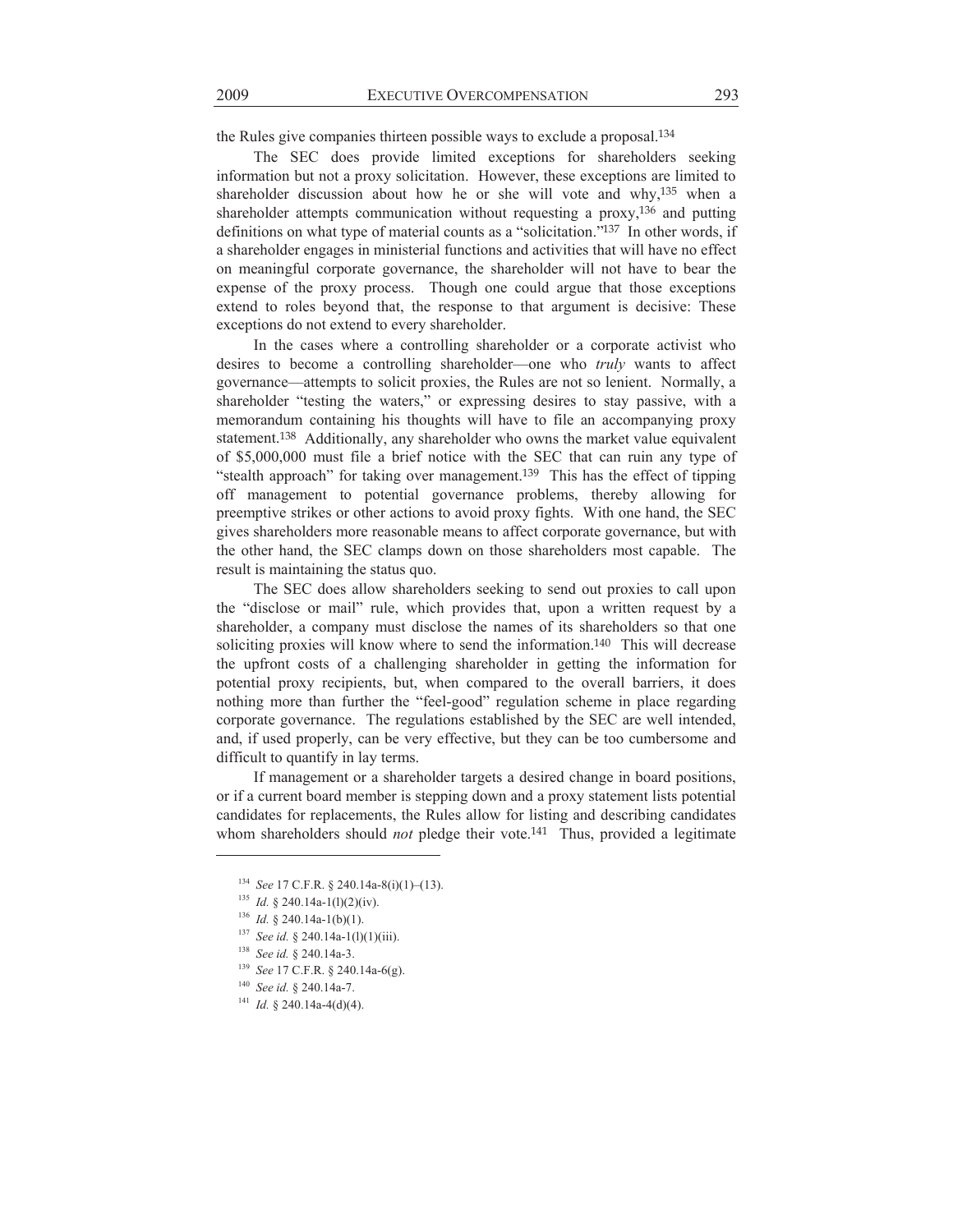the Rules give companies thirteen possible ways to exclude a proposal.[134]

The SEC does provide limited exceptions for shareholders seeking information but not a proxy solicitation. However, these exceptions are limited to shareholder discussion about how he or she will vote and why,[135] when a shareholder attempts communication without requesting a proxy,[136] and putting definitions on what type of material counts as a "solicitation."[137] In other words, if a shareholder engages in ministerial functions and activities that will have no effect on meaningful corporate governance, the shareholder will not have to bear the expense of the proxy process. Though one could argue that those exceptions extend to roles beyond that, the response to that argument is decisive: These exceptions do not extend to every shareholder.

In the cases where a controlling shareholder or a corporate activist who desires to become a controlling shareholder—one who *truly* wants to affect governance—attempts to solicit proxies, the Rules are not so lenient. Normally, a shareholder "testing the waters," or expressing desires to stay passive, with a memorandum containing his thoughts will have to file an accompanying proxy statement.[138] Additionally, any shareholder who owns the market value equivalent of \$5,000,000 must file a brief notice with the SEC that can ruin any type of "stealth approach" for taking over management.[139] This has the effect of tipping off management to potential governance problems, thereby allowing for preemptive strikes or other actions to avoid proxy fights. With one hand, the SEC gives shareholders more reasonable means to affect corporate governance, but with the other hand, the SEC clamps down on those shareholders most capable. The result is maintaining the status quo.

The SEC does allow shareholders seeking to send out proxies to call upon the "disclose or mail" rule, which provides that, upon a written request by a shareholder, a company must disclose the names of its shareholders so that one soliciting proxies will know where to send the information.[140] This will decrease the upfront costs of a challenging shareholder in getting the information for potential proxy recipients, but, when compared to the overall barriers, it does nothing more than further the "feel-good" regulation scheme in place regarding corporate governance. The regulations established by the SEC are well intended, and, if used properly, can be very effective, but they can be too cumbersome and difficult to quantify in lay terms.

If management or a shareholder targets a desired change in board positions, or if a current board member is stepping down and a proxy statement lists potential candidates for replacements, the Rules allow for listing and describing candidates whom shareholders should *not* pledge their vote.[141] Thus, provided a legitimate

---

[134] *See* 17 C.F.R. § 240.14a-8(i)(1)–(13).

[135] *Id.* § 240.14a-1(l)(2)(iv).

[136] *Id.* § 240.14a-1(b)(1).

[137] *See id.* § 240.14a-1(l)(1)(iii).

[138] *See id.* § 240.14a-3.

[139] *See* 17 C.F.R. § 240.14a-6(g).

[140] *See id.* § 240.14a-7.

[141] *Id.* § 240.14a-4(d)(4).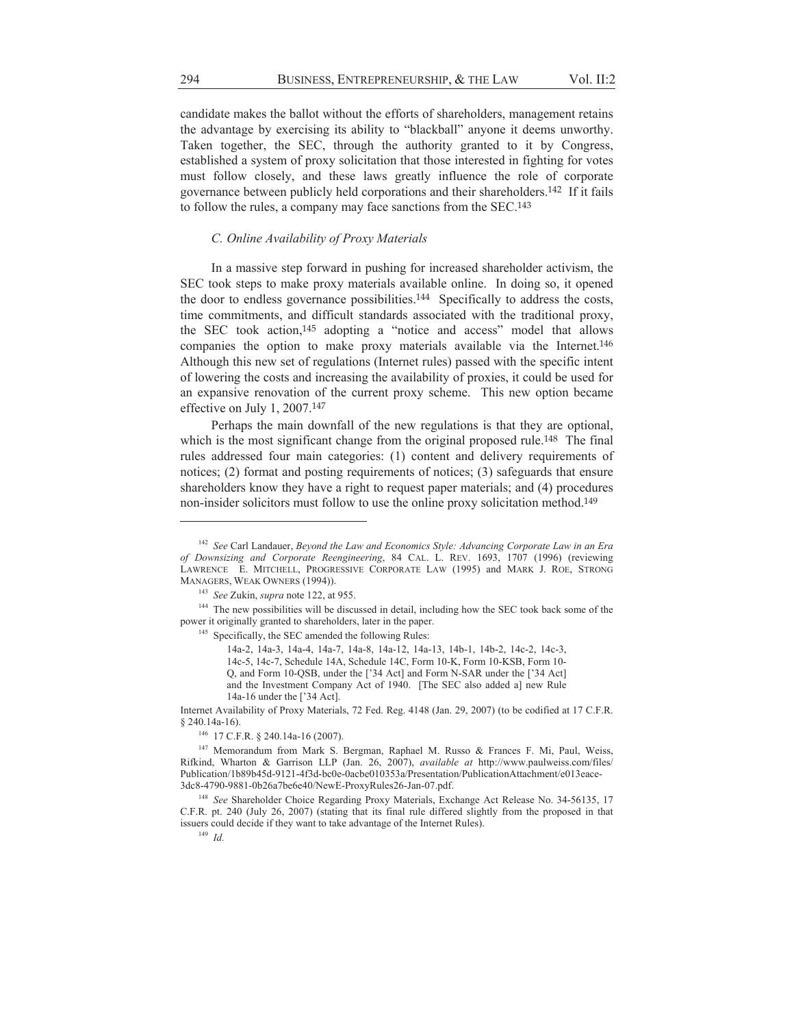candidate makes the ballot without the efforts of shareholders, management retains the advantage by exercising its ability to "blackball" anyone it deems unworthy. Taken together, the SEC, through the authority granted to it by Congress, established a system of proxy solicitation that those interested in fighting for votes must follow closely, and these laws greatly influence the role of corporate governance between publicly held corporations and their shareholders.[142] If it fails to follow the rules, a company may face sanctions from the SEC.[143]

### *C. Online Availability of Proxy Materials*

In a massive step forward in pushing for increased shareholder activism, the SEC took steps to make proxy materials available online. In doing so, it opened the door to endless governance possibilities.[144] Specifically to address the costs, time commitments, and difficult standards associated with the traditional proxy, the SEC took action,[145] adopting a "notice and access" model that allows companies the option to make proxy materials available via the Internet.[146] Although this new set of regulations (Internet rules) passed with the specific intent of lowering the costs and increasing the availability of proxies, it could be used for an expansive renovation of the current proxy scheme. This new option became effective on July 1, 2007.[147]

Perhaps the main downfall of the new regulations is that they are optional, which is the most significant change from the original proposed rule.[148] The final rules addressed four main categories: (1) content and delivery requirements of notices; (2) format and posting requirements of notices; (3) safeguards that ensure shareholders know they have a right to request paper materials; and (4) procedures non-insider solicitors must follow to use the online proxy solicitation method.[149]

---

[142] *See* Carl Landauer, *Beyond the Law and Economics Style: Advancing Corporate Law in an Era of Downsizing and Corporate Reengineering*, 84 CAL. L. REV. 1693, 1707 (1996) (reviewing LAWRENCE E. MITCHELL, PROGRESSIVE CORPORATE LAW (1995) and MARK J. ROE, STRONG MANAGERS, WEAK OWNERS (1994)).

[143] *See* Zukin, *supra* note 122, at 955.

[144] The new possibilities will be discussed in detail, including how the SEC took back some of the power it originally granted to shareholders, later in the paper.

[145] Specifically, the SEC amended the following Rules:

> 14a-2, 14a-3, 14a-4, 14a-7, 14a-8, 14a-12, 14a-13, 14b-1, 14b-2, 14c-2, 14c-3, 14c-5, 14c-7, Schedule 14A, Schedule 14C, Form 10-K, Form 10-KSB, Form 10-Q, and Form 10-QSB, under the ['34 Act] and Form N-SAR under the ['34 Act] and the Investment Company Act of 1940. [The SEC also added a] new Rule 14a-16 under the ['34 Act].

Internet Availability of Proxy Materials, 72 Fed. Reg. 4148 (Jan. 29, 2007) (to be codified at 17 C.F.R. § 240.14a-16).

[146] 17 C.F.R. § 240.14a-16 (2007).

[147] Memorandum from Mark S. Bergman, Raphael M. Russo & Frances F. Mi, Paul, Weiss, Rifkind, Wharton & Garrison LLP (Jan. 26, 2007), *available at* http://www.paulweiss.com/files/Publication/1b89b45d-9121-4f3d-bc0e-0acbe010353a/Presentation/PublicationAttachment/e013eace-3dc8-4790-9881-0b26a7be6e40/NewE-ProxyRules26-Jan-07.pdf.

[148] *See* Shareholder Choice Regarding Proxy Materials, Exchange Act Release No. 34-56135, 17 C.F.R. pt. 240 (July 26, 2007) (stating that its final rule differed slightly from the proposed in that issuers could decide if they want to take advantage of the Internet Rules).

[149] *Id.*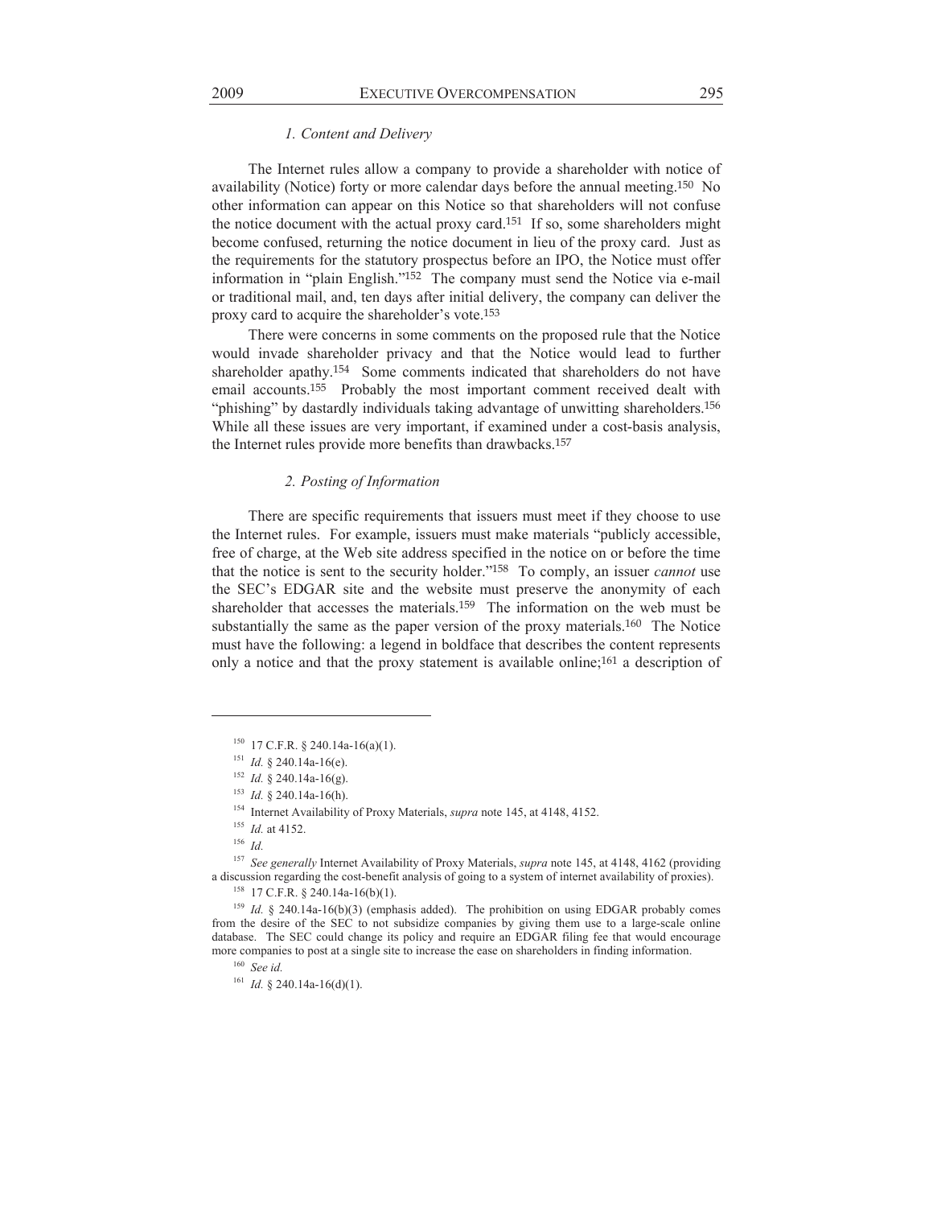### *1. Content and Delivery*

The Internet rules allow a company to provide a shareholder with notice of availability (Notice) forty or more calendar days before the annual meeting.[150] No other information can appear on this Notice so that shareholders will not confuse the notice document with the actual proxy card.[151] If so, some shareholders might become confused, returning the notice document in lieu of the proxy card. Just as the requirements for the statutory prospectus before an IPO, the Notice must offer information in "plain English."[152] The company must send the Notice via e-mail or traditional mail, and, ten days after initial delivery, the company can deliver the proxy card to acquire the shareholder's vote.[153]

There were concerns in some comments on the proposed rule that the Notice would invade shareholder privacy and that the Notice would lead to further shareholder apathy.[154] Some comments indicated that shareholders do not have email accounts.[155] Probably the most important comment received dealt with "phishing" by dastardly individuals taking advantage of unwitting shareholders.[156] While all these issues are very important, if examined under a cost-basis analysis, the Internet rules provide more benefits than drawbacks.[157]

### *2. Posting of Information*

There are specific requirements that issuers must meet if they choose to use the Internet rules. For example, issuers must make materials "publicly accessible, free of charge, at the Web site address specified in the notice on or before the time that the notice is sent to the security holder."[158] To comply, an issuer *cannot* use the SEC's EDGAR site and the website must preserve the anonymity of each shareholder that accesses the materials.[159] The information on the web must be substantially the same as the paper version of the proxy materials.[160] The Notice must have the following: a legend in boldface that describes the content represents only a notice and that the proxy statement is available online;[161] a description of

---

[150] 17 C.F.R. § 240.14a-16(a)(1).

[151] *Id.* § 240.14a-16(e).

[152] *Id.* § 240.14a-16(g).

[153] *Id.* § 240.14a-16(h).

[154] Internet Availability of Proxy Materials, *supra* note 145, at 4148, 4152.

[155] *Id.* at 4152.

[156] *Id.*

[157] *See generally* Internet Availability of Proxy Materials, *supra* note 145, at 4148, 4162 (providing a discussion regarding the cost-benefit analysis of going to a system of internet availability of proxies).

[158] 17 C.F.R. § 240.14a-16(b)(1).

[159] *Id.* § 240.14a-16(b)(3) (emphasis added). The prohibition on using EDGAR probably comes from the desire of the SEC to not subsidize companies by giving them use to a large-scale online database. The SEC could change its policy and require an EDGAR filing fee that would encourage more companies to post at a single site to increase the ease on shareholders in finding information.

[160] *See id.*

[161] *Id.* § 240.14a-16(d)(1).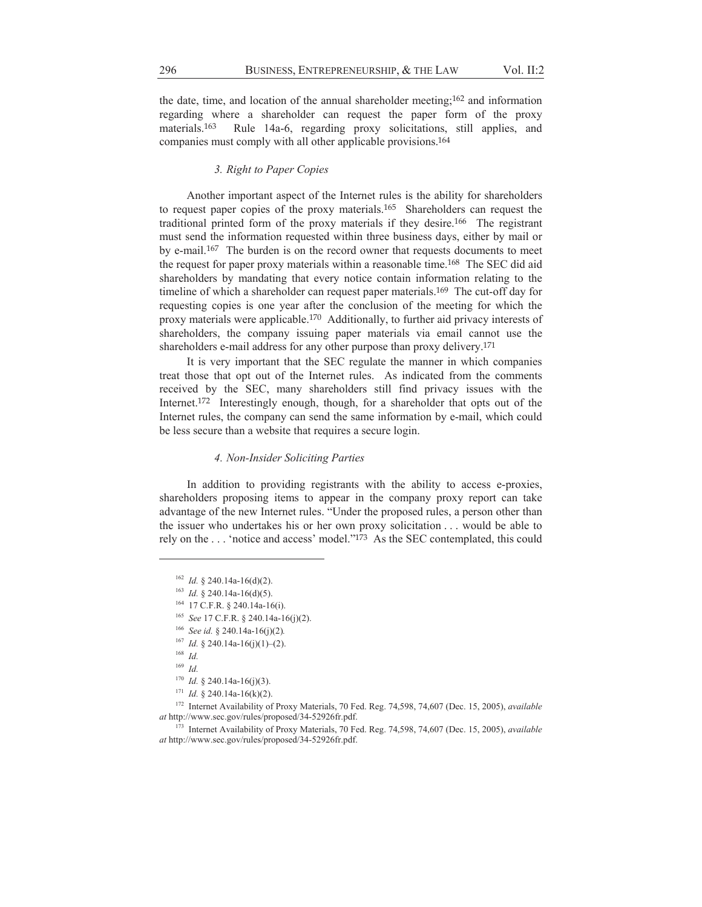the date, time, and location of the annual shareholder meeting;[162] and information regarding where a shareholder can request the paper form of the proxy materials.[163] Rule 14a-6, regarding proxy solicitations, still applies, and companies must comply with all other applicable provisions.[164]

### *3. Right to Paper Copies*

Another important aspect of the Internet rules is the ability for shareholders to request paper copies of the proxy materials.[165] Shareholders can request the traditional printed form of the proxy materials if they desire.[166] The registrant must send the information requested within three business days, either by mail or by e-mail.[167] The burden is on the record owner that requests documents to meet the request for paper proxy materials within a reasonable time.[168] The SEC did aid shareholders by mandating that every notice contain information relating to the timeline of which a shareholder can request paper materials.[169] The cut-off day for requesting copies is one year after the conclusion of the meeting for which the proxy materials were applicable.[170] Additionally, to further aid privacy interests of shareholders, the company issuing paper materials via email cannot use the shareholders e-mail address for any other purpose than proxy delivery.[171]

It is very important that the SEC regulate the manner in which companies treat those that opt out of the Internet rules. As indicated from the comments received by the SEC, many shareholders still find privacy issues with the Internet.[172] Interestingly enough, though, for a shareholder that opts out of the Internet rules, the company can send the same information by e-mail, which could be less secure than a website that requires a secure login.

### *4. Non-Insider Soliciting Parties*

In addition to providing registrants with the ability to access e-proxies, shareholders proposing items to appear in the company proxy report can take advantage of the new Internet rules. "Under the proposed rules, a person other than the issuer who undertakes his or her own proxy solicitation . . . would be able to rely on the . . . 'notice and access' model."[173] As the SEC contemplated, this could

---

[162] *Id.* § 240.14a-16(d)(2).

[163] *Id.* § 240.14a-16(d)(5).

[164] 17 C.F.R. § 240.14a-16(i).

[165] *See* 17 C.F.R. § 240.14a-16(j)(2).

[166] *See id.* § 240.14a-16(j)(2).

[167] *Id.* § 240.14a-16(j)(1)–(2).

[168] *Id.*

[169] *Id.*

[170] *Id.* § 240.14a-16(j)(3).

[171] *Id.* § 240.14a-16(k)(2).

[172] Internet Availability of Proxy Materials, 70 Fed. Reg. 74,598, 74,607 (Dec. 15, 2005), *available at* http://www.sec.gov/rules/proposed/34-52926fr.pdf.

[173] Internet Availability of Proxy Materials, 70 Fed. Reg. 74,598, 74,607 (Dec. 15, 2005), *available at* http://www.sec.gov/rules/proposed/34-52926fr.pdf.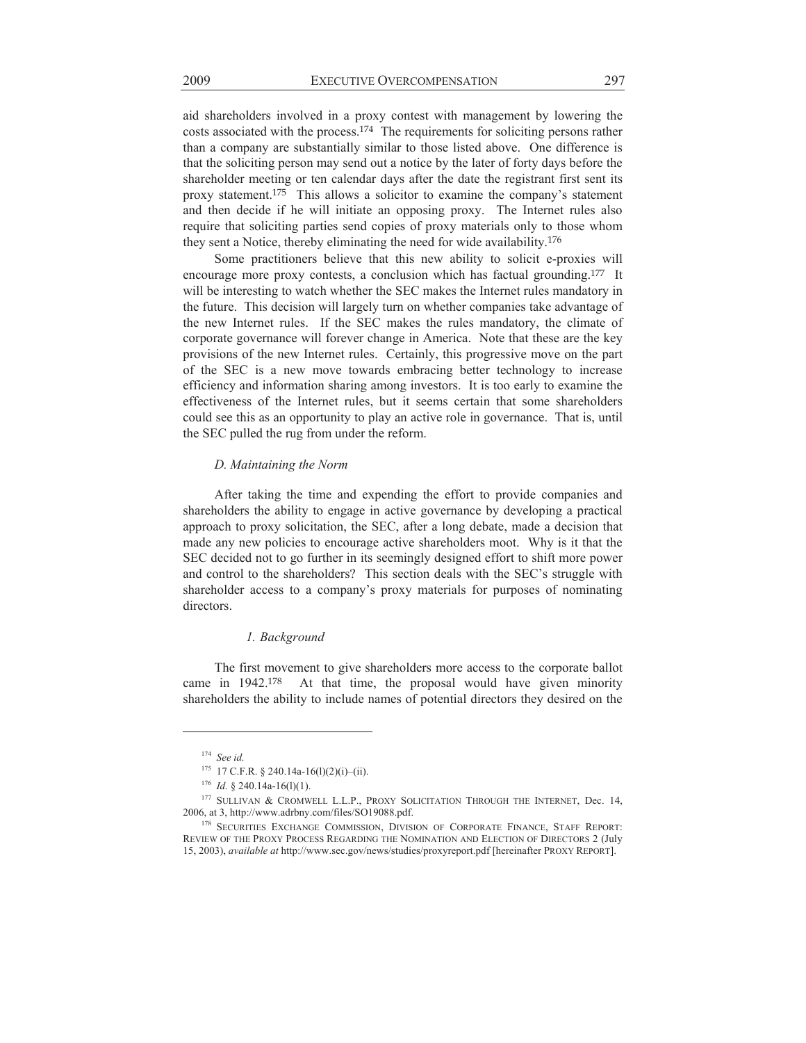aid shareholders involved in a proxy contest with management by lowering the costs associated with the process.[174] The requirements for soliciting persons rather than a company are substantially similar to those listed above. One difference is that the soliciting person may send out a notice by the later of forty days before the shareholder meeting or ten calendar days after the date the registrant first sent its proxy statement.[175] This allows a solicitor to examine the company's statement and then decide if he will initiate an opposing proxy. The Internet rules also require that soliciting parties send copies of proxy materials only to those whom they sent a Notice, thereby eliminating the need for wide availability.[176]

Some practitioners believe that this new ability to solicit e-proxies will encourage more proxy contests, a conclusion which has factual grounding.[177] It will be interesting to watch whether the SEC makes the Internet rules mandatory in the future. This decision will largely turn on whether companies take advantage of the new Internet rules. If the SEC makes the rules mandatory, the climate of corporate governance will forever change in America. Note that these are the key provisions of the new Internet rules. Certainly, this progressive move on the part of the SEC is a new move towards embracing better technology to increase efficiency and information sharing among investors. It is too early to examine the effectiveness of the Internet rules, but it seems certain that some shareholders could see this as an opportunity to play an active role in governance. That is, until the SEC pulled the rug from under the reform.

### *D. Maintaining the Norm*

After taking the time and expending the effort to provide companies and shareholders the ability to engage in active governance by developing a practical approach to proxy solicitation, the SEC, after a long debate, made a decision that made any new policies to encourage active shareholders moot. Why is it that the SEC decided not to go further in its seemingly designed effort to shift more power and control to the shareholders? This section deals with the SEC's struggle with shareholder access to a company's proxy materials for purposes of nominating directors.

#### *1. Background*

The first movement to give shareholders more access to the corporate ballot came in 1942.[178] At that time, the proposal would have given minority shareholders the ability to include names of potential directors they desired on the

---

[174] *See id.*

[175] 17 C.F.R. § 240.14a-16(l)(2)(i)–(ii).

[176] *Id.* § 240.14a-16(l)(1).

[177] SULLIVAN & CROMWELL L.L.P., PROXY SOLICITATION THROUGH THE INTERNET, Dec. 14, 2006, at 3, http://www.adrbny.com/files/SO19088.pdf.

[178] SECURITIES EXCHANGE COMMISSION, DIVISION OF CORPORATE FINANCE, STAFF REPORT: REVIEW OF THE PROXY PROCESS REGARDING THE NOMINATION AND ELECTION OF DIRECTORS 2 (July 15, 2003), *available at* http://www.sec.gov/news/studies/proxyreport.pdf [hereinafter PROXY REPORT].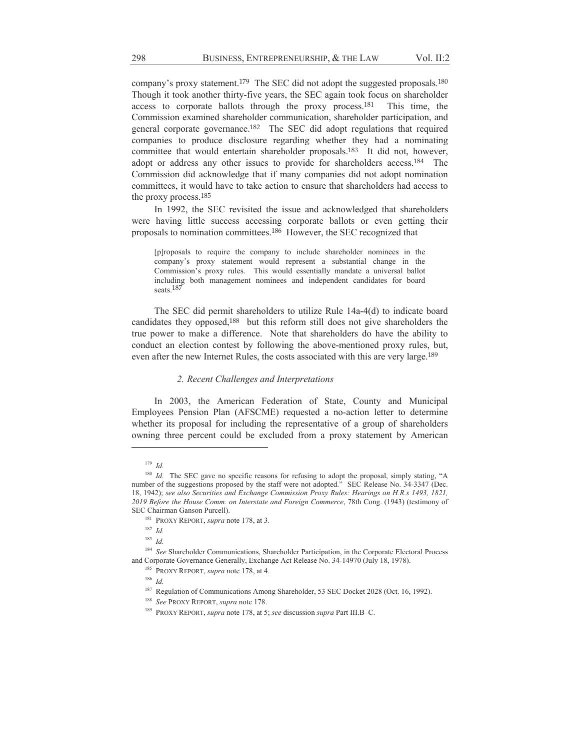company's proxy statement.[179] The SEC did not adopt the suggested proposals.[180] Though it took another thirty-five years, the SEC again took focus on shareholder access to corporate ballots through the proxy process.[181] This time, the Commission examined shareholder communication, shareholder participation, and general corporate governance.[182] The SEC did adopt regulations that required companies to produce disclosure regarding whether they had a nominating committee that would entertain shareholder proposals.[183] It did not, however, adopt or address any other issues to provide for shareholders access.[184] The Commission did acknowledge that if many companies did not adopt nomination committees, it would have to take action to ensure that shareholders had access to the proxy process.[185]

In 1992, the SEC revisited the issue and acknowledged that shareholders were having little success accessing corporate ballots or even getting their proposals to nomination committees.[186] However, the SEC recognized that

> [p]roposals to require the company to include shareholder nominees in the company's proxy statement would represent a substantial change in the Commission's proxy rules. This would essentially mandate a universal ballot including both management nominees and independent candidates for board seats.[187]

The SEC did permit shareholders to utilize Rule 14a-4(d) to indicate board candidates they opposed,[188] but this reform still does not give shareholders the true power to make a difference. Note that shareholders do have the ability to conduct an election contest by following the above-mentioned proxy rules, but, even after the new Internet Rules, the costs associated with this are very large.[189]

### *2. Recent Challenges and Interpretations*

In 2003, the American Federation of State, County and Municipal Employees Pension Plan (AFSCME) requested a no-action letter to determine whether its proposal for including the representative of a group of shareholders owning three percent could be excluded from a proxy statement by American

---

[179] *Id.*

[180] *Id.* The SEC gave no specific reasons for refusing to adopt the proposal, simply stating, "A number of the suggestions proposed by the staff were not adopted." SEC Release No. 34-3347 (Dec. 18, 1942); *see also Securities and Exchange Commission Proxy Rules: Hearings on H.R.s 1493, 1821, 2019 Before the House Comm. on Interstate and Foreign Commerce*, 78th Cong. (1943) (testimony of SEC Chairman Ganson Purcell).

[181] PROXY REPORT, *supra* note 178, at 3.

[182] *Id.*

[183] *Id.*

[184] *See* Shareholder Communications, Shareholder Participation, in the Corporate Electoral Process and Corporate Governance Generally, Exchange Act Release No. 34-14970 (July 18, 1978).

[185] PROXY REPORT, *supra* note 178, at 4.

[186] *Id.*

[187] Regulation of Communications Among Shareholder, 53 SEC Docket 2028 (Oct. 16, 1992).

[188] *See* PROXY REPORT, *supra* note 178.

[189] PROXY REPORT, *supra* note 178, at 5; *see* discussion *supra* Part III.B–C.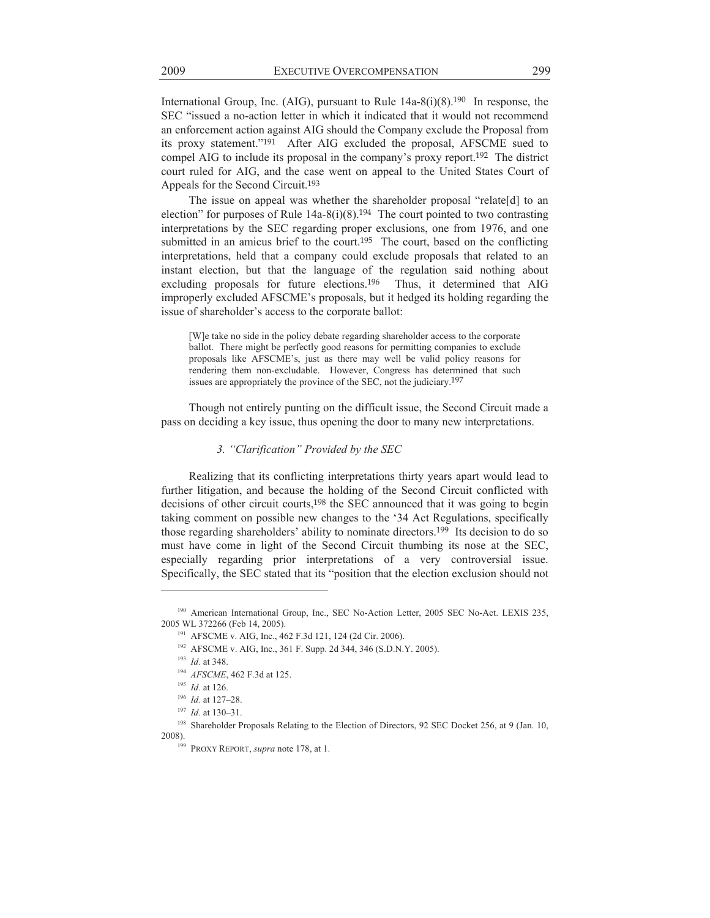International Group, Inc. (AIG), pursuant to Rule 14a-8(i)(8).[190] In response, the SEC "issued a no-action letter in which it indicated that it would not recommend an enforcement action against AIG should the Company exclude the Proposal from its proxy statement."[191] After AIG excluded the proposal, AFSCME sued to compel AIG to include its proposal in the company's proxy report.[192] The district court ruled for AIG, and the case went on appeal to the United States Court of Appeals for the Second Circuit.[193]

The issue on appeal was whether the shareholder proposal "relate[d] to an election" for purposes of Rule 14a-8(i)(8).[194] The court pointed to two contrasting interpretations by the SEC regarding proper exclusions, one from 1976, and one submitted in an amicus brief to the court.[195] The court, based on the conflicting interpretations, held that a company could exclude proposals that related to an instant election, but that the language of the regulation said nothing about excluding proposals for future elections.[196] Thus, it determined that AIG improperly excluded AFSCME's proposals, but it hedged its holding regarding the issue of shareholder's access to the corporate ballot:

> [W]e take no side in the policy debate regarding shareholder access to the corporate ballot. There might be perfectly good reasons for permitting companies to exclude proposals like AFSCME's, just as there may well be valid policy reasons for rendering them non-excludable. However, Congress has determined that such issues are appropriately the province of the SEC, not the judiciary.[197]

Though not entirely punting on the difficult issue, the Second Circuit made a pass on deciding a key issue, thus opening the door to many new interpretations.

### *3. "Clarification" Provided by the SEC*

Realizing that its conflicting interpretations thirty years apart would lead to further litigation, and because the holding of the Second Circuit conflicted with decisions of other circuit courts,[198] the SEC announced that it was going to begin taking comment on possible new changes to the '34 Act Regulations, specifically those regarding shareholders' ability to nominate directors.[199] Its decision to do so must have come in light of the Second Circuit thumbing its nose at the SEC, especially regarding prior interpretations of a very controversial issue. Specifically, the SEC stated that its "position that the election exclusion should not

---

[190] American International Group, Inc., SEC No-Action Letter, 2005 SEC No-Act. LEXIS 235, 2005 WL 372266 (Feb 14, 2005).

[191] AFSCME v. AIG, Inc., 462 F.3d 121, 124 (2d Cir. 2006).

[192] AFSCME v. AIG, Inc., 361 F. Supp. 2d 344, 346 (S.D.N.Y. 2005).

[193] *Id.* at 348.

[194] *AFSCME*, 462 F.3d at 125.

[195] *Id.* at 126.

[196] *Id.* at 127–28.

[197] *Id.* at 130–31.

[198] Shareholder Proposals Relating to the Election of Directors, 92 SEC Docket 256, at 9 (Jan. 10, 2008).

[199] PROXY REPORT, *supra* note 178, at 1.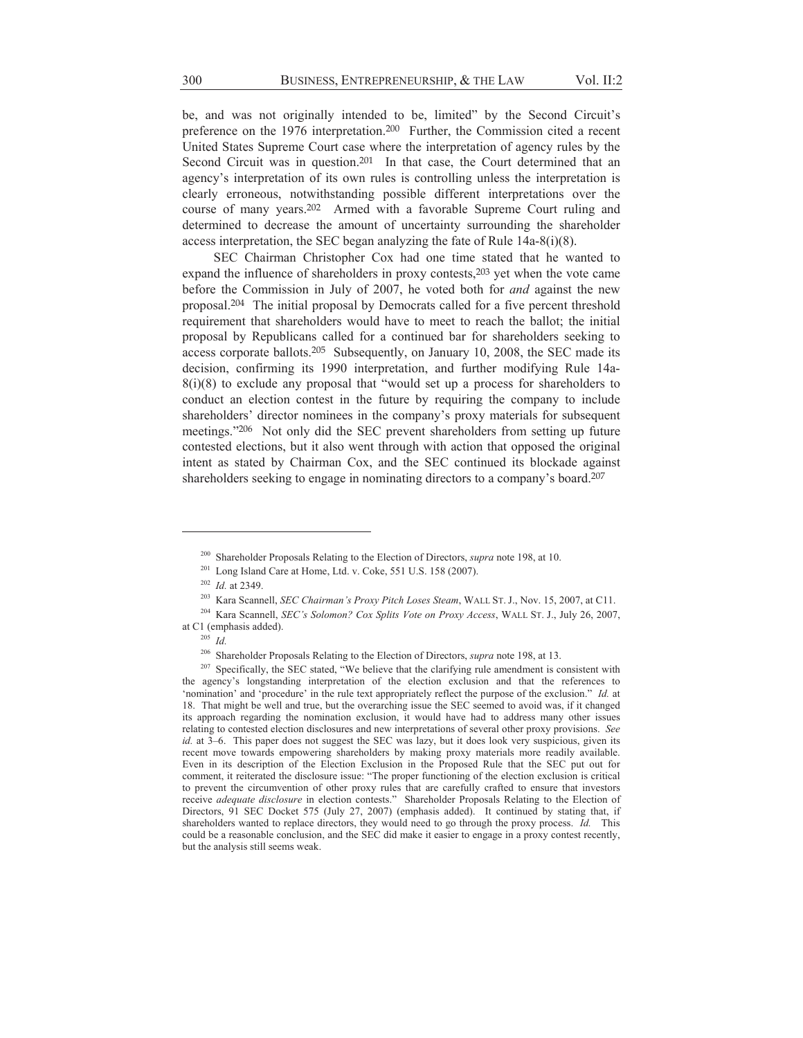be, and was not originally intended to be, limited" by the Second Circuit's preference on the 1976 interpretation.[200] Further, the Commission cited a recent United States Supreme Court case where the interpretation of agency rules by the Second Circuit was in question.[201] In that case, the Court determined that an agency's interpretation of its own rules is controlling unless the interpretation is clearly erroneous, notwithstanding possible different interpretations over the course of many years.[202] Armed with a favorable Supreme Court ruling and determined to decrease the amount of uncertainty surrounding the shareholder access interpretation, the SEC began analyzing the fate of Rule 14a-8(i)(8).

SEC Chairman Christopher Cox had one time stated that he wanted to expand the influence of shareholders in proxy contests,[203] yet when the vote came before the Commission in July of 2007, he voted both for *and* against the new proposal.[204] The initial proposal by Democrats called for a five percent threshold requirement that shareholders would have to meet to reach the ballot; the initial proposal by Republicans called for a continued bar for shareholders seeking to access corporate ballots.[205] Subsequently, on January 10, 2008, the SEC made its decision, confirming its 1990 interpretation, and further modifying Rule 14a-8(i)(8) to exclude any proposal that "would set up a process for shareholders to conduct an election contest in the future by requiring the company to include shareholders' director nominees in the company's proxy materials for subsequent meetings."[206] Not only did the SEC prevent shareholders from setting up future contested elections, but it also went through with action that opposed the original intent as stated by Chairman Cox, and the SEC continued its blockade against shareholders seeking to engage in nominating directors to a company's board.[207]

---

[200] Shareholder Proposals Relating to the Election of Directors, *supra* note 198, at 10.

[201] Long Island Care at Home, Ltd. v. Coke, 551 U.S. 158 (2007).

[202] *Id.* at 2349.

[203] Kara Scannell, *SEC Chairman's Proxy Pitch Loses Steam*, WALL ST. J., Nov. 15, 2007, at C11.

[204] Kara Scannell, *SEC's Solomon? Cox Splits Vote on Proxy Access*, WALL ST. J., July 26, 2007, at C1 (emphasis added).

[205] *Id.*

[206] Shareholder Proposals Relating to the Election of Directors, *supra* note 198, at 13.

[207] Specifically, the SEC stated, "We believe that the clarifying rule amendment is consistent with the agency's longstanding interpretation of the election exclusion and that the references to 'nomination' and 'procedure' in the rule text appropriately reflect the purpose of the exclusion." *Id.* at 18. That might be well and true, but the overarching issue the SEC seemed to avoid was, if it changed its approach regarding the nomination exclusion, it would have had to address many other issues relating to contested election disclosures and new interpretations of several other proxy provisions. *See id.* at 3–6. This paper does not suggest the SEC was lazy, but it does look very suspicious, given its recent move towards empowering shareholders by making proxy materials more readily available. Even in its description of the Election Exclusion in the Proposed Rule that the SEC put out for comment, it reiterated the disclosure issue: "The proper functioning of the election exclusion is critical to prevent the circumvention of other proxy rules that are carefully crafted to ensure that investors receive *adequate disclosure* in election contests." Shareholder Proposals Relating to the Election of Directors, 91 SEC Docket 575 (July 27, 2007) (emphasis added). It continued by stating that, if shareholders wanted to replace directors, they would need to go through the proxy process. *Id.* This could be a reasonable conclusion, and the SEC did make it easier to engage in a proxy contest recently, but the analysis still seems weak.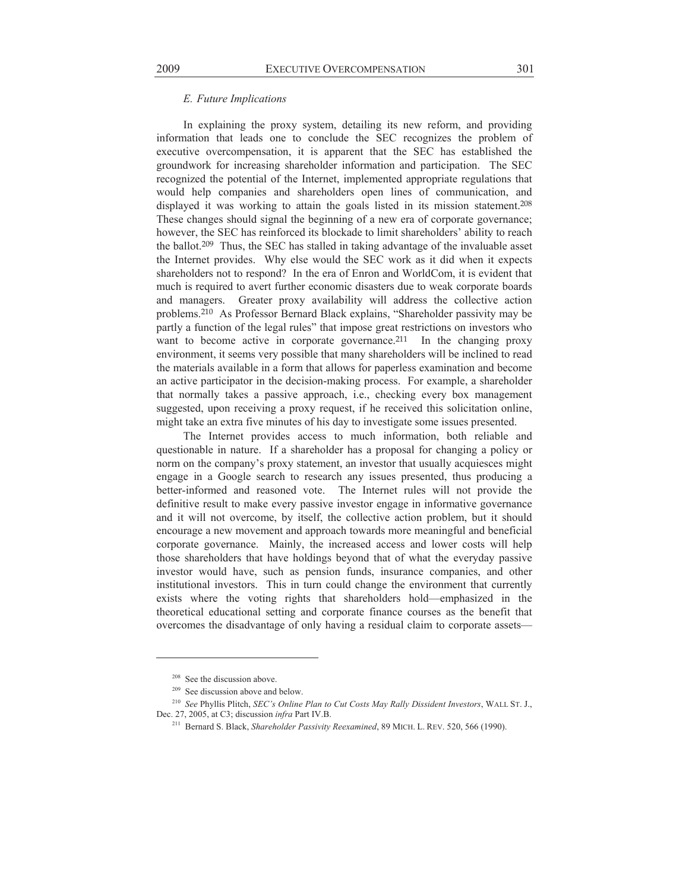### *E. Future Implications*

In explaining the proxy system, detailing its new reform, and providing information that leads one to conclude the SEC recognizes the problem of executive overcompensation, it is apparent that the SEC has established the groundwork for increasing shareholder information and participation. The SEC recognized the potential of the Internet, implemented appropriate regulations that would help companies and shareholders open lines of communication, and displayed it was working to attain the goals listed in its mission statement.[208] These changes should signal the beginning of a new era of corporate governance; however, the SEC has reinforced its blockade to limit shareholders' ability to reach the ballot.[209] Thus, the SEC has stalled in taking advantage of the invaluable asset the Internet provides. Why else would the SEC work as it did when it expects shareholders not to respond? In the era of Enron and WorldCom, it is evident that much is required to avert further economic disasters due to weak corporate boards and managers. Greater proxy availability will address the collective action problems.[210] As Professor Bernard Black explains, "Shareholder passivity may be partly a function of the legal rules" that impose great restrictions on investors who want to become active in corporate governance.[211] In the changing proxy environment, it seems very possible that many shareholders will be inclined to read the materials available in a form that allows for paperless examination and become an active participator in the decision-making process. For example, a shareholder that normally takes a passive approach, i.e., checking every box management suggested, upon receiving a proxy request, if he received this solicitation online, might take an extra five minutes of his day to investigate some issues presented.

The Internet provides access to much information, both reliable and questionable in nature. If a shareholder has a proposal for changing a policy or norm on the company's proxy statement, an investor that usually acquiesces might engage in a Google search to research any issues presented, thus producing a better-informed and reasoned vote. The Internet rules will not provide the definitive result to make every passive investor engage in informative governance and it will not overcome, by itself, the collective action problem, but it should encourage a new movement and approach towards more meaningful and beneficial corporate governance. Mainly, the increased access and lower costs will help those shareholders that have holdings beyond that of what the everyday passive investor would have, such as pension funds, insurance companies, and other institutional investors. This in turn could change the environment that currently exists where the voting rights that shareholders hold—emphasized in the theoretical educational setting and corporate finance courses as the benefit that overcomes the disadvantage of only having a residual claim to corporate assets—

---

[208] See the discussion above.

[209] See discussion above and below.

[210] *See* Phyllis Plitch, *SEC's Online Plan to Cut Costs May Rally Dissident Investors*, WALL ST. J., Dec. 27, 2005, at C3; discussion *infra* Part IV.B.

[211] Bernard S. Black, *Shareholder Passivity Reexamined*, 89 MICH. L. REV. 520, 566 (1990).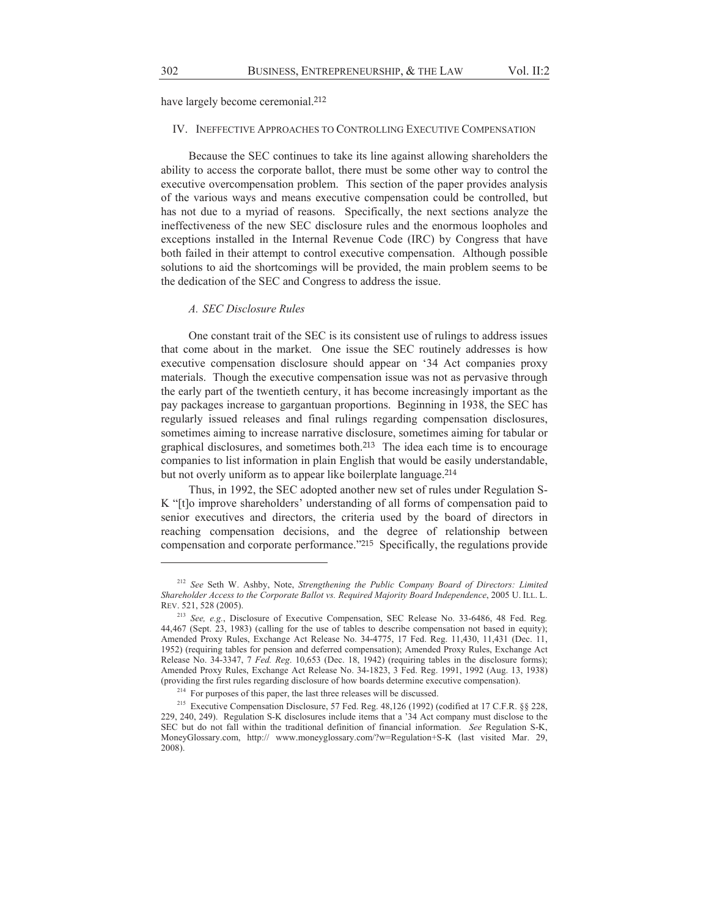have largely become ceremonial.[212]

## IV. Ineffective Approaches to Controlling Executive Compensation

Because the SEC continues to take its line against allowing shareholders the ability to access the corporate ballot, there must be some other way to control the executive overcompensation problem. This section of the paper provides analysis of the various ways and means executive compensation could be controlled, but has not due to a myriad of reasons. Specifically, the next sections analyze the ineffectiveness of the new SEC disclosure rules and the enormous loopholes and exceptions installed in the Internal Revenue Code (IRC) by Congress that have both failed in their attempt to control executive compensation. Although possible solutions to aid the shortcomings will be provided, the main problem seems to be the dedication of the SEC and Congress to address the issue.

### *A. SEC Disclosure Rules*

One constant trait of the SEC is its consistent use of rulings to address issues that come about in the market. One issue the SEC routinely addresses is how executive compensation disclosure should appear on '34 Act companies proxy materials. Though the executive compensation issue was not as pervasive through the early part of the twentieth century, it has become increasingly important as the pay packages increase to gargantuan proportions. Beginning in 1938, the SEC has regularly issued releases and final rulings regarding compensation disclosures, sometimes aiming to increase narrative disclosure, sometimes aiming for tabular or graphical disclosures, and sometimes both.[213] The idea each time is to encourage companies to list information in plain English that would be easily understandable, but not overly uniform as to appear like boilerplate language.[214]

Thus, in 1992, the SEC adopted another new set of rules under Regulation S-K "[t]o improve shareholders' understanding of all forms of compensation paid to senior executives and directors, the criteria used by the board of directors in reaching compensation decisions, and the degree of relationship between compensation and corporate performance."[215] Specifically, the regulations provide

---

[212] *See* Seth W. Ashby, Note, *Strengthening the Public Company Board of Directors: Limited Shareholder Access to the Corporate Ballot vs. Required Majority Board Independence*, 2005 U. ILL. L. REV. 521, 528 (2005).

[213] *See, e.g.*, Disclosure of Executive Compensation, SEC Release No. 33-6486, 48 Fed. Reg. 44,467 (Sept. 23, 1983) (calling for the use of tables to describe compensation not based in equity); Amended Proxy Rules, Exchange Act Release No. 34-4775, 17 Fed. Reg. 11,430, 11,431 (Dec. 11, 1952) (requiring tables for pension and deferred compensation); Amended Proxy Rules, Exchange Act Release No. 34-3347, 7 *Fed. Reg*. 10,653 (Dec. 18, 1942) (requiring tables in the disclosure forms); Amended Proxy Rules, Exchange Act Release No. 34-1823, 3 Fed. Reg. 1991, 1992 (Aug. 13, 1938) (providing the first rules regarding disclosure of how boards determine executive compensation).

[214] For purposes of this paper, the last three releases will be discussed.

[215] Executive Compensation Disclosure, 57 Fed. Reg. 48,126 (1992) (codified at 17 C.F.R. §§ 228, 229, 240, 249). Regulation S-K disclosures include items that a '34 Act company must disclose to the SEC but do not fall within the traditional definition of financial information. *See* Regulation S-K, MoneyGlossary.com, http:// www.moneyglossary.com/?w=Regulation+S-K (last visited Mar. 29, 2008).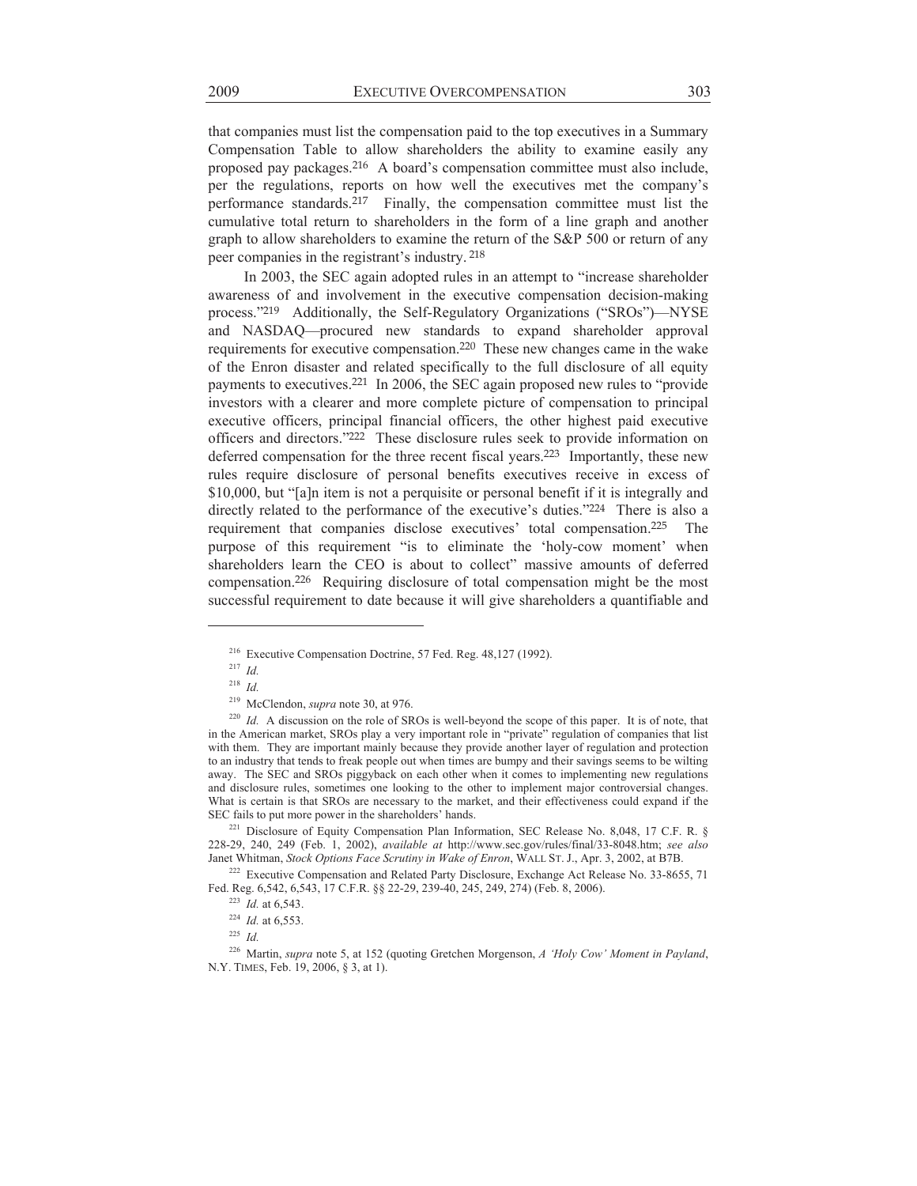that companies must list the compensation paid to the top executives in a Summary Compensation Table to allow shareholders the ability to examine easily any proposed pay packages.[216] A board's compensation committee must also include, per the regulations, reports on how well the executives met the company's performance standards.[217] Finally, the compensation committee must list the cumulative total return to shareholders in the form of a line graph and another graph to allow shareholders to examine the return of the S&P 500 or return of any peer companies in the registrant's industry.[218]

In 2003, the SEC again adopted rules in an attempt to "increase shareholder awareness of and involvement in the executive compensation decision-making process."[219] Additionally, the Self-Regulatory Organizations ("SROs")—NYSE and NASDAQ—procured new standards to expand shareholder approval requirements for executive compensation.[220] These new changes came in the wake of the Enron disaster and related specifically to the full disclosure of all equity payments to executives.[221] In 2006, the SEC again proposed new rules to "provide investors with a clearer and more complete picture of compensation to principal executive officers, principal financial officers, the other highest paid executive officers and directors."[222] These disclosure rules seek to provide information on deferred compensation for the three recent fiscal years.[223] Importantly, these new rules require disclosure of personal benefits executives receive in excess of $10,000, but "[a]n item is not a perquisite or personal benefit if it is integrally and directly related to the performance of the executive's duties."[224] There is also a requirement that companies disclose executives' total compensation.[225] The purpose of this requirement "is to eliminate the 'holy-cow moment' when shareholders learn the CEO is about to collect" massive amounts of deferred compensation.[226] Requiring disclosure of total compensation might be the most successful requirement to date because it will give shareholders a quantifiable and

---

[216] Executive Compensation Doctrine, 57 Fed. Reg. 48,127 (1992).

[217] *Id.*

[218] *Id.*

[219] McClendon, *supra* note 30, at 976.

[220] *Id.* A discussion on the role of SROs is well-beyond the scope of this paper. It is of note, that in the American market, SROs play a very important role in "private" regulation of companies that list with them. They are important mainly because they provide another layer of regulation and protection to an industry that tends to freak people out when times are bumpy and their savings seems to be wilting away. The SEC and SROs piggyback on each other when it comes to implementing new regulations and disclosure rules, sometimes one looking to the other to implement major controversial changes. What is certain is that SROs are necessary to the market, and their effectiveness could expand if the SEC fails to put more power in the shareholders' hands.

[221] Disclosure of Equity Compensation Plan Information, SEC Release No. 8,048, 17 C.F. R. § 228-29, 240, 249 (Feb. 1, 2002), *available at* http://www.sec.gov/rules/final/33-8048.htm; *see also* Janet Whitman, *Stock Options Face Scrutiny in Wake of Enron*, WALL ST. J., Apr. 3, 2002, at B7B.

[222] Executive Compensation and Related Party Disclosure, Exchange Act Release No. 33-8655, 71 Fed. Reg. 6,542, 6,543, 17 C.F.R. §§ 22-29, 239-40, 245, 249, 274) (Feb. 8, 2006).

[223] *Id.* at 6,543.

[224] *Id.* at 6,553.

[225] *Id.*

[226] Martin, *supra* note 5, at 152 (quoting Gretchen Morgenson, *A 'Holy Cow' Moment in Payland*, N.Y. TIMES, Feb. 19, 2006, § 3, at 1).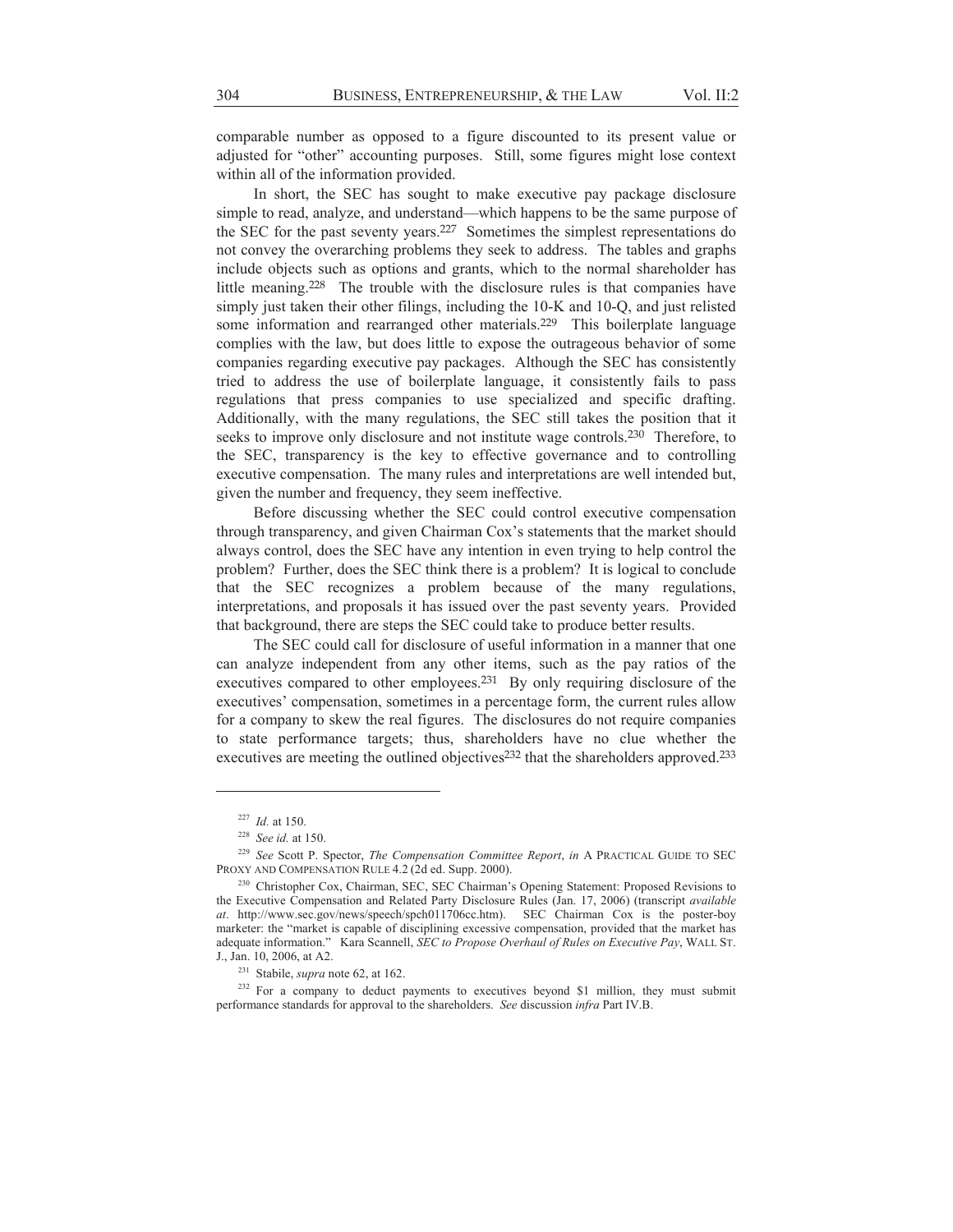comparable number as opposed to a figure discounted to its present value or adjusted for "other" accounting purposes. Still, some figures might lose context within all of the information provided.

In short, the SEC has sought to make executive pay package disclosure simple to read, analyze, and understand—which happens to be the same purpose of the SEC for the past seventy years.[227] Sometimes the simplest representations do not convey the overarching problems they seek to address. The tables and graphs include objects such as options and grants, which to the normal shareholder has little meaning.[228] The trouble with the disclosure rules is that companies have simply just taken their other filings, including the 10-K and 10-Q, and just relisted some information and rearranged other materials.[229] This boilerplate language complies with the law, but does little to expose the outrageous behavior of some companies regarding executive pay packages. Although the SEC has consistently tried to address the use of boilerplate language, it consistently fails to pass regulations that press companies to use specialized and specific drafting. Additionally, with the many regulations, the SEC still takes the position that it seeks to improve only disclosure and not institute wage controls.[230] Therefore, to the SEC, transparency is the key to effective governance and to controlling executive compensation. The many rules and interpretations are well intended but, given the number and frequency, they seem ineffective.

Before discussing whether the SEC could control executive compensation through transparency, and given Chairman Cox's statements that the market should always control, does the SEC have any intention in even trying to help control the problem? Further, does the SEC think there is a problem? It is logical to conclude that the SEC recognizes a problem because of the many regulations, interpretations, and proposals it has issued over the past seventy years. Provided that background, there are steps the SEC could take to produce better results.

The SEC could call for disclosure of useful information in a manner that one can analyze independent from any other items, such as the pay ratios of the executives compared to other employees.[231] By only requiring disclosure of the executives' compensation, sometimes in a percentage form, the current rules allow for a company to skew the real figures. The disclosures do not require companies to state performance targets; thus, shareholders have no clue whether the executives are meeting the outlined objectives[232] that the shareholders approved.[233]

---

[227] *Id.* at 150.

[228] *See id.* at 150.

[229] *See* Scott P. Spector, *The Compensation Committee Report*, *in* A PRACTICAL GUIDE TO SEC PROXY AND COMPENSATION RULE 4.2 (2d ed. Supp. 2000).

[230] Christopher Cox, Chairman, SEC, SEC Chairman's Opening Statement: Proposed Revisions to the Executive Compensation and Related Party Disclosure Rules (Jan. 17, 2006) (transcript *available at*. http://www.sec.gov/news/speech/spch011706cc.htm). SEC Chairman Cox is the poster-boy marketer: the "market is capable of disciplining excessive compensation, provided that the market has adequate information." Kara Scannell, *SEC to Propose Overhaul of Rules on Executive Pay*, WALL ST. J., Jan. 10, 2006, at A2.

[231] Stabile, *supra* note 62, at 162.

[232] For a company to deduct payments to executives beyond $1 million, they must submit performance standards for approval to the shareholders. *See* discussion *infra* Part IV.B.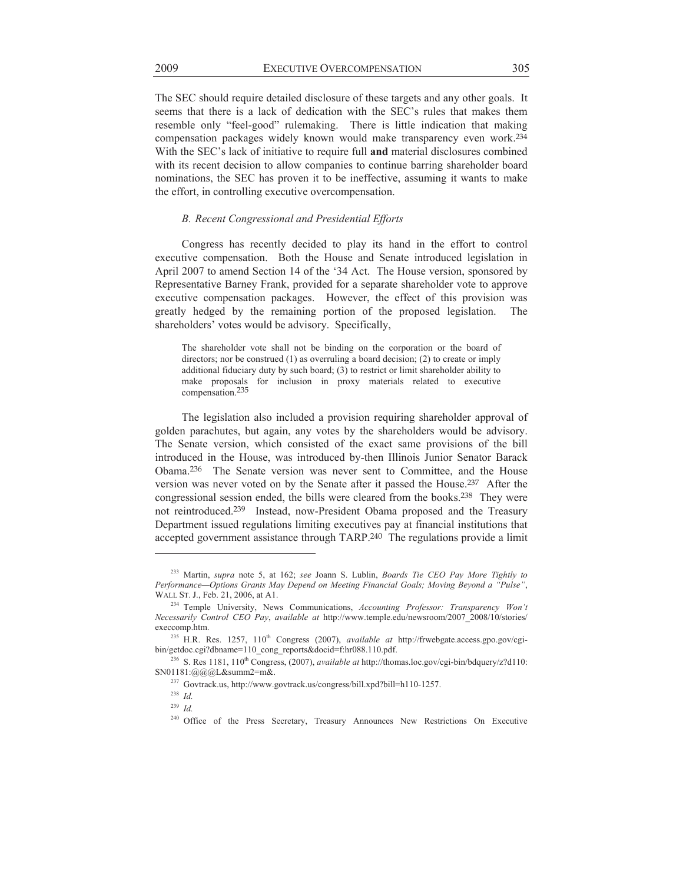The SEC should require detailed disclosure of these targets and any other goals. It seems that there is a lack of dedication with the SEC's rules that makes them resemble only "feel-good" rulemaking. There is little indication that making compensation packages widely known would make transparency even work.[234] With the SEC's lack of initiative to require full **and** material disclosures combined with its recent decision to allow companies to continue barring shareholder board nominations, the SEC has proven it to be ineffective, assuming it wants to make the effort, in controlling executive overcompensation.

### *B. Recent Congressional and Presidential Efforts*

Congress has recently decided to play its hand in the effort to control executive compensation. Both the House and Senate introduced legislation in April 2007 to amend Section 14 of the '34 Act. The House version, sponsored by Representative Barney Frank, provided for a separate shareholder vote to approve executive compensation packages. However, the effect of this provision was greatly hedged by the remaining portion of the proposed legislation. The shareholders' votes would be advisory. Specifically,

> The shareholder vote shall not be binding on the corporation or the board of directors; nor be construed (1) as overruling a board decision; (2) to create or imply additional fiduciary duty by such board; (3) to restrict or limit shareholder ability to make proposals for inclusion in proxy materials related to executive compensation.[235]

The legislation also included a provision requiring shareholder approval of golden parachutes, but again, any votes by the shareholders would be advisory. The Senate version, which consisted of the exact same provisions of the bill introduced in the House, was introduced by-then Illinois Junior Senator Barack Obama.[236] The Senate version was never sent to Committee, and the House version was never voted on by the Senate after it passed the House.[237] After the congressional session ended, the bills were cleared from the books.[238] They were not reintroduced.[239] Instead, now-President Obama proposed and the Treasury Department issued regulations limiting executives pay at financial institutions that accepted government assistance through TARP.[240] The regulations provide a limit

---

[233] Martin, *supra* note 5, at 162; *see* Joann S. Lublin, *Boards Tie CEO Pay More Tightly to Performance—Options Grants May Depend on Meeting Financial Goals; Moving Beyond a "Pulse"*, WALL ST. J., Feb. 21, 2006, at A1.

[234] Temple University, News Communications, *Accounting Professor: Transparency Won't Necessarily Control CEO Pay*, *available at* http://www.temple.edu/newsroom/2007_2008/10/stories/execcomp.htm.

[235] H.R. Res. 1257, 110th Congress (2007), *available at* http://frwebgate.access.gpo.gov/cgi-bin/getdoc.cgi?dbname=110_cong_reports&docid=f:hr088.110.pdf.

[236] S. Res 1181, 110th Congress, (2007), *available at* http://thomas.loc.gov/cgi-bin/bdquery/z?d110:SN01181:@@@L&summ2=m&.

[237] Govtrack.us, http://www.govtrack.us/congress/bill.xpd?bill=h110-1257.

[238] *Id.*

[239] *Id.*

[240] Office of the Press Secretary, Treasury Announces New Restrictions On Executive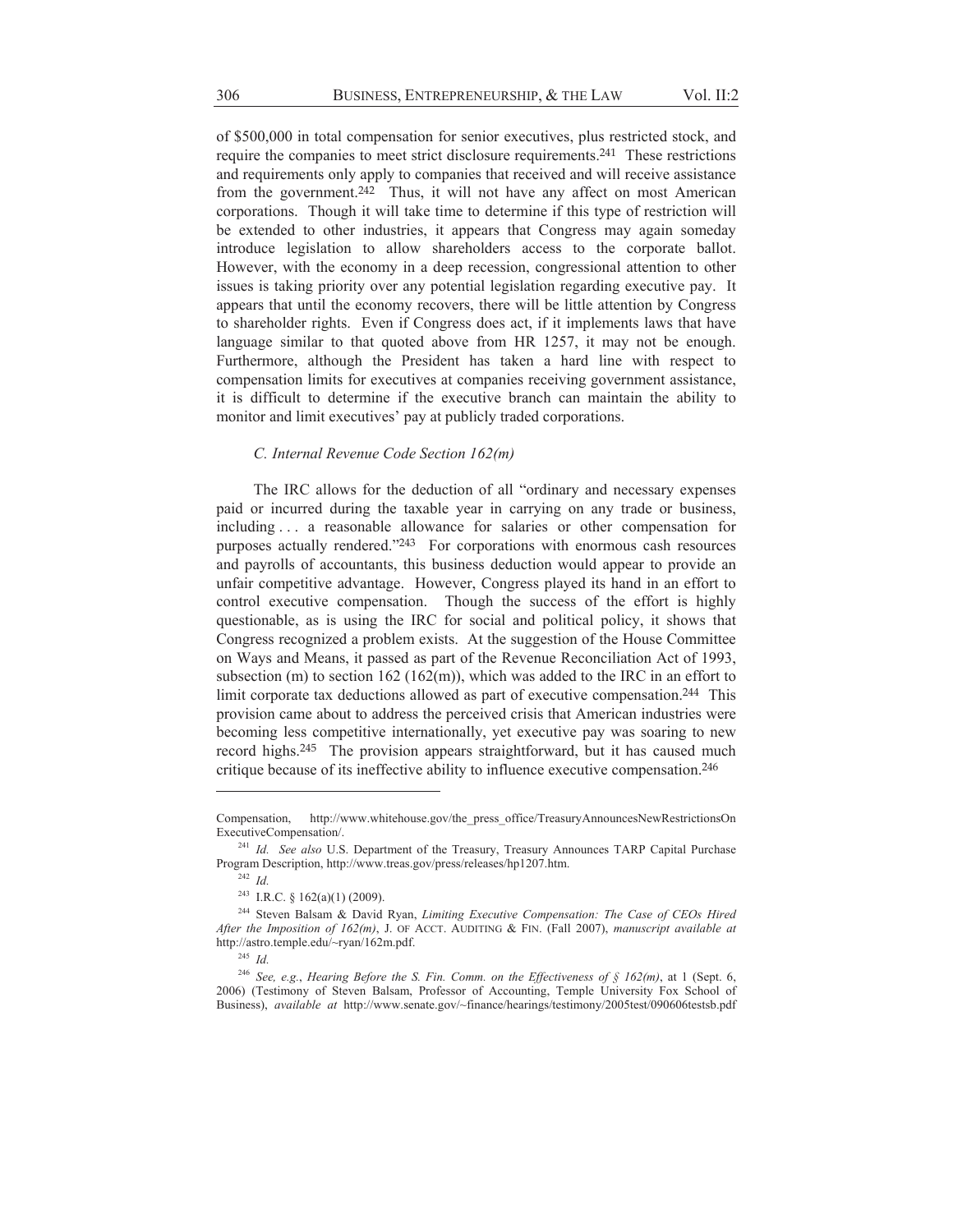of $500,000 in total compensation for senior executives, plus restricted stock, and require the companies to meet strict disclosure requirements.[241] These restrictions and requirements only apply to companies that received and will receive assistance from the government.[242] Thus, it will not have any affect on most American corporations. Though it will take time to determine if this type of restriction will be extended to other industries, it appears that Congress may again someday introduce legislation to allow shareholders access to the corporate ballot. However, with the economy in a deep recession, congressional attention to other issues is taking priority over any potential legislation regarding executive pay. It appears that until the economy recovers, there will be little attention by Congress to shareholder rights. Even if Congress does act, if it implements laws that have language similar to that quoted above from HR 1257, it may not be enough. Furthermore, although the President has taken a hard line with respect to compensation limits for executives at companies receiving government assistance, it is difficult to determine if the executive branch can maintain the ability to monitor and limit executives' pay at publicly traded corporations.

### *C. Internal Revenue Code Section 162(m)*

The IRC allows for the deduction of all "ordinary and necessary expenses paid or incurred during the taxable year in carrying on any trade or business, including . . . a reasonable allowance for salaries or other compensation for purposes actually rendered."[243] For corporations with enormous cash resources and payrolls of accountants, this business deduction would appear to provide an unfair competitive advantage. However, Congress played its hand in an effort to control executive compensation. Though the success of the effort is highly questionable, as is using the IRC for social and political policy, it shows that Congress recognized a problem exists. At the suggestion of the House Committee on Ways and Means, it passed as part of the Revenue Reconciliation Act of 1993, subsection (m) to section 162 (162(m)), which was added to the IRC in an effort to limit corporate tax deductions allowed as part of executive compensation.[244] This provision came about to address the perceived crisis that American industries were becoming less competitive internationally, yet executive pay was soaring to new record highs.[245] The provision appears straightforward, but it has caused much critique because of its ineffective ability to influence executive compensation.[246]

---

Compensation, http://www.whitehouse.gov/the_press_office/TreasuryAnnouncesNewRestrictionsOnExecutiveCompensation/.

[241] *Id. See also* U.S. Department of the Treasury, Treasury Announces TARP Capital Purchase Program Description, http://www.treas.gov/press/releases/hp1207.htm.

[242] *Id.*

[243] I.R.C. § 162(a)(1) (2009).

[244] Steven Balsam & David Ryan, *Limiting Executive Compensation: The Case of CEOs Hired After the Imposition of 162(m)*, J. OF ACCT. AUDITING & FIN. (Fall 2007), *manuscript available at* http://astro.temple.edu/~ryan/162m.pdf.

[245] *Id.*

[246] *See, e.g.*, *Hearing Before the S. Fin. Comm. on the Effectiveness of § 162(m)*, at 1 (Sept. 6, 2006) (Testimony of Steven Balsam, Professor of Accounting, Temple University Fox School of Business), *available at* http://www.senate.gov/~finance/hearings/testimony/2005test/090606testsb.pdf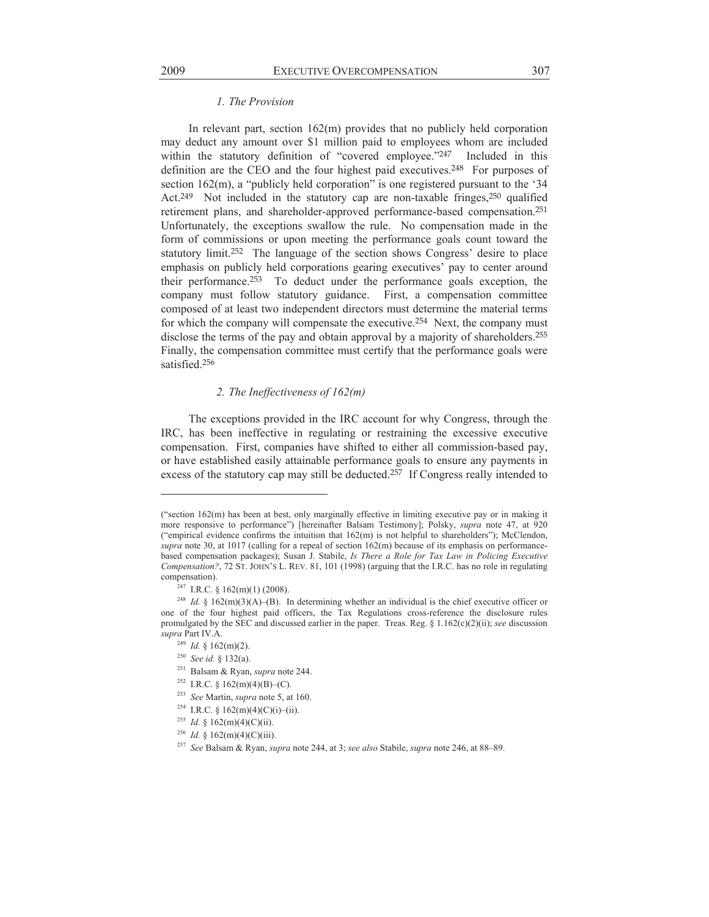### *1. The Provision*

In relevant part, section 162(m) provides that no publicly held corporation may deduct any amount over $1 million paid to employees whom are included within the statutory definition of "covered employee."[247] Included in this definition are the CEO and the four highest paid executives.[248] For purposes of section 162(m), a "publicly held corporation" is one registered pursuant to the '34 Act.[249] Not included in the statutory cap are non-taxable fringes,[250] qualified retirement plans, and shareholder-approved performance-based compensation.[251] Unfortunately, the exceptions swallow the rule. No compensation made in the form of commissions or upon meeting the performance goals count toward the statutory limit.[252] The language of the section shows Congress' desire to place emphasis on publicly held corporations gearing executives' pay to center around their performance.[253] To deduct under the performance goals exception, the company must follow statutory guidance. First, a compensation committee composed of at least two independent directors must determine the material terms for which the company will compensate the executive.[254] Next, the company must disclose the terms of the pay and obtain approval by a majority of shareholders.[255] Finally, the compensation committee must certify that the performance goals were satisfied.[256]

### *2. The Ineffectiveness of 162(m)*

The exceptions provided in the IRC account for why Congress, through the IRC, has been ineffective in regulating or restraining the excessive executive compensation. First, companies have shifted to either all commission-based pay, or have established easily attainable performance goals to ensure any payments in excess of the statutory cap may still be deducted.[257] If Congress really intended to

---

("section 162(m) has been at best, only marginally effective in limiting executive pay or in making it more responsive to performance") [hereinafter Balsam Testimony]; Polsky, *supra* note 47, at 920 ("empirical evidence confirms the intuition that 162(m) is not helpful to shareholders"); McClendon, *supra* note 30, at 1017 (calling for a repeal of section 162(m) because of its emphasis on performance-based compensation packages); Susan J. Stabile, *Is There a Role for Tax Law in Policing Executive Compensation?*, 72 ST. JOHN'S L. REV. 81, 101 (1998) (arguing that the I.R.C. has no role in regulating compensation).

[247] I.R.C. § 162(m)(1) (2008).

[248] *Id.* § 162(m)(3)(A)–(B). In determining whether an individual is the chief executive officer or one of the four highest paid officers, the Tax Regulations cross-reference the disclosure rules promulgated by the SEC and discussed earlier in the paper. Treas. Reg. § 1.162(c)(2)(ii); *see* discussion *supra* Part IV.A.

[249] *Id.* § 162(m)(2).

[250] *See id.* § 132(a).

[251] Balsam & Ryan, *supra* note 244.

[252] I.R.C. § 162(m)(4)(B)–(C).

[253] *See* Martin, *supra* note 5, at 160.

[254] I.R.C. § 162(m)(4)(C)(i)–(ii).

[255] *Id.* § 162(m)(4)(C)(ii).

[256] *Id.* § 162(m)(4)(C)(iii).

[257] *See* Balsam & Ryan, *supra* note 244, at 3; *see also* Stabile, *supra* note 246, at 88–89.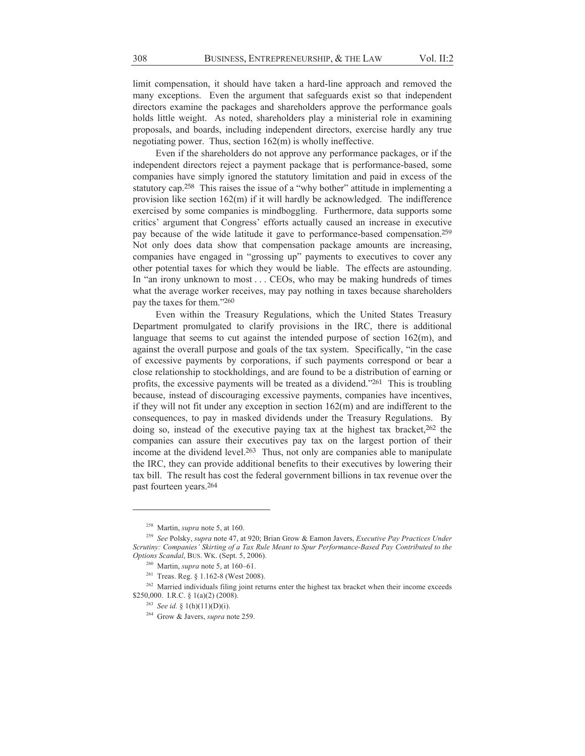limit compensation, it should have taken a hard-line approach and removed the many exceptions. Even the argument that safeguards exist so that independent directors examine the packages and shareholders approve the performance goals holds little weight. As noted, shareholders play a ministerial role in examining proposals, and boards, including independent directors, exercise hardly any true negotiating power. Thus, section 162(m) is wholly ineffective.

Even if the shareholders do not approve any performance packages, or if the independent directors reject a payment package that is performance-based, some companies have simply ignored the statutory limitation and paid in excess of the statutory cap.[258] This raises the issue of a "why bother" attitude in implementing a provision like section 162(m) if it will hardly be acknowledged. The indifference exercised by some companies is mindboggling. Furthermore, data supports some critics' argument that Congress' efforts actually caused an increase in executive pay because of the wide latitude it gave to performance-based compensation.[259] Not only does data show that compensation package amounts are increasing, companies have engaged in "grossing up" payments to executives to cover any other potential taxes for which they would be liable. The effects are astounding. In "an irony unknown to most . . . CEOs, who may be making hundreds of times what the average worker receives, may pay nothing in taxes because shareholders pay the taxes for them."[260]

Even within the Treasury Regulations, which the United States Treasury Department promulgated to clarify provisions in the IRC, there is additional language that seems to cut against the intended purpose of section 162(m), and against the overall purpose and goals of the tax system. Specifically, "in the case of excessive payments by corporations, if such payments correspond or bear a close relationship to stockholdings, and are found to be a distribution of earning or profits, the excessive payments will be treated as a dividend."[261] This is troubling because, instead of discouraging excessive payments, companies have incentives, if they will not fit under any exception in section 162(m) and are indifferent to the consequences, to pay in masked dividends under the Treasury Regulations. By doing so, instead of the executive paying tax at the highest tax bracket,[262] the companies can assure their executives pay tax on the largest portion of their income at the dividend level.[263] Thus, not only are companies able to manipulate the IRC, they can provide additional benefits to their executives by lowering their tax bill. The result has cost the federal government billions in tax revenue over the past fourteen years.[264]

---

[258] Martin, *supra* note 5, at 160.

[259] *See* Polsky, *supra* note 47, at 920; Brian Grow & Eamon Javers, *Executive Pay Practices Under Scrutiny: Companies' Skirting of a Tax Rule Meant to Spur Performance-Based Pay Contributed to the Options Scandal*, BUS. WK. (Sept. 5, 2006).

[260] Martin, *supra* note 5, at 160–61.

[261] Treas. Reg. § 1.162-8 (West 2008).

[262] Married individuals filing joint returns enter the highest tax bracket when their income exceeds $250,000. I.R.C. § 1(a)(2) (2008).

[263] *See id.* § 1(h)(11)(D)(i).

[264] Grow & Javers, *supra* note 259.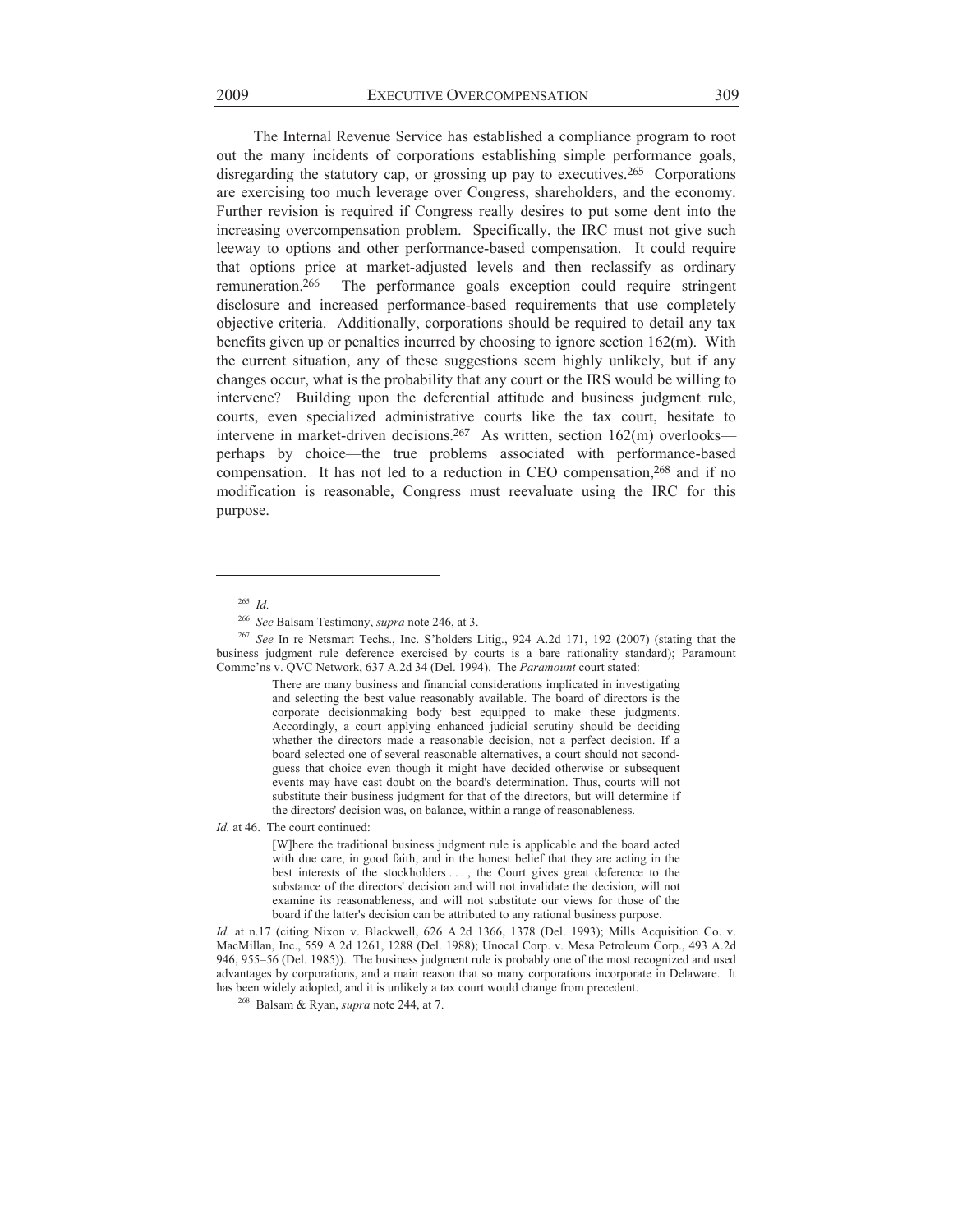The Internal Revenue Service has established a compliance program to root out the many incidents of corporations establishing simple performance goals, disregarding the statutory cap, or grossing up pay to executives.[265] Corporations are exercising too much leverage over Congress, shareholders, and the economy. Further revision is required if Congress really desires to put some dent into the increasing overcompensation problem. Specifically, the IRC must not give such leeway to options and other performance-based compensation. It could require that options price at market-adjusted levels and then reclassify as ordinary remuneration.[266] The performance goals exception could require stringent disclosure and increased performance-based requirements that use completely objective criteria. Additionally, corporations should be required to detail any tax benefits given up or penalties incurred by choosing to ignore section 162(m). With the current situation, any of these suggestions seem highly unlikely, but if any changes occur, what is the probability that any court or the IRS would be willing to intervene? Building upon the deferential attitude and business judgment rule, courts, even specialized administrative courts like the tax court, hesitate to intervene in market-driven decisions.[267] As written, section 162(m) overlooks—perhaps by choice—the true problems associated with performance-based compensation. It has not led to a reduction in CEO compensation,[268] and if no modification is reasonable, Congress must reevaluate using the IRC for this purpose.

---

[265] *Id.*

[266] *See* Balsam Testimony, *supra* note 246, at 3.

[267] *See* In re Netsmart Techs., Inc. S'holders Litig., 924 A.2d 171, 192 (2007) (stating that the business judgment rule deference exercised by courts is a bare rationality standard); Paramount Commc'ns v. QVC Network, 637 A.2d 34 (Del. 1994). The *Paramount* court stated:

> There are many business and financial considerations implicated in investigating and selecting the best value reasonably available. The board of directors is the corporate decisionmaking body best equipped to make these judgments. Accordingly, a court applying enhanced judicial scrutiny should be deciding whether the directors made a reasonable decision, not a perfect decision. If a board selected one of several reasonable alternatives, a court should not second-guess that choice even though it might have decided otherwise or subsequent events may have cast doubt on the board's determination. Thus, courts will not substitute their business judgment for that of the directors, but will determine if the directors' decision was, on balance, within a range of reasonableness.

*Id.* at 46. The court continued:

> [W]here the traditional business judgment rule is applicable and the board acted with due care, in good faith, and in the honest belief that they are acting in the best interests of the stockholders . . . , the Court gives great deference to the substance of the directors' decision and will not invalidate the decision, will not examine its reasonableness, and will not substitute our views for those of the board if the latter's decision can be attributed to any rational business purpose.

*Id.* at n.17 (citing Nixon v. Blackwell, 626 A.2d 1366, 1378 (Del. 1993); Mills Acquisition Co. v. MacMillan, Inc., 559 A.2d 1261, 1288 (Del. 1988); Unocal Corp. v. Mesa Petroleum Corp., 493 A.2d 946, 955–56 (Del. 1985)). The business judgment rule is probably one of the most recognized and used advantages by corporations, and a main reason that so many corporations incorporate in Delaware. It has been widely adopted, and it is unlikely a tax court would change from precedent.

[268] Balsam & Ryan, *supra* note 244, at 7.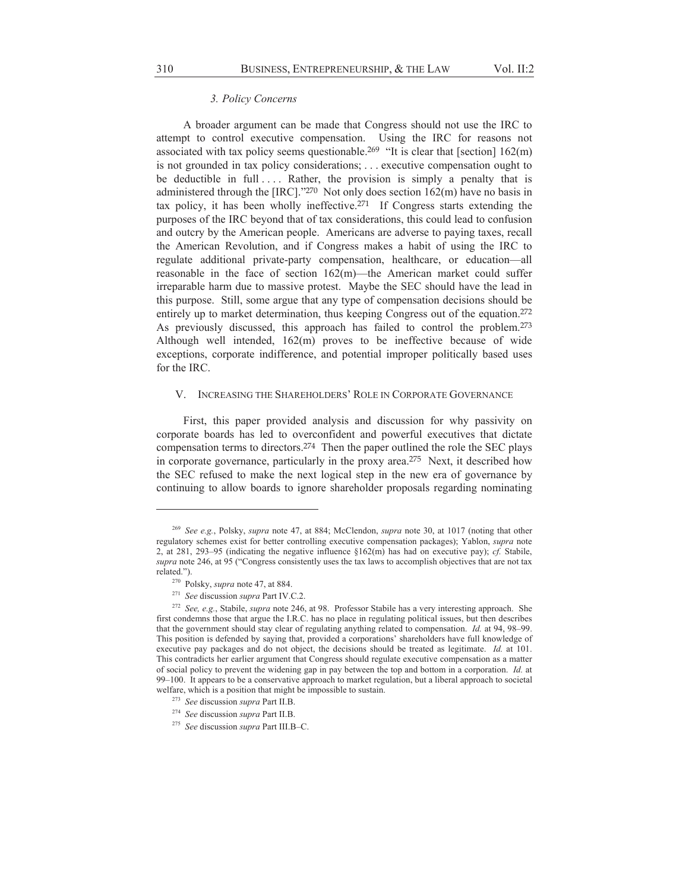### 3. Policy Concerns

A broader argument can be made that Congress should not use the IRC to attempt to control executive compensation. Using the IRC for reasons not associated with tax policy seems questionable.[269] "It is clear that [section] 162(m) is not grounded in tax policy considerations; . . . executive compensation ought to be deductible in full . . . . Rather, the provision is simply a penalty that is administered through the [IRC]."[270] Not only does section 162(m) have no basis in tax policy, it has been wholly ineffective.[271] If Congress starts extending the purposes of the IRC beyond that of tax considerations, this could lead to confusion and outcry by the American people. Americans are adverse to paying taxes, recall the American Revolution, and if Congress makes a habit of using the IRC to regulate additional private-party compensation, healthcare, or education—all reasonable in the face of section 162(m)—the American market could suffer irreparable harm due to massive protest. Maybe the SEC should have the lead in this purpose. Still, some argue that any type of compensation decisions should be entirely up to market determination, thus keeping Congress out of the equation.[272] As previously discussed, this approach has failed to control the problem.[273] Although well intended, 162(m) proves to be ineffective because of wide exceptions, corporate indifference, and potential improper politically based uses for the IRC.

## V. Increasing the Shareholders' Role in Corporate Governance

First, this paper provided analysis and discussion for why passivity on corporate boards has led to overconfident and powerful executives that dictate compensation terms to directors.[274] Then the paper outlined the role the SEC plays in corporate governance, particularly in the proxy area.[275] Next, it described how the SEC refused to make the next logical step in the new era of governance by continuing to allow boards to ignore shareholder proposals regarding nominating

---

[269] *See e.g.*, Polsky, *supra* note 47, at 884; McClendon, *supra* note 30, at 1017 (noting that other regulatory schemes exist for better controlling executive compensation packages); Yablon, *supra* note 2, at 281, 293–95 (indicating the negative influence §162(m) has had on executive pay); *cf.* Stabile, *supra* note 246, at 95 ("Congress consistently uses the tax laws to accomplish objectives that are not tax related.").

[270] Polsky, *supra* note 47, at 884.

[271] *See* discussion *supra* Part IV.C.2.

[272] *See, e.g.*, Stabile, *supra* note 246, at 98. Professor Stabile has a very interesting approach. She first condemns those that argue the I.R.C. has no place in regulating political issues, but then describes that the government should stay clear of regulating anything related to compensation. *Id.* at 94, 98–99. This position is defended by saying that, provided a corporations' shareholders have full knowledge of executive pay packages and do not object, the decisions should be treated as legitimate. *Id.* at 101. This contradicts her earlier argument that Congress should regulate executive compensation as a matter of social policy to prevent the widening gap in pay between the top and bottom in a corporation. *Id.* at 99–100. It appears to be a conservative approach to market regulation, but a liberal approach to societal welfare, which is a position that might be impossible to sustain.

[273] *See* discussion *supra* Part II.B.

[274] *See* discussion *supra* Part II.B.

[275] *See* discussion *supra* Part III.B–C.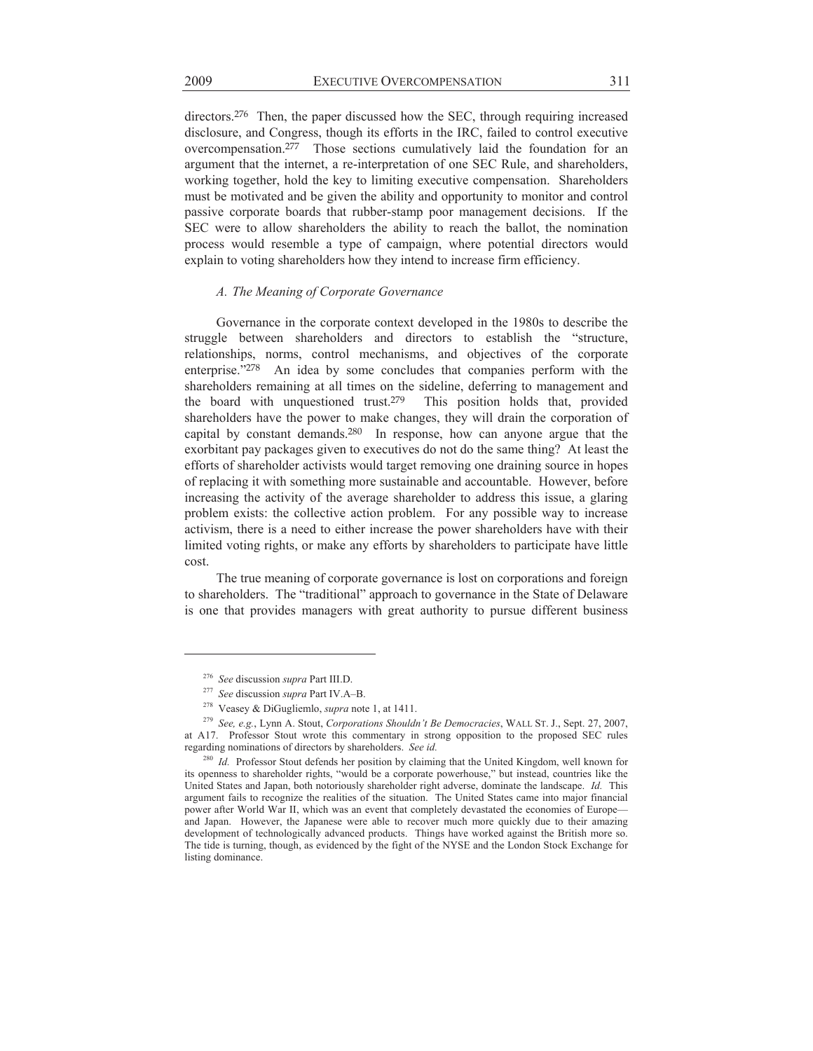directors.[276] Then, the paper discussed how the SEC, through requiring increased disclosure, and Congress, though its efforts in the IRC, failed to control executive overcompensation.[277] Those sections cumulatively laid the foundation for an argument that the internet, a re-interpretation of one SEC Rule, and shareholders, working together, hold the key to limiting executive compensation. Shareholders must be motivated and be given the ability and opportunity to monitor and control passive corporate boards that rubber-stamp poor management decisions. If the SEC were to allow shareholders the ability to reach the ballot, the nomination process would resemble a type of campaign, where potential directors would explain to voting shareholders how they intend to increase firm efficiency.

### *A. The Meaning of Corporate Governance*

Governance in the corporate context developed in the 1980s to describe the struggle between shareholders and directors to establish the "structure, relationships, norms, control mechanisms, and objectives of the corporate enterprise."[278] An idea by some concludes that companies perform with the shareholders remaining at all times on the sideline, deferring to management and the board with unquestioned trust.[279] This position holds that, provided shareholders have the power to make changes, they will drain the corporation of capital by constant demands.[280] In response, how can anyone argue that the exorbitant pay packages given to executives do not do the same thing? At least the efforts of shareholder activists would target removing one draining source in hopes of replacing it with something more sustainable and accountable. However, before increasing the activity of the average shareholder to address this issue, a glaring problem exists: the collective action problem. For any possible way to increase activism, there is a need to either increase the power shareholders have with their limited voting rights, or make any efforts by shareholders to participate have little cost.

The true meaning of corporate governance is lost on corporations and foreign to shareholders. The "traditional" approach to governance in the State of Delaware is one that provides managers with great authority to pursue different business

---

[276] *See* discussion *supra* Part III.D.

[277] *See* discussion *supra* Part IV.A–B.

[278] Veasey & DiGugliemlo, *supra* note 1, at 1411.

[279] *See, e.g.*, Lynn A. Stout, *Corporations Shouldn't Be Democracies*, WALL ST. J., Sept. 27, 2007, at A17. Professor Stout wrote this commentary in strong opposition to the proposed SEC rules regarding nominations of directors by shareholders. *See id.*

[280] *Id.* Professor Stout defends her position by claiming that the United Kingdom, well known for its openness to shareholder rights, "would be a corporate powerhouse," but instead, countries like the United States and Japan, both notoriously shareholder right adverse, dominate the landscape. *Id.* This argument fails to recognize the realities of the situation. The United States came into major financial power after World War II, which was an event that completely devastated the economies of Europe—and Japan. However, the Japanese were able to recover much more quickly due to their amazing development of technologically advanced products. Things have worked against the British more so. The tide is turning, though, as evidenced by the fight of the NYSE and the London Stock Exchange for listing dominance.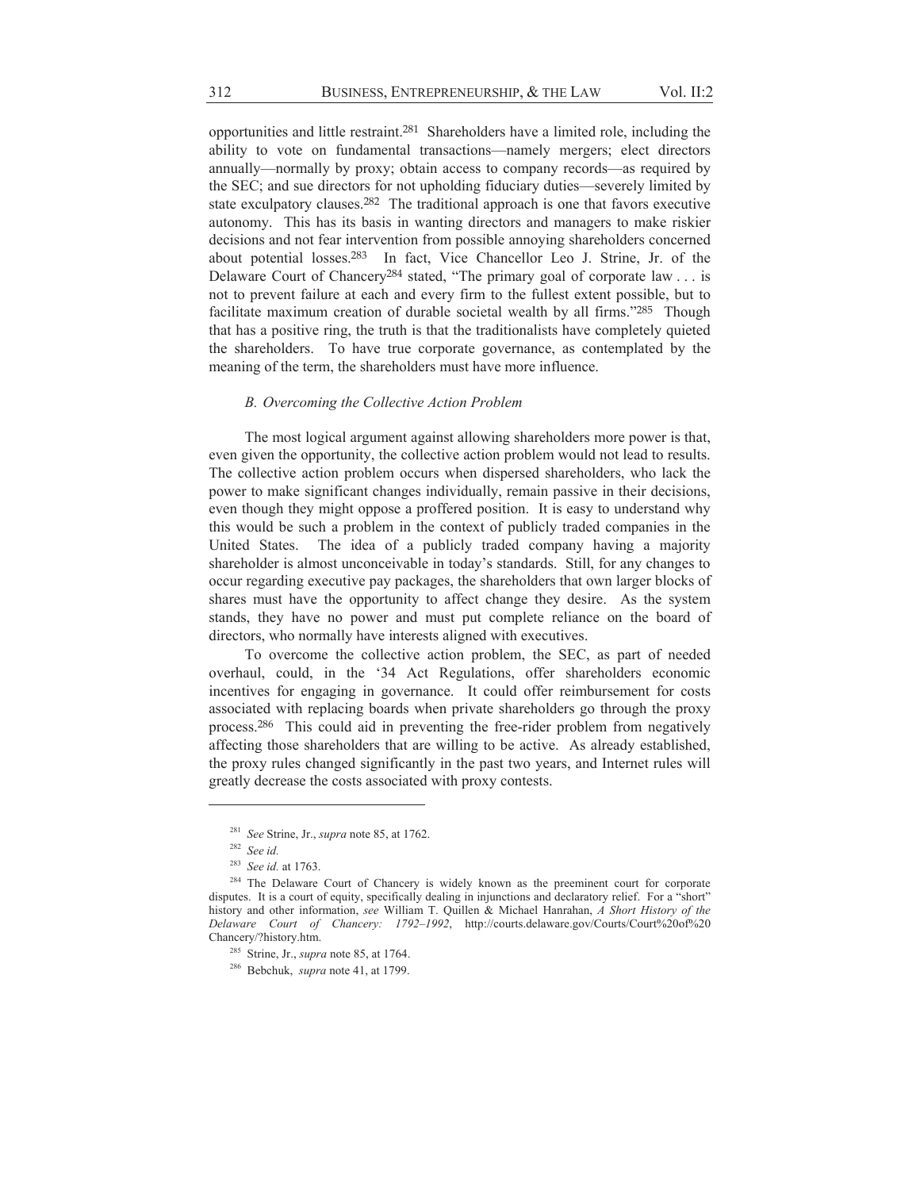opportunities and little restraint.[281] Shareholders have a limited role, including the ability to vote on fundamental transactions—namely mergers; elect directors annually—normally by proxy; obtain access to company records—as required by the SEC; and sue directors for not upholding fiduciary duties—severely limited by state exculpatory clauses.[282] The traditional approach is one that favors executive autonomy. This has its basis in wanting directors and managers to make riskier decisions and not fear intervention from possible annoying shareholders concerned about potential losses.[283] In fact, Vice Chancellor Leo J. Strine, Jr. of the Delaware Court of Chancery[284] stated, "The primary goal of corporate law . . . is not to prevent failure at each and every firm to the fullest extent possible, but to facilitate maximum creation of durable societal wealth by all firms."[285] Though that has a positive ring, the truth is that the traditionalists have completely quieted the shareholders. To have true corporate governance, as contemplated by the meaning of the term, the shareholders must have more influence.

### *B. Overcoming the Collective Action Problem*

The most logical argument against allowing shareholders more power is that, even given the opportunity, the collective action problem would not lead to results. The collective action problem occurs when dispersed shareholders, who lack the power to make significant changes individually, remain passive in their decisions, even though they might oppose a proffered position. It is easy to understand why this would be such a problem in the context of publicly traded companies in the United States. The idea of a publicly traded company having a majority shareholder is almost unconceivable in today's standards. Still, for any changes to occur regarding executive pay packages, the shareholders that own larger blocks of shares must have the opportunity to affect change they desire. As the system stands, they have no power and must put complete reliance on the board of directors, who normally have interests aligned with executives.

To overcome the collective action problem, the SEC, as part of needed overhaul, could, in the '34 Act Regulations, offer shareholders economic incentives for engaging in governance. It could offer reimbursement for costs associated with replacing boards when private shareholders go through the proxy process.[286] This could aid in preventing the free-rider problem from negatively affecting those shareholders that are willing to be active. As already established, the proxy rules changed significantly in the past two years, and Internet rules will greatly decrease the costs associated with proxy contests.

---

[281] *See* Strine, Jr., *supra* note 85, at 1762.

[282] *See id.*

[283] *See id.* at 1763.

[284] The Delaware Court of Chancery is widely known as the preeminent court for corporate disputes. It is a court of equity, specifically dealing in injunctions and declaratory relief. For a "short" history and other information, *see* William T. Quillen & Michael Hanrahan, *A Short History of the Delaware Court of Chancery: 1792–1992*, http://courts.delaware.gov/Courts/Court%20of%20Chancery/?history.htm.

[285] Strine, Jr., *supra* note 85, at 1764.

[286] Bebchuk, *supra* note 41, at 1799.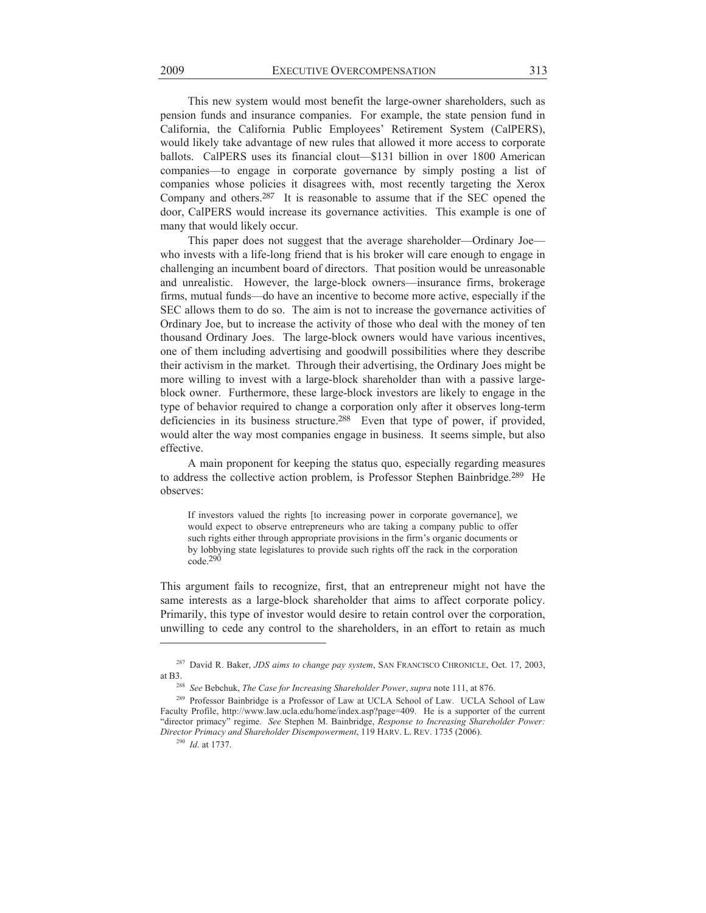This new system would most benefit the large-owner shareholders, such as pension funds and insurance companies. For example, the state pension fund in California, the California Public Employees' Retirement System (CalPERS), would likely take advantage of new rules that allowed it more access to corporate ballots. CalPERS uses its financial clout—$131 billion in over 1800 American companies—to engage in corporate governance by simply posting a list of companies whose policies it disagrees with, most recently targeting the Xerox Company and others.[287] It is reasonable to assume that if the SEC opened the door, CalPERS would increase its governance activities. This example is one of many that would likely occur.

This paper does not suggest that the average shareholder—Ordinary Joe—who invests with a life-long friend that is his broker will care enough to engage in challenging an incumbent board of directors. That position would be unreasonable and unrealistic. However, the large-block owners—insurance firms, brokerage firms, mutual funds—do have an incentive to become more active, especially if the SEC allows them to do so. The aim is not to increase the governance activities of Ordinary Joe, but to increase the activity of those who deal with the money of ten thousand Ordinary Joes. The large-block owners would have various incentives, one of them including advertising and goodwill possibilities where they describe their activism in the market. Through their advertising, the Ordinary Joes might be more willing to invest with a large-block shareholder than with a passive large-block owner. Furthermore, these large-block investors are likely to engage in the type of behavior required to change a corporation only after it observes long-term deficiencies in its business structure.[288] Even that type of power, if provided, would alter the way most companies engage in business. It seems simple, but also effective.

A main proponent for keeping the status quo, especially regarding measures to address the collective action problem, is Professor Stephen Bainbridge.[289] He observes:

> If investors valued the rights [to increasing power in corporate governance], we would expect to observe entrepreneurs who are taking a company public to offer such rights either through appropriate provisions in the firm's organic documents or by lobbying state legislatures to provide such rights off the rack in the corporation code.[290]

This argument fails to recognize, first, that an entrepreneur might not have the same interests as a large-block shareholder that aims to affect corporate policy. Primarily, this type of investor would desire to retain control over the corporation, unwilling to cede any control to the shareholders, in an effort to retain as much

---

[287] David R. Baker, *JDS aims to change pay system*, SAN FRANCISCO CHRONICLE, Oct. 17, 2003, at B3.

[288] *See* Bebchuk, *The Case for Increasing Shareholder Power*, *supra* note 111, at 876.

[289] Professor Bainbridge is a Professor of Law at UCLA School of Law. UCLA School of Law Faculty Profile, http://www.law.ucla.edu/home/index.asp?page=409. He is a supporter of the current "director primacy" regime. *See* Stephen M. Bainbridge, *Response to Increasing Shareholder Power: Director Primacy and Shareholder Disempowerment*, 119 HARV. L. REV. 1735 (2006).

[290] *Id.* at 1737.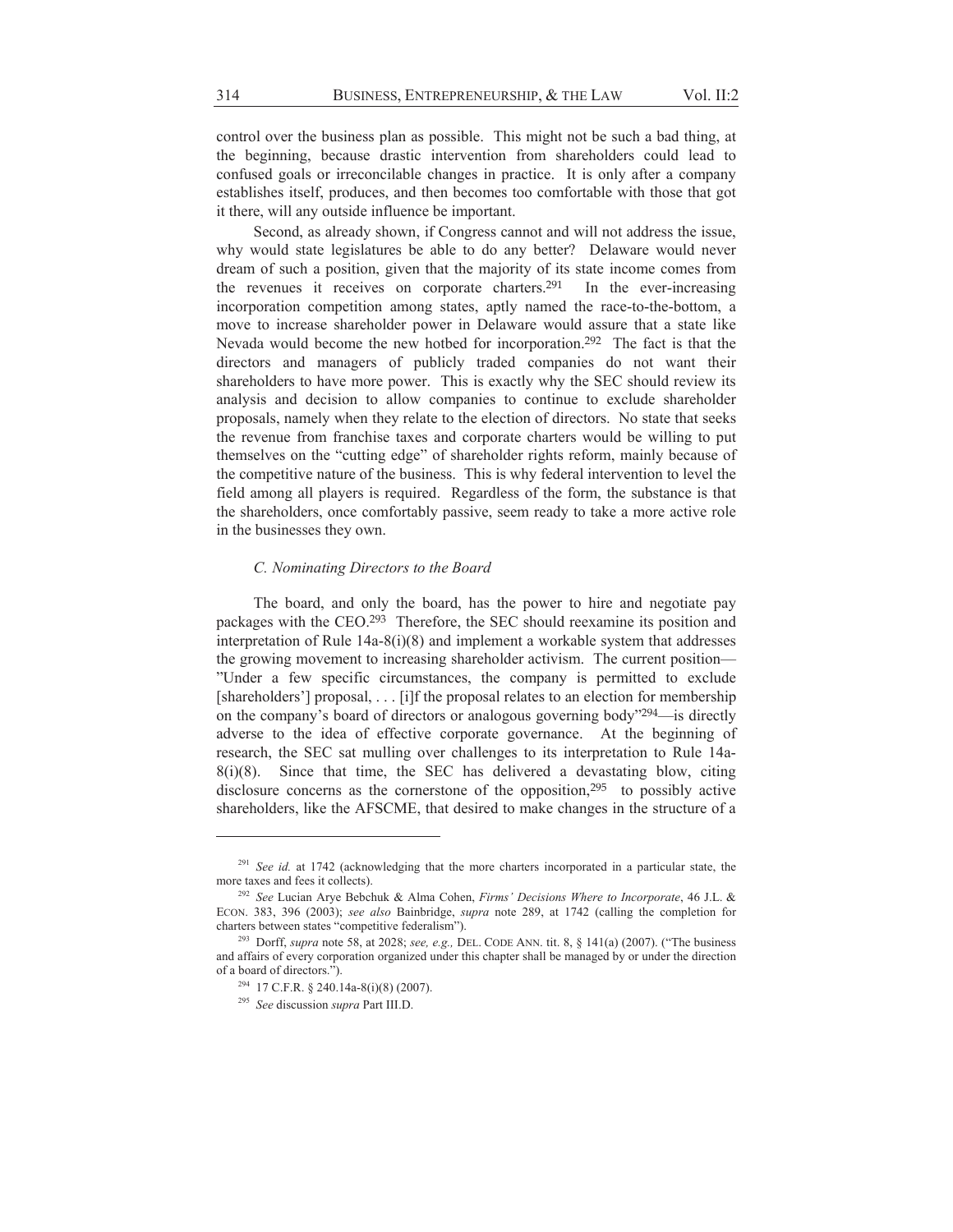control over the business plan as possible. This might not be such a bad thing, at the beginning, because drastic intervention from shareholders could lead to confused goals or irreconcilable changes in practice. It is only after a company establishes itself, produces, and then becomes too comfortable with those that got it there, will any outside influence be important.

Second, as already shown, if Congress cannot and will not address the issue, why would state legislatures be able to do any better? Delaware would never dream of such a position, given that the majority of its state income comes from the revenues it receives on corporate charters.[291] In the ever-increasing incorporation competition among states, aptly named the race-to-the-bottom, a move to increase shareholder power in Delaware would assure that a state like Nevada would become the new hotbed for incorporation.[292] The fact is that the directors and managers of publicly traded companies do not want their shareholders to have more power. This is exactly why the SEC should review its analysis and decision to allow companies to continue to exclude shareholder proposals, namely when they relate to the election of directors. No state that seeks the revenue from franchise taxes and corporate charters would be willing to put themselves on the "cutting edge" of shareholder rights reform, mainly because of the competitive nature of the business. This is why federal intervention to level the field among all players is required. Regardless of the form, the substance is that the shareholders, once comfortably passive, seem ready to take a more active role in the businesses they own.

### *C. Nominating Directors to the Board*

The board, and only the board, has the power to hire and negotiate pay packages with the CEO.[293] Therefore, the SEC should reexamine its position and interpretation of Rule 14a-8(i)(8) and implement a workable system that addresses the growing movement to increasing shareholder activism. The current position—"Under a few specific circumstances, the company is permitted to exclude [shareholders'] proposal, . . . [i]f the proposal relates to an election for membership on the company's board of directors or analogous governing body"[294]—is directly adverse to the idea of effective corporate governance. At the beginning of research, the SEC sat mulling over challenges to its interpretation to Rule 14a-8(i)(8). Since that time, the SEC has delivered a devastating blow, citing disclosure concerns as the cornerstone of the opposition,[295] to possibly active shareholders, like the AFSCME, that desired to make changes in the structure of a

---

[291] *See id.* at 1742 (acknowledging that the more charters incorporated in a particular state, the more taxes and fees it collects).

[292] *See* Lucian Arye Bebchuk & Alma Cohen, *Firms' Decisions Where to Incorporate*, 46 J.L. & ECON. 383, 396 (2003); *see also* Bainbridge, *supra* note 289, at 1742 (calling the completion for charters between states "competitive federalism").

[293] Dorff, *supra* note 58, at 2028; *see, e.g.,* DEL. CODE ANN. tit. 8, § 141(a) (2007). ("The business and affairs of every corporation organized under this chapter shall be managed by or under the direction of a board of directors.").

[294] 17 C.F.R. § 240.14a-8(i)(8) (2007).

[295] *See* discussion *supra* Part III.D.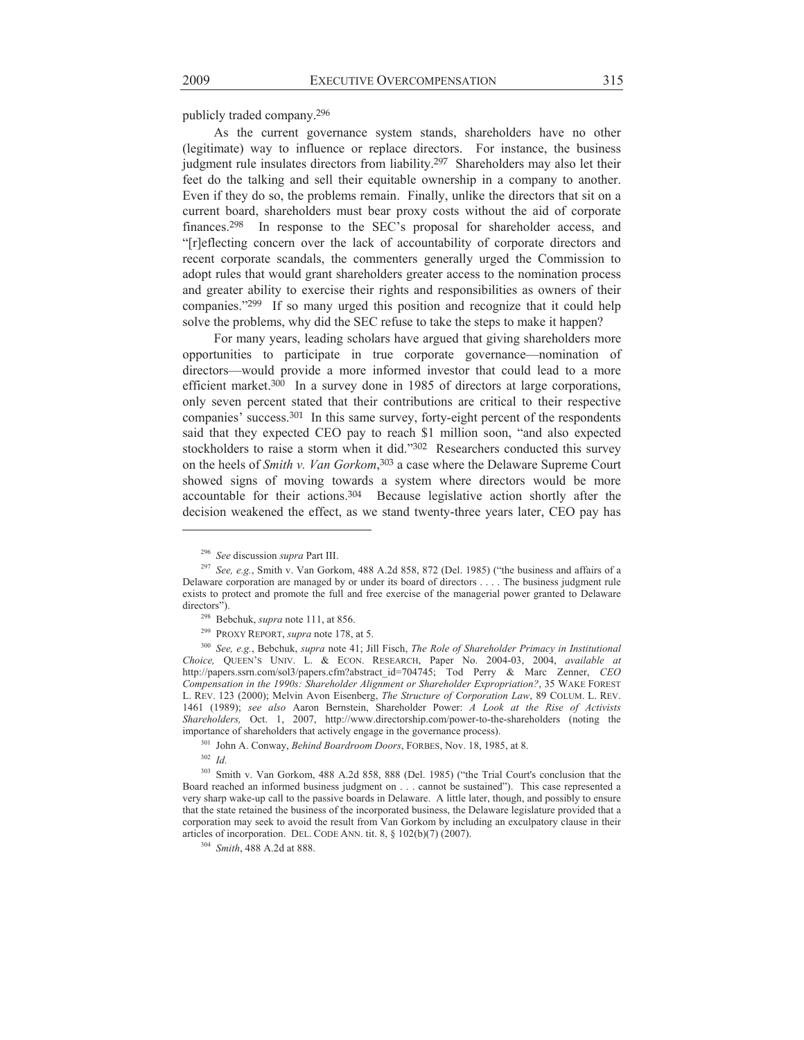publicly traded company.[296]

As the current governance system stands, shareholders have no other (legitimate) way to influence or replace directors. For instance, the business judgment rule insulates directors from liability.[297] Shareholders may also let their feet do the talking and sell their equitable ownership in a company to another. Even if they do so, the problems remain. Finally, unlike the directors that sit on a current board, shareholders must bear proxy costs without the aid of corporate finances.[298] In response to the SEC's proposal for shareholder access, and "[r]eflecting concern over the lack of accountability of corporate directors and recent corporate scandals, the commenters generally urged the Commission to adopt rules that would grant shareholders greater access to the nomination process and greater ability to exercise their rights and responsibilities as owners of their companies."[299] If so many urged this position and recognize that it could help solve the problems, why did the SEC refuse to take the steps to make it happen?

For many years, leading scholars have argued that giving shareholders more opportunities to participate in true corporate governance—nomination of directors—would provide a more informed investor that could lead to a more efficient market.[300] In a survey done in 1985 of directors at large corporations, only seven percent stated that their contributions are critical to their respective companies' success.[301] In this same survey, forty-eight percent of the respondents said that they expected CEO pay to reach $1 million soon, "and also expected stockholders to raise a storm when it did."[302] Researchers conducted this survey on the heels of *Smith v. Van Gorkom*,[303] a case where the Delaware Supreme Court showed signs of moving towards a system where directors would be more accountable for their actions.[304] Because legislative action shortly after the decision weakened the effect, as we stand twenty-three years later, CEO pay has

---

[296] *See* discussion *supra* Part III.

[297] *See, e.g.*, Smith v. Van Gorkom, 488 A.2d 858, 872 (Del. 1985) ("the business and affairs of a Delaware corporation are managed by or under its board of directors . . . . The business judgment rule exists to protect and promote the full and free exercise of the managerial power granted to Delaware directors").

[298] Bebchuk, *supra* note 111, at 856.

[299] PROXY REPORT, *supra* note 178, at 5.

[300] *See, e.g.*, Bebchuk, *supra* note 41; Jill Fisch, *The Role of Shareholder Primacy in Institutional Choice,* QUEEN'S UNIV. L. & ECON. RESEARCH, Paper No. 2004-03, 2004, *available at* http://papers.ssrn.com/sol3/papers.cfm?abstract_id=704745; Tod Perry & Marc Zenner, *CEO Compensation in the 1990s: Shareholder Alignment or Shareholder Expropriation?*, 35 WAKE FOREST L. REV. 123 (2000); Melvin Avon Eisenberg, *The Structure of Corporation Law*, 89 COLUM. L. REV. 1461 (1989); *see also* Aaron Bernstein, Shareholder Power: *A Look at the Rise of Activists Shareholders,* Oct. 1, 2007, http://www.directorship.com/power-to-the-shareholders (noting the importance of shareholders that actively engage in the governance process).

[301] John A. Conway, *Behind Boardroom Doors*, FORBES, Nov. 18, 1985, at 8.

[302] *Id.*

[303] Smith v. Van Gorkom, 488 A.2d 858, 888 (Del. 1985) ("the Trial Court's conclusion that the Board reached an informed business judgment on . . . cannot be sustained"). This case represented a very sharp wake-up call to the passive boards in Delaware. A little later, though, and possibly to ensure that the state retained the business of the incorporated business, the Delaware legislature provided that a corporation may seek to avoid the result from Van Gorkom by including an exculpatory clause in their articles of incorporation. DEL. CODE ANN. tit. 8, § 102(b)(7) (2007).

[304] *Smith*, 488 A.2d at 888.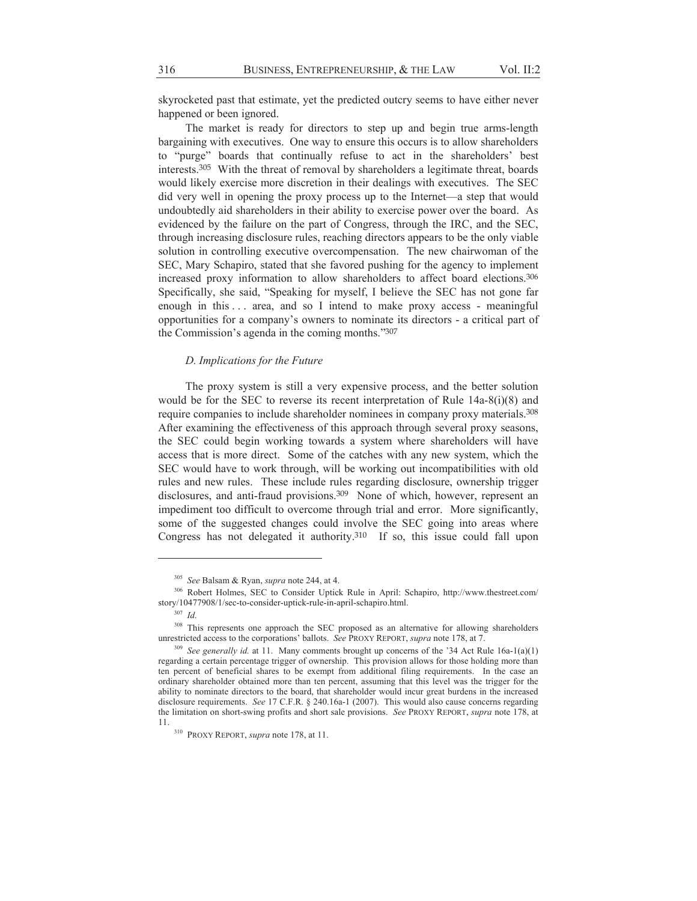skyrocketed past that estimate, yet the predicted outcry seems to have either never happened or been ignored.

The market is ready for directors to step up and begin true arms-length bargaining with executives. One way to ensure this occurs is to allow shareholders to "purge" boards that continually refuse to act in the shareholders' best interests.[305] With the threat of removal by shareholders a legitimate threat, boards would likely exercise more discretion in their dealings with executives. The SEC did very well in opening the proxy process up to the Internet—a step that would undoubtedly aid shareholders in their ability to exercise power over the board. As evidenced by the failure on the part of Congress, through the IRC, and the SEC, through increasing disclosure rules, reaching directors appears to be the only viable solution in controlling executive overcompensation. The new chairwoman of the SEC, Mary Schapiro, stated that she favored pushing for the agency to implement increased proxy information to allow shareholders to affect board elections.[306] Specifically, she said, "Speaking for myself, I believe the SEC has not gone far enough in this . . . area, and so I intend to make proxy access - meaningful opportunities for a company's owners to nominate its directors - a critical part of the Commission's agenda in the coming months."[307]

### *D. Implications for the Future*

The proxy system is still a very expensive process, and the better solution would be for the SEC to reverse its recent interpretation of Rule 14a-8(i)(8) and require companies to include shareholder nominees in company proxy materials.[308] After examining the effectiveness of this approach through several proxy seasons, the SEC could begin working towards a system where shareholders will have access that is more direct. Some of the catches with any new system, which the SEC would have to work through, will be working out incompatibilities with old rules and new rules. These include rules regarding disclosure, ownership trigger disclosures, and anti-fraud provisions.[309] None of which, however, represent an impediment too difficult to overcome through trial and error. More significantly, some of the suggested changes could involve the SEC going into areas where Congress has not delegated it authority.[310] If so, this issue could fall upon

---

[305] *See* Balsam & Ryan, *supra* note 244, at 4.

[306] Robert Holmes, SEC to Consider Uptick Rule in April: Schapiro, http://www.thestreet.com/story/10477908/1/sec-to-consider-uptick-rule-in-april-schapiro.html.

[307] *Id.*

[308] This represents one approach the SEC proposed as an alternative for allowing shareholders unrestricted access to the corporations' ballots. *See* PROXY REPORT, *supra* note 178, at 7.

[309] *See generally id.* at 11. Many comments brought up concerns of the '34 Act Rule 16a-1(a)(1) regarding a certain percentage trigger of ownership. This provision allows for those holding more than ten percent of beneficial shares to be exempt from additional filing requirements. In the case an ordinary shareholder obtained more than ten percent, assuming that this level was the trigger for the ability to nominate directors to the board, that shareholder would incur great burdens in the increased disclosure requirements. *See* 17 C.F.R. § 240.16a-1 (2007). This would also cause concerns regarding the limitation on short-swing profits and short sale provisions. *See* PROXY REPORT, *supra* note 178, at 11.

[310] PROXY REPORT, *supra* note 178, at 11.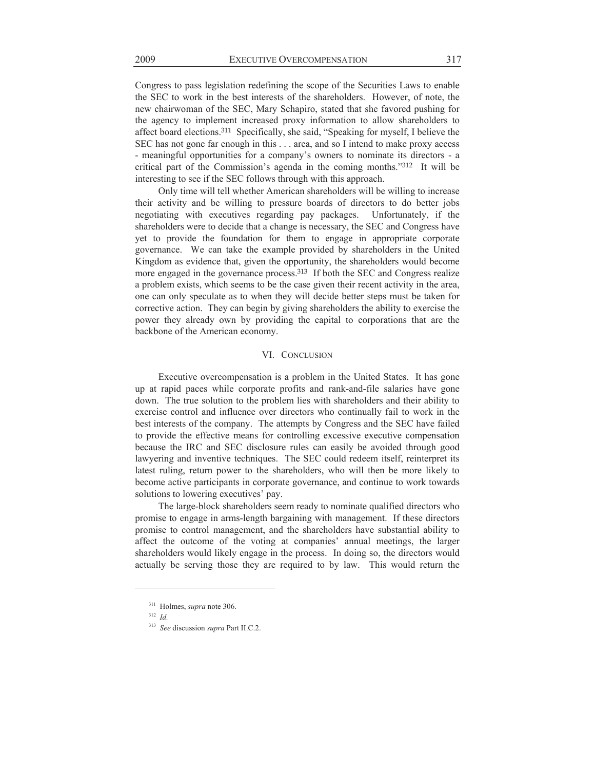Congress to pass legislation redefining the scope of the Securities Laws to enable the SEC to work in the best interests of the shareholders. However, of note, the new chairwoman of the SEC, Mary Schapiro, stated that she favored pushing for the agency to implement increased proxy information to allow shareholders to affect board elections.[311] Specifically, she said, "Speaking for myself, I believe the SEC has not gone far enough in this . . . area, and so I intend to make proxy access - meaningful opportunities for a company's owners to nominate its directors - a critical part of the Commission's agenda in the coming months."[312] It will be interesting to see if the SEC follows through with this approach.

Only time will tell whether American shareholders will be willing to increase their activity and be willing to pressure boards of directors to do better jobs negotiating with executives regarding pay packages. Unfortunately, if the shareholders were to decide that a change is necessary, the SEC and Congress have yet to provide the foundation for them to engage in appropriate corporate governance. We can take the example provided by shareholders in the United Kingdom as evidence that, given the opportunity, the shareholders would become more engaged in the governance process.[313] If both the SEC and Congress realize a problem exists, which seems to be the case given their recent activity in the area, one can only speculate as to when they will decide better steps must be taken for corrective action. They can begin by giving shareholders the ability to exercise the power they already own by providing the capital to corporations that are the backbone of the American economy.

## VI. CONCLUSION

Executive overcompensation is a problem in the United States. It has gone up at rapid paces while corporate profits and rank-and-file salaries have gone down. The true solution to the problem lies with shareholders and their ability to exercise control and influence over directors who continually fail to work in the best interests of the company. The attempts by Congress and the SEC have failed to provide the effective means for controlling excessive executive compensation because the IRC and SEC disclosure rules can easily be avoided through good lawyering and inventive techniques. The SEC could redeem itself, reinterpret its latest ruling, return power to the shareholders, who will then be more likely to become active participants in corporate governance, and continue to work towards solutions to lowering executives' pay.

The large-block shareholders seem ready to nominate qualified directors who promise to engage in arms-length bargaining with management. If these directors promise to control management, and the shareholders have substantial ability to affect the outcome of the voting at companies' annual meetings, the larger shareholders would likely engage in the process. In doing so, the directors would actually be serving those they are required to by law. This would return the

---

[311] Holmes, *supra* note 306.

[312] *Id.*

[313] *See* discussion *supra* Part II.C.2.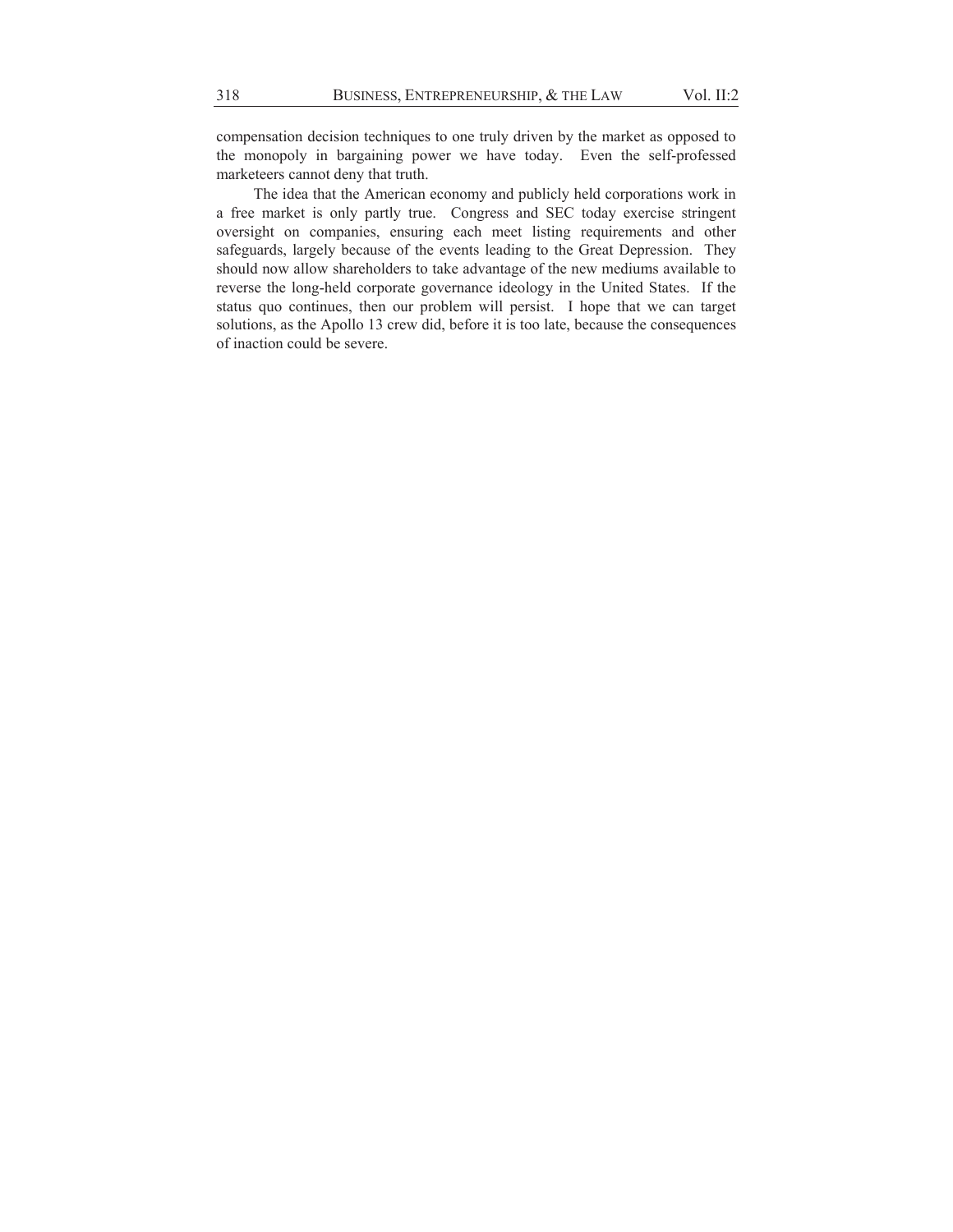compensation decision techniques to one truly driven by the market as opposed to the monopoly in bargaining power we have today. Even the self-professed marketeers cannot deny that truth.

The idea that the American economy and publicly held corporations work in a free market is only partly true. Congress and SEC today exercise stringent oversight on companies, ensuring each meet listing requirements and other safeguards, largely because of the events leading to the Great Depression. They should now allow shareholders to take advantage of the new mediums available to reverse the long-held corporate governance ideology in the United States. If the status quo continues, then our problem will persist. I hope that we can target solutions, as the Apollo 13 crew did, before it is too late, because the consequences of inaction could be severe.